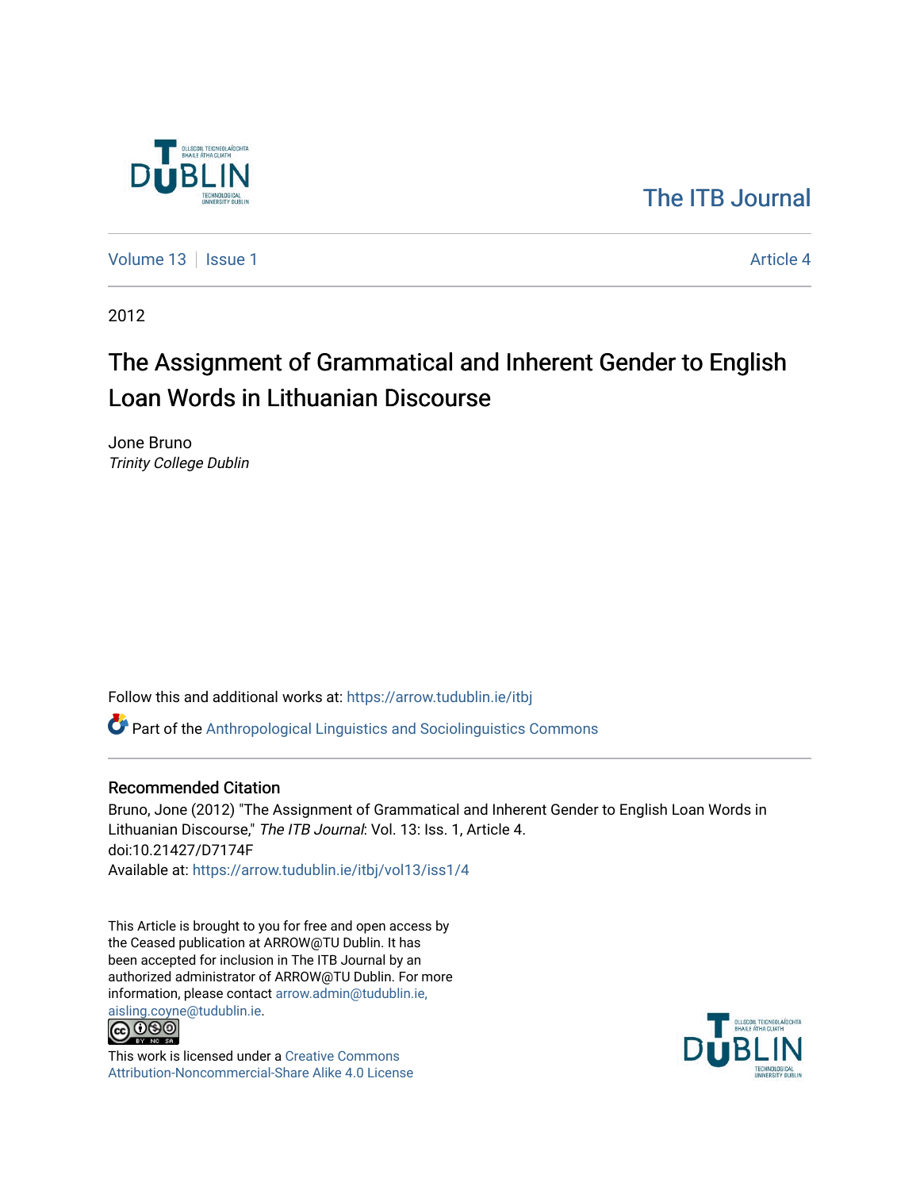The ITB Journal

Volume 13 | Issue 1 Article 4

2012

# The Assignment of Grammatical and Inherent Gender to English Loan Words in Lithuanian Discourse

Jone Bruno
*Trinity College Dublin*

Follow this and additional works at: https://arrow.tudublin.ie/itbj

Part of the Anthropological Linguistics and Sociolinguistics Commons

## Recommended Citation

Bruno, Jone (2012) "The Assignment of Grammatical and Inherent Gender to English Loan Words in Lithuanian Discourse," *The ITB Journal*: Vol. 13: Iss. 1, Article 4.
doi:10.21427/D7174F
Available at: https://arrow.tudublin.ie/itbj/vol13/iss1/4

This Article is brought to you for free and open access by the Ceased publication at ARROW@TU Dublin. It has been accepted for inclusion in The ITB Journal by an authorized administrator of ARROW@TU Dublin. For more information, please contact arrow.admin@tudublin.ie, aisling.coyne@tudublin.ie.

This work is licensed under a Creative Commons Attribution-Noncommercial-Share Alike 4.0 License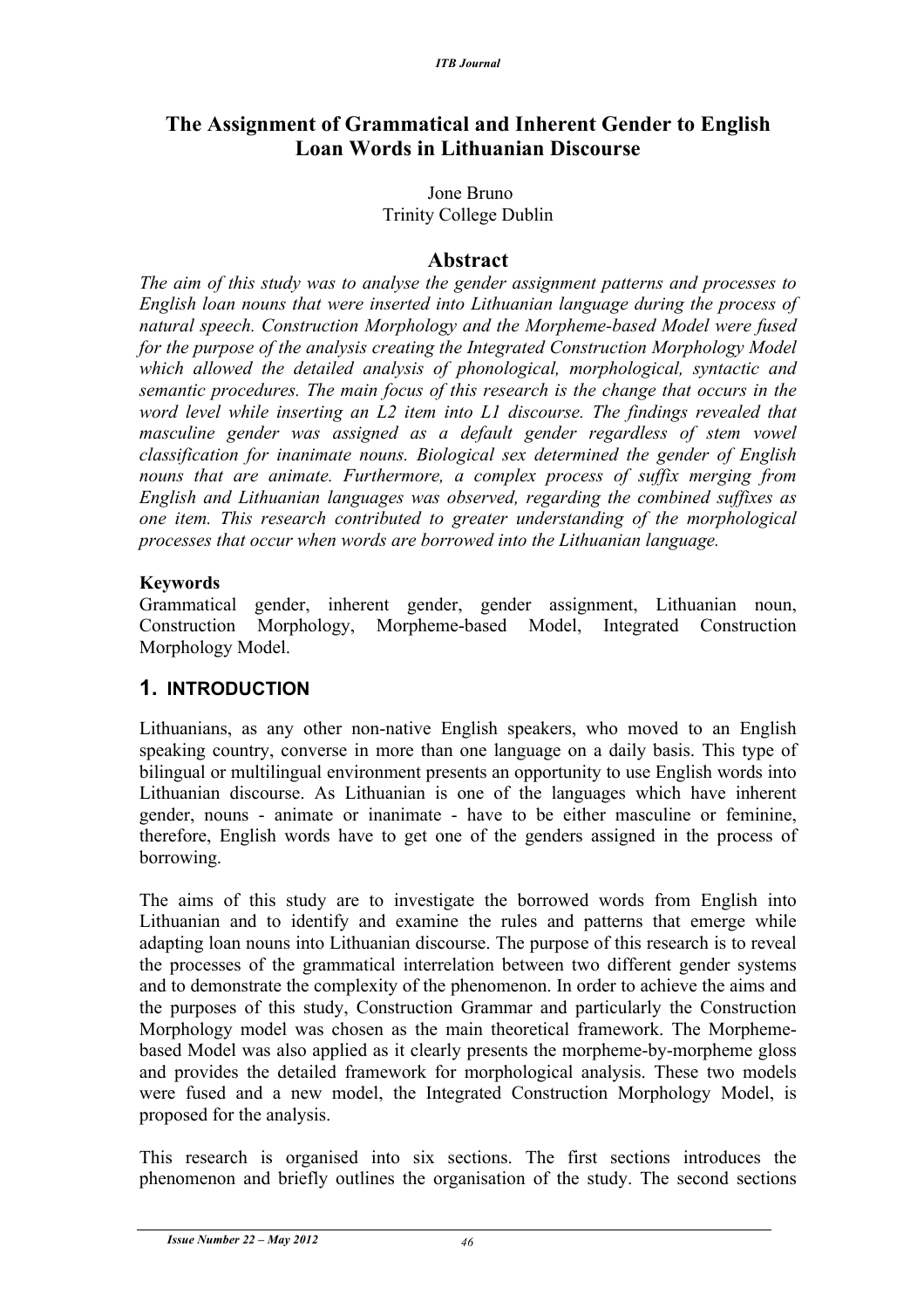# The Assignment of Grammatical and Inherent Gender to English Loan Words in Lithuanian Discourse

Jone Bruno
Trinity College Dublin

## Abstract

*The aim of this study was to analyse the gender assignment patterns and processes to English loan nouns that were inserted into Lithuanian language during the process of natural speech. Construction Morphology and the Morpheme-based Model were fused for the purpose of the analysis creating the Integrated Construction Morphology Model which allowed the detailed analysis of phonological, morphological, syntactic and semantic procedures. The main focus of this research is the change that occurs in the word level while inserting an L2 item into L1 discourse. The findings revealed that masculine gender was assigned as a default gender regardless of stem vowel classification for inanimate nouns. Biological sex determined the gender of English nouns that are animate. Furthermore, a complex process of suffix merging from English and Lithuanian languages was observed, regarding the combined suffixes as one item. This research contributed to greater understanding of the morphological processes that occur when words are borrowed into the Lithuanian language.*

### Keywords

Grammatical gender, inherent gender, gender assignment, Lithuanian noun, Construction Morphology, Morpheme-based Model, Integrated Construction Morphology Model.

## 1. INTRODUCTION

Lithuanians, as any other non-native English speakers, who moved to an English speaking country, converse in more than one language on a daily basis. This type of bilingual or multilingual environment presents an opportunity to use English words into Lithuanian discourse. As Lithuanian is one of the languages which have inherent gender, nouns - animate or inanimate - have to be either masculine or feminine, therefore, English words have to get one of the genders assigned in the process of borrowing.

The aims of this study are to investigate the borrowed words from English into Lithuanian and to identify and examine the rules and patterns that emerge while adapting loan nouns into Lithuanian discourse. The purpose of this research is to reveal the processes of the grammatical interrelation between two different gender systems and to demonstrate the complexity of the phenomenon. In order to achieve the aims and the purposes of this study, Construction Grammar and particularly the Construction Morphology model was chosen as the main theoretical framework. The Morpheme-based Model was also applied as it clearly presents the morpheme-by-morpheme gloss and provides the detailed framework for morphological analysis. These two models were fused and a new model, the Integrated Construction Morphology Model, is proposed for the analysis.

This research is organised into six sections. The first sections introduces the phenomenon and briefly outlines the organisation of the study. The second sections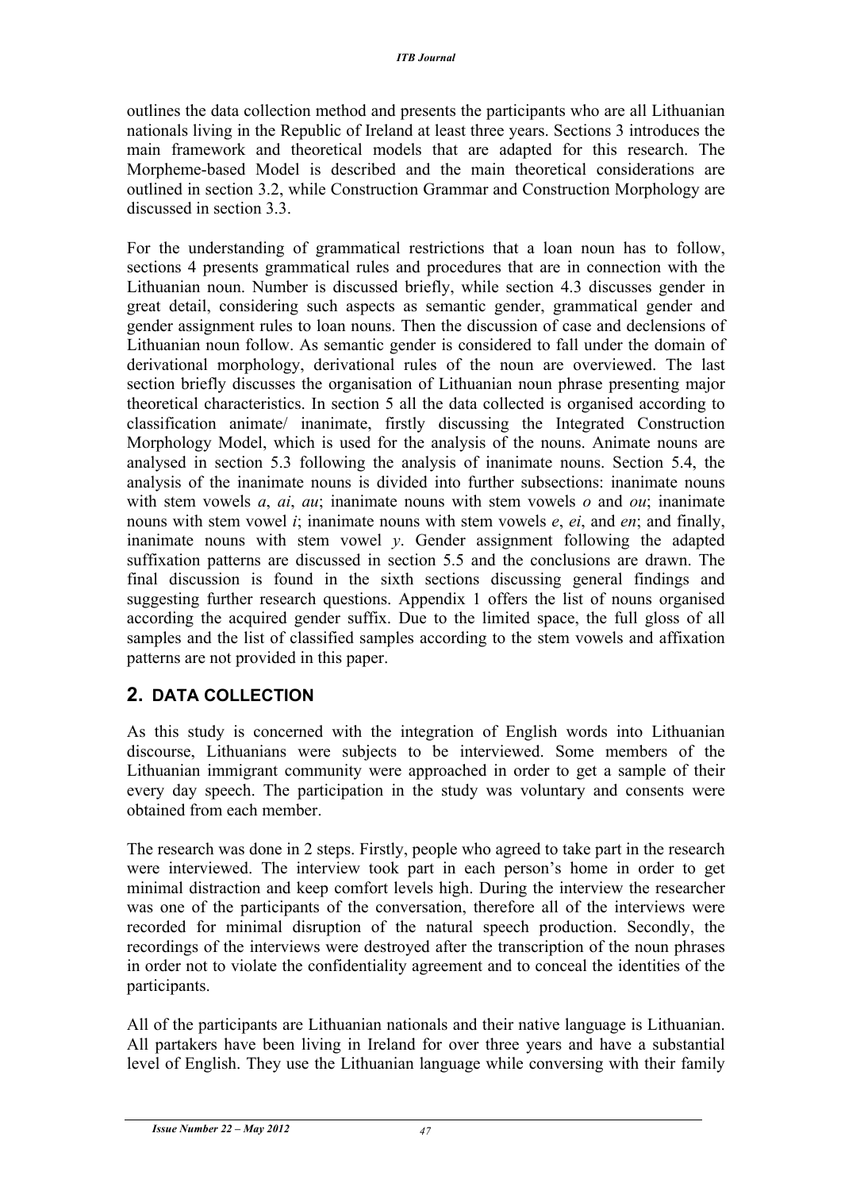outlines the data collection method and presents the participants who are all Lithuanian nationals living in the Republic of Ireland at least three years. Sections 3 introduces the main framework and theoretical models that are adapted for this research. The Morpheme-based Model is described and the main theoretical considerations are outlined in section 3.2, while Construction Grammar and Construction Morphology are discussed in section 3.3.

For the understanding of grammatical restrictions that a loan noun has to follow, sections 4 presents grammatical rules and procedures that are in connection with the Lithuanian noun. Number is discussed briefly, while section 4.3 discusses gender in great detail, considering such aspects as semantic gender, grammatical gender and gender assignment rules to loan nouns. Then the discussion of case and declensions of Lithuanian noun follow. As semantic gender is considered to fall under the domain of derivational morphology, derivational rules of the noun are overviewed. The last section briefly discusses the organisation of Lithuanian noun phrase presenting major theoretical characteristics. In section 5 all the data collected is organised according to classification animate/ inanimate, firstly discussing the Integrated Construction Morphology Model, which is used for the analysis of the nouns. Animate nouns are analysed in section 5.3 following the analysis of inanimate nouns. Section 5.4, the analysis of the inanimate nouns is divided into further subsections: inanimate nouns with stem vowels *a*, *ai*, *au*; inanimate nouns with stem vowels *o* and *ou*; inanimate nouns with stem vowel *i*; inanimate nouns with stem vowels *e*, *ei*, and *en*; and finally, inanimate nouns with stem vowel *y*. Gender assignment following the adapted suffixation patterns are discussed in section 5.5 and the conclusions are drawn. The final discussion is found in the sixth sections discussing general findings and suggesting further research questions. Appendix 1 offers the list of nouns organised according the acquired gender suffix. Due to the limited space, the full gloss of all samples and the list of classified samples according to the stem vowels and affixation patterns are not provided in this paper.

## 2. DATA COLLECTION

As this study is concerned with the integration of English words into Lithuanian discourse, Lithuanians were subjects to be interviewed. Some members of the Lithuanian immigrant community were approached in order to get a sample of their every day speech. The participation in the study was voluntary and consents were obtained from each member.

The research was done in 2 steps. Firstly, people who agreed to take part in the research were interviewed. The interview took part in each person's home in order to get minimal distraction and keep comfort levels high. During the interview the researcher was one of the participants of the conversation, therefore all of the interviews were recorded for minimal disruption of the natural speech production. Secondly, the recordings of the interviews were destroyed after the transcription of the noun phrases in order not to violate the confidentiality agreement and to conceal the identities of the participants.

All of the participants are Lithuanian nationals and their native language is Lithuanian. All partakers have been living in Ireland for over three years and have a substantial level of English. They use the Lithuanian language while conversing with their family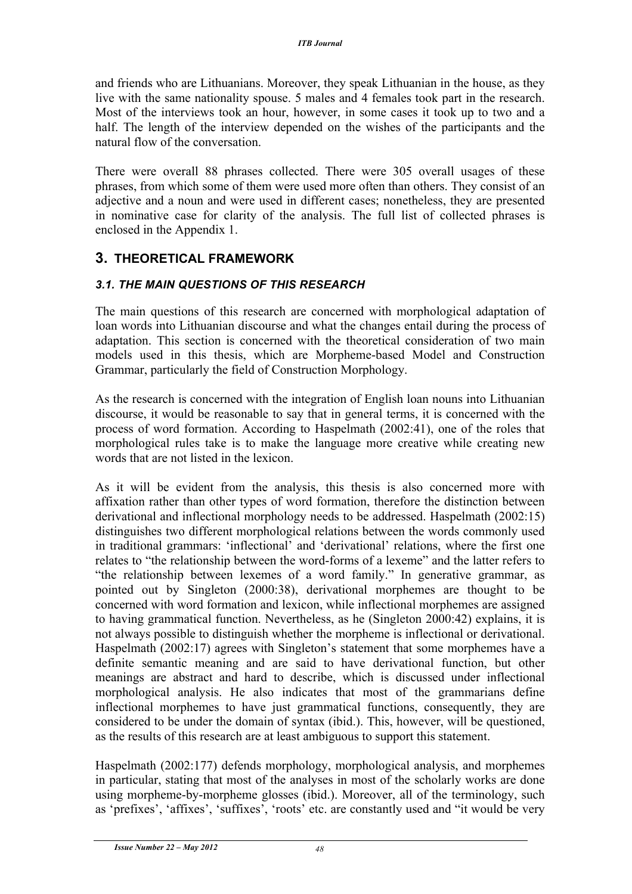and friends who are Lithuanians. Moreover, they speak Lithuanian in the house, as they live with the same nationality spouse. 5 males and 4 females took part in the research. Most of the interviews took an hour, however, in some cases it took up to two and a half. The length of the interview depended on the wishes of the participants and the natural flow of the conversation.

There were overall 88 phrases collected. There were 305 overall usages of these phrases, from which some of them were used more often than others. They consist of an adjective and a noun and were used in different cases; nonetheless, they are presented in nominative case for clarity of the analysis. The full list of collected phrases is enclosed in the Appendix 1.

# 3. THEORETICAL FRAMEWORK

## *3.1. THE MAIN QUESTIONS OF THIS RESEARCH*

The main questions of this research are concerned with morphological adaptation of loan words into Lithuanian discourse and what the changes entail during the process of adaptation. This section is concerned with the theoretical consideration of two main models used in this thesis, which are Morpheme-based Model and Construction Grammar, particularly the field of Construction Morphology.

As the research is concerned with the integration of English loan nouns into Lithuanian discourse, it would be reasonable to say that in general terms, it is concerned with the process of word formation. According to Haspelmath (2002:41), one of the roles that morphological rules take is to make the language more creative while creating new words that are not listed in the lexicon.

As it will be evident from the analysis, this thesis is also concerned more with affixation rather than other types of word formation, therefore the distinction between derivational and inflectional morphology needs to be addressed. Haspelmath (2002:15) distinguishes two different morphological relations between the words commonly used in traditional grammars: 'inflectional' and 'derivational' relations, where the first one relates to "the relationship between the word-forms of a lexeme" and the latter refers to "the relationship between lexemes of a word family." In generative grammar, as pointed out by Singleton (2000:38), derivational morphemes are thought to be concerned with word formation and lexicon, while inflectional morphemes are assigned to having grammatical function. Nevertheless, as he (Singleton 2000:42) explains, it is not always possible to distinguish whether the morpheme is inflectional or derivational. Haspelmath (2002:17) agrees with Singleton's statement that some morphemes have a definite semantic meaning and are said to have derivational function, but other meanings are abstract and hard to describe, which is discussed under inflectional morphological analysis. He also indicates that most of the grammarians define inflectional morphemes to have just grammatical functions, consequently, they are considered to be under the domain of syntax (ibid.). This, however, will be questioned, as the results of this research are at least ambiguous to support this statement.

Haspelmath (2002:177) defends morphology, morphological analysis, and morphemes in particular, stating that most of the analyses in most of the scholarly works are done using morpheme-by-morpheme glosses (ibid.). Moreover, all of the terminology, such as 'prefixes', 'affixes', 'suffixes', 'roots' etc. are constantly used and "it would be very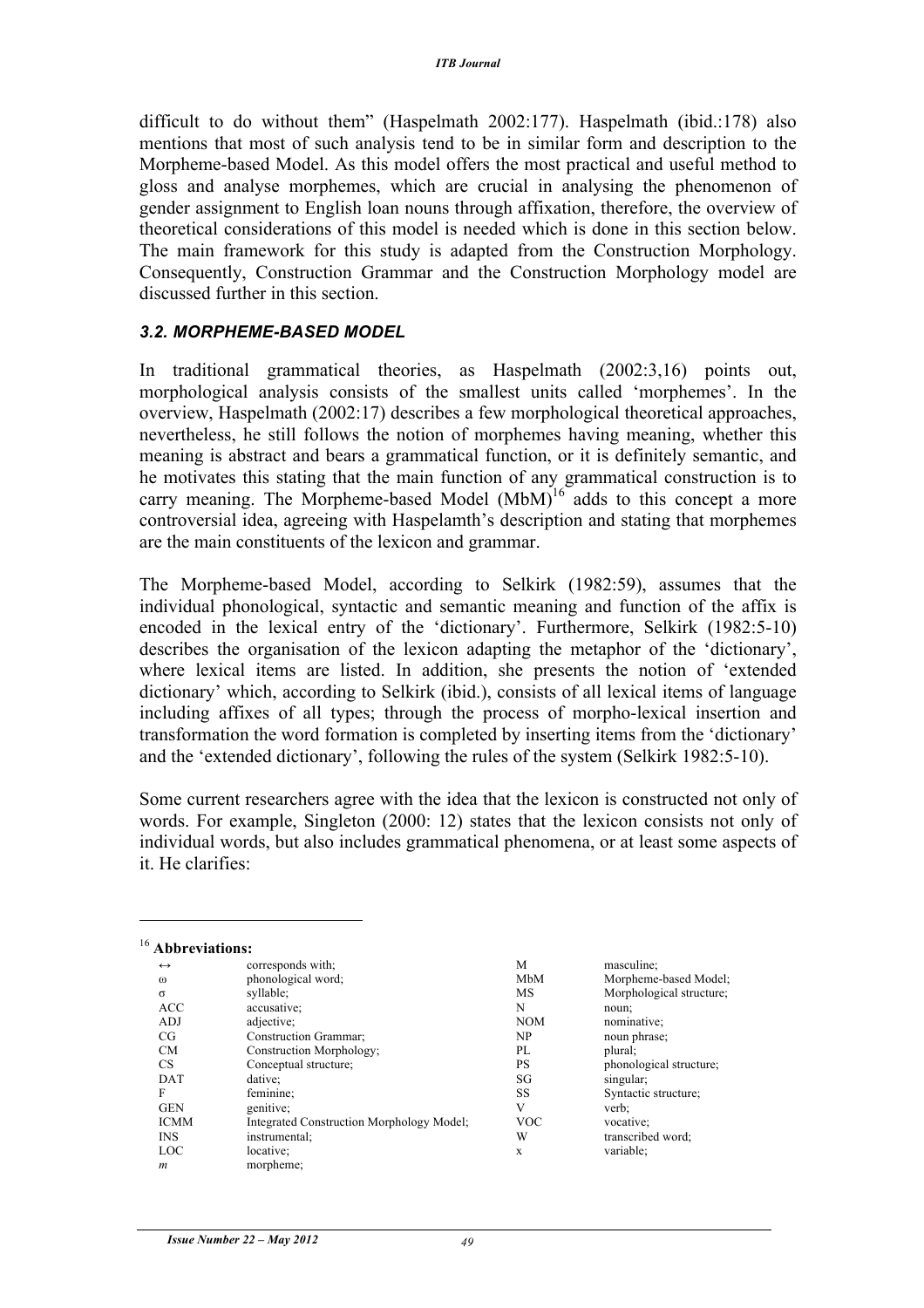difficult to do without them" (Haspelmath 2002:177). Haspelmath (ibid.:178) also mentions that most of such analysis tend to be in similar form and description to the Morpheme-based Model. As this model offers the most practical and useful method to gloss and analyse morphemes, which are crucial in analysing the phenomenon of gender assignment to English loan nouns through affixation, therefore, the overview of theoretical considerations of this model is needed which is done in this section below. The main framework for this study is adapted from the Construction Morphology. Consequently, Construction Grammar and the Construction Morphology model are discussed further in this section.

### *3.2. MORPHEME-BASED MODEL*

In traditional grammatical theories, as Haspelmath (2002:3,16) points out, morphological analysis consists of the smallest units called 'morphemes'. In the overview, Haspelmath (2002:17) describes a few morphological theoretical approaches, nevertheless, he still follows the notion of morphemes having meaning, whether this meaning is abstract and bears a grammatical function, or it is definitely semantic, and he motivates this stating that the main function of any grammatical construction is to carry meaning. The Morpheme-based Model (MbM)[16] adds to this concept a more controversial idea, agreeing with Haspelamth's description and stating that morphemes are the main constituents of the lexicon and grammar.

The Morpheme-based Model, according to Selkirk (1982:59), assumes that the individual phonological, syntactic and semantic meaning and function of the affix is encoded in the lexical entry of the 'dictionary'. Furthermore, Selkirk (1982:5-10) describes the organisation of the lexicon adapting the metaphor of the 'dictionary', where lexical items are listed. In addition, she presents the notion of 'extended dictionary' which, according to Selkirk (ibid.), consists of all lexical items of language including affixes of all types; through the process of morpho-lexical insertion and transformation the word formation is completed by inserting items from the 'dictionary' and the 'extended dictionary', following the rules of the system (Selkirk 1982:5-10).

Some current researchers agree with the idea that the lexicon is constructed not only of words. For example, Singleton (2000: 12) states that the lexicon consists not only of individual words, but also includes grammatical phenomena, or at least some aspects of it. He clarifies:

---

[16] **Abbreviations:**

| | | | |
|---|---|---|---|
| ↔ | corresponds with; | M | masculine; |
| ω | phonological word; | MbM | Morpheme-based Model; |
| σ | syllable; | MS | Morphological structure; |
| ACC | accusative; | N | noun; |
| ADJ | adjective; | NOM | nominative; |
| CG | Construction Grammar; | NP | noun phrase; |
| CM | Construction Morphology; | PL | plural; |
| CS | Conceptual structure; | PS | phonological structure; |
| DAT | dative; | SG | singular; |
| F | feminine; | SS | Syntactic structure; |
| GEN | genitive; | V | verb; |
| ICMM | Integrated Construction Morphology Model; | VOC | vocative; |
| INS | instrumental; | W | transcribed word; |
| LOC | locative; | x | variable; |
| *m* | morpheme; | | |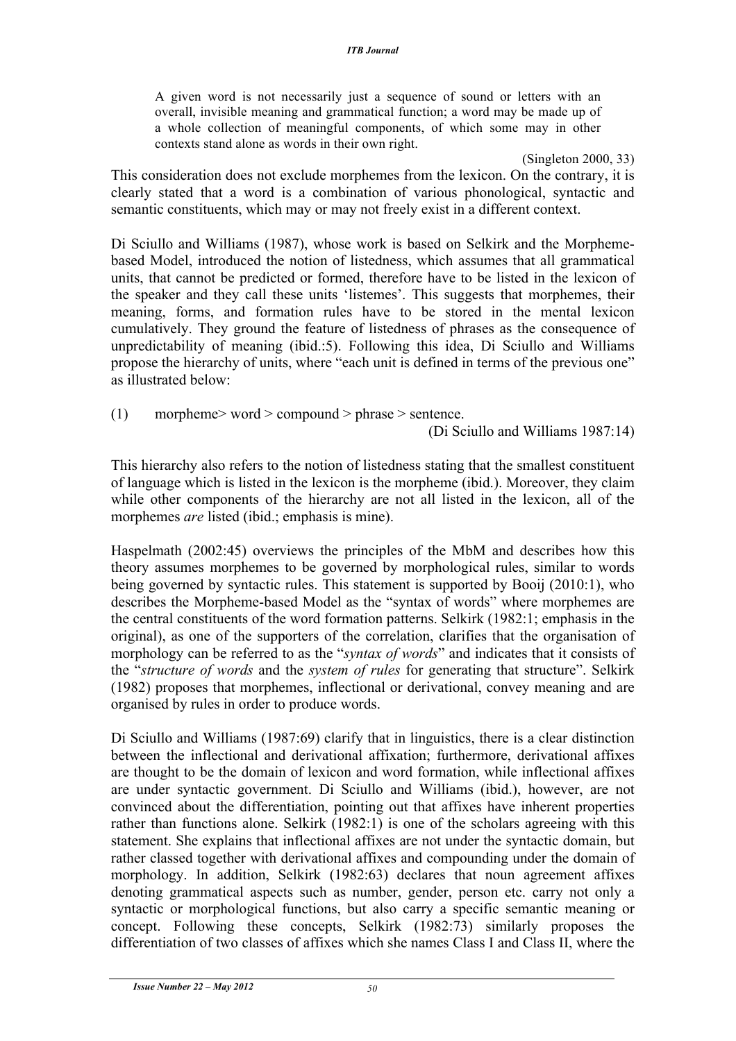> A given word is not necessarily just a sequence of sound or letters with an overall, invisible meaning and grammatical function; a word may be made up of a whole collection of meaningful components, of which some may in other contexts stand alone as words in their own right.
>
> (Singleton 2000, 33)

This consideration does not exclude morphemes from the lexicon. On the contrary, it is clearly stated that a word is a combination of various phonological, syntactic and semantic constituents, which may or may not freely exist in a different context.

Di Sciullo and Williams (1987), whose work is based on Selkirk and the Morpheme-based Model, introduced the notion of listedness, which assumes that all grammatical units, that cannot be predicted or formed, therefore have to be listed in the lexicon of the speaker and they call these units 'listemes'. This suggests that morphemes, their meaning, forms, and formation rules have to be stored in the mental lexicon cumulatively. They ground the feature of listedness of phrases as the consequence of unpredictability of meaning (ibid.:5). Following this idea, Di Sciullo and Williams propose the hierarchy of units, where "each unit is defined in terms of the previous one" as illustrated below:

(1) morpheme> word > compound > phrase > sentence.

(Di Sciullo and Williams 1987:14)

This hierarchy also refers to the notion of listedness stating that the smallest constituent of language which is listed in the lexicon is the morpheme (ibid.). Moreover, they claim while other components of the hierarchy are not all listed in the lexicon, all of the morphemes *are* listed (ibid.; emphasis is mine).

Haspelmath (2002:45) overviews the principles of the MbM and describes how this theory assumes morphemes to be governed by morphological rules, similar to words being governed by syntactic rules. This statement is supported by Booij (2010:1), who describes the Morpheme-based Model as the "syntax of words" where morphemes are the central constituents of the word formation patterns. Selkirk (1982:1; emphasis in the original), as one of the supporters of the correlation, clarifies that the organisation of morphology can be referred to as the "*syntax of words*" and indicates that it consists of the "*structure of words* and the *system of rules* for generating that structure". Selkirk (1982) proposes that morphemes, inflectional or derivational, convey meaning and are organised by rules in order to produce words.

Di Sciullo and Williams (1987:69) clarify that in linguistics, there is a clear distinction between the inflectional and derivational affixation; furthermore, derivational affixes are thought to be the domain of lexicon and word formation, while inflectional affixes are under syntactic government. Di Sciullo and Williams (ibid.), however, are not convinced about the differentiation, pointing out that affixes have inherent properties rather than functions alone. Selkirk (1982:1) is one of the scholars agreeing with this statement. She explains that inflectional affixes are not under the syntactic domain, but rather classed together with derivational affixes and compounding under the domain of morphology. In addition, Selkirk (1982:63) declares that noun agreement affixes denoting grammatical aspects such as number, gender, person etc. carry not only a syntactic or morphological functions, but also carry a specific semantic meaning or concept. Following these concepts, Selkirk (1982:73) similarly proposes the differentiation of two classes of affixes which she names Class I and Class II, where the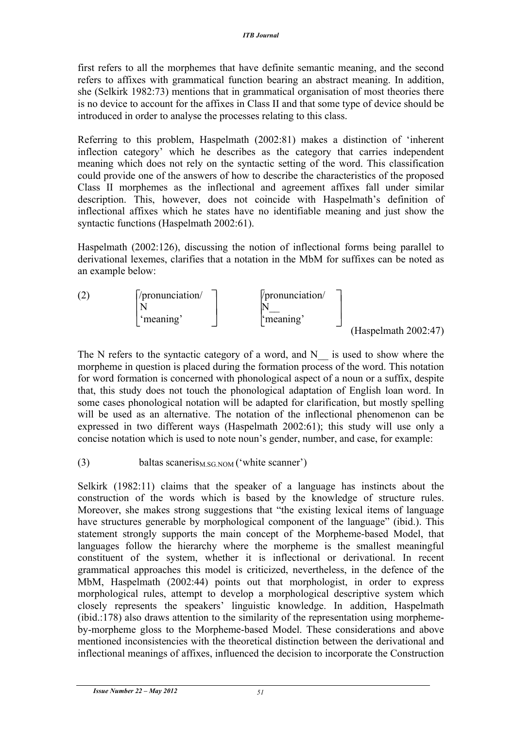first refers to all the morphemes that have definite semantic meaning, and the second refers to affixes with grammatical function bearing an abstract meaning. In addition, she (Selkirk 1982:73) mentions that in grammatical organisation of most theories there is no device to account for the affixes in Class II and that some type of device should be introduced in order to analyse the processes relating to this class.

Referring to this problem, Haspelmath (2002:81) makes a distinction of 'inherent inflection category' which he describes as the category that carries independent meaning which does not rely on the syntactic setting of the word. This classification could provide one of the answers of how to describe the characteristics of the proposed Class II morphemes as the inflectional and agreement affixes fall under similar description. This, however, does not coincide with Haspelmath's definition of inflectional affixes which he states have no identifiable meaning and just show the syntactic functions (Haspelmath 2002:61).

Haspelmath (2002:126), discussing the notion of inflectional forms being parallel to derivational lexemes, clarifies that a notation in the MbM for suffixes can be noted as an example below:

(2)

$$\begin{bmatrix} \text{/pronunciation/} \\ \text{N} \\ \text{`meaning'} \end{bmatrix} \qquad \begin{bmatrix} \text{/pronunciation/} \\ \text{N\_\_} \\ \text{`meaning'} \end{bmatrix}$$

(Haspelmath 2002:47)

The N refers to the syntactic category of a word, and N__ is used to show where the morpheme in question is placed during the formation process of the word. This notation for word formation is concerned with phonological aspect of a noun or a suffix, despite that, this study does not touch the phonological adaptation of English loan word. In some cases phonological notation will be adapted for clarification, but mostly spelling will be used as an alternative. The notation of the inflectional phenomenon can be expressed in two different ways (Haspelmath 2002:61); this study will use only a concise notation which is used to note noun's gender, number, and case, for example:

(3) baltas scaneris$_{\text{M.SG.NOM}}$ ('white scanner')

Selkirk (1982:11) claims that the speaker of a language has instincts about the construction of the words which is based by the knowledge of structure rules. Moreover, she makes strong suggestions that "the existing lexical items of language have structures generable by morphological component of the language" (ibid.). This statement strongly supports the main concept of the Morpheme-based Model, that languages follow the hierarchy where the morpheme is the smallest meaningful constituent of the system, whether it is inflectional or derivational. In recent grammatical approaches this model is criticized, nevertheless, in the defence of the MbM, Haspelmath (2002:44) points out that morphologist, in order to express morphological rules, attempt to develop a morphological descriptive system which closely represents the speakers' linguistic knowledge. In addition, Haspelmath (ibid.:178) also draws attention to the similarity of the representation using morpheme-by-morpheme gloss to the Morpheme-based Model. These considerations and above mentioned inconsistencies with the theoretical distinction between the derivational and inflectional meanings of affixes, influenced the decision to incorporate the Construction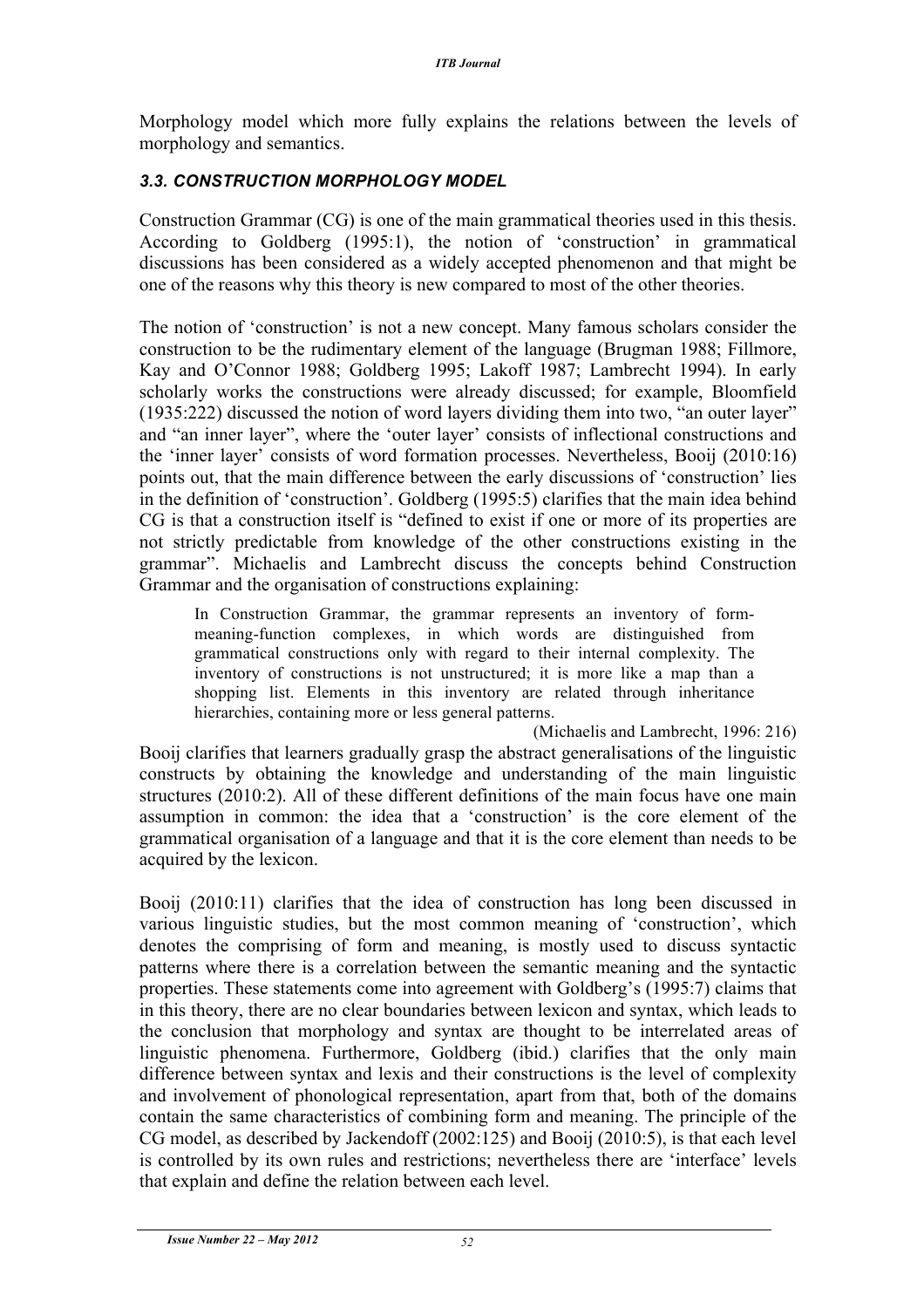Morphology model which more fully explains the relations between the levels of morphology and semantics.

### *3.3. CONSTRUCTION MORPHOLOGY MODEL*

Construction Grammar (CG) is one of the main grammatical theories used in this thesis. According to Goldberg (1995:1), the notion of 'construction' in grammatical discussions has been considered as a widely accepted phenomenon and that might be one of the reasons why this theory is new compared to most of the other theories.

The notion of 'construction' is not a new concept. Many famous scholars consider the construction to be the rudimentary element of the language (Brugman 1988; Fillmore, Kay and O'Connor 1988; Goldberg 1995; Lakoff 1987; Lambrecht 1994). In early scholarly works the constructions were already discussed; for example, Bloomfield (1935:222) discussed the notion of word layers dividing them into two, "an outer layer" and "an inner layer", where the 'outer layer' consists of inflectional constructions and the 'inner layer' consists of word formation processes. Nevertheless, Booij (2010:16) points out, that the main difference between the early discussions of 'construction' lies in the definition of 'construction'. Goldberg (1995:5) clarifies that the main idea behind CG is that a construction itself is "defined to exist if one or more of its properties are not strictly predictable from knowledge of the other constructions existing in the grammar". Michaelis and Lambrecht discuss the concepts behind Construction Grammar and the organisation of constructions explaining:

> In Construction Grammar, the grammar represents an inventory of form-meaning-function complexes, in which words are distinguished from grammatical constructions only with regard to their internal complexity. The inventory of constructions is not unstructured; it is more like a map than a shopping list. Elements in this inventory are related through inheritance hierarchies, containing more or less general patterns.
>
> (Michaelis and Lambrecht, 1996: 216)

Booij clarifies that learners gradually grasp the abstract generalisations of the linguistic constructs by obtaining the knowledge and understanding of the main linguistic structures (2010:2). All of these different definitions of the main focus have one main assumption in common: the idea that a 'construction' is the core element of the grammatical organisation of a language and that it is the core element than needs to be acquired by the lexicon.

Booij (2010:11) clarifies that the idea of construction has long been discussed in various linguistic studies, but the most common meaning of 'construction', which denotes the comprising of form and meaning, is mostly used to discuss syntactic patterns where there is a correlation between the semantic meaning and the syntactic properties. These statements come into agreement with Goldberg's (1995:7) claims that in this theory, there are no clear boundaries between lexicon and syntax, which leads to the conclusion that morphology and syntax are thought to be interrelated areas of linguistic phenomena. Furthermore, Goldberg (ibid.) clarifies that the only main difference between syntax and lexis and their constructions is the level of complexity and involvement of phonological representation, apart from that, both of the domains contain the same characteristics of combining form and meaning. The principle of the CG model, as described by Jackendoff (2002:125) and Booij (2010:5), is that each level is controlled by its own rules and restrictions; nevertheless there are 'interface' levels that explain and define the relation between each level.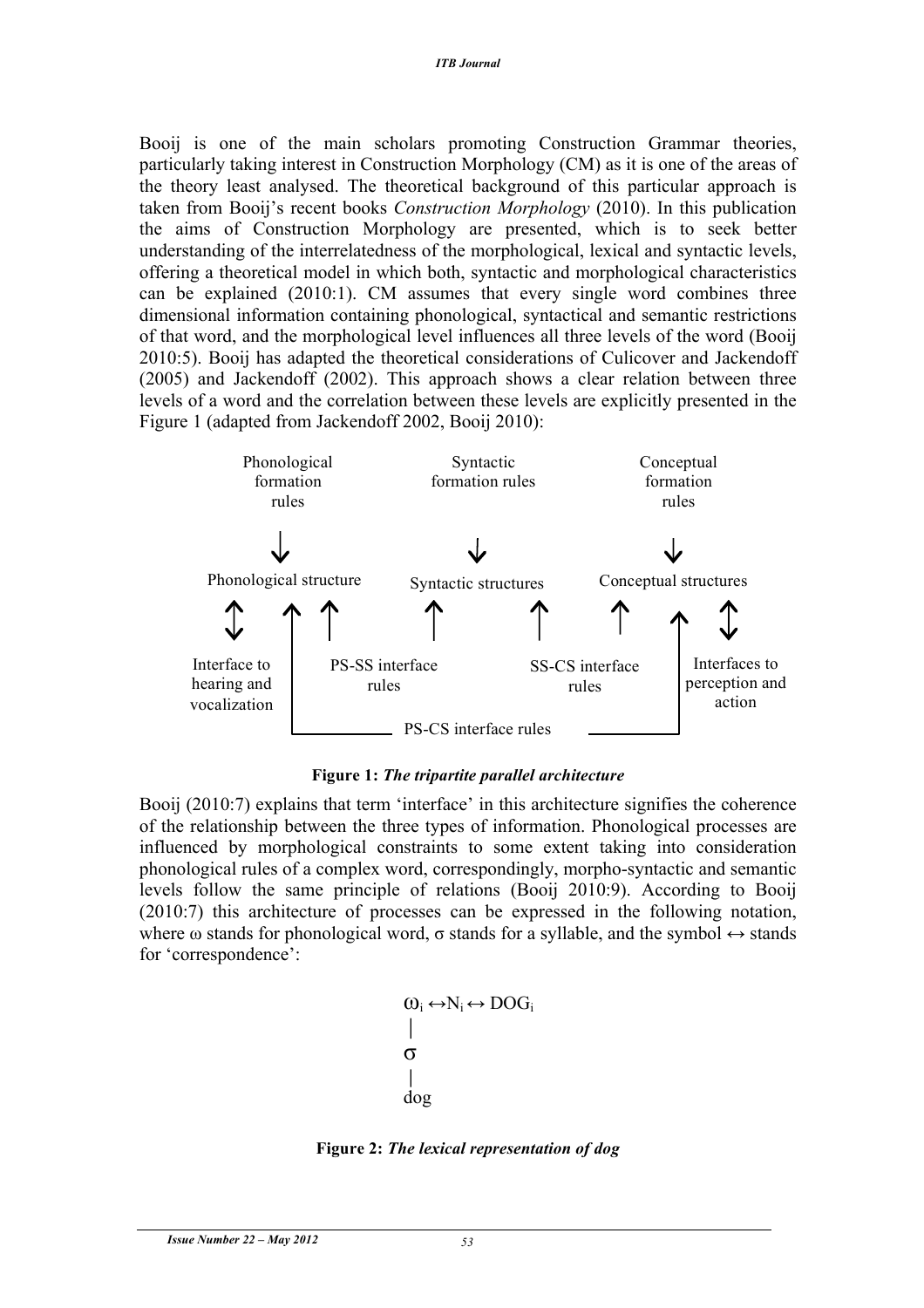Booij is one of the main scholars promoting Construction Grammar theories, particularly taking interest in Construction Morphology (CM) as it is one of the areas of the theory least analysed. The theoretical background of this particular approach is taken from Booij's recent books *Construction Morphology* (2010). In this publication the aims of Construction Morphology are presented, which is to seek better understanding of the interrelatedness of the morphological, lexical and syntactic levels, offering a theoretical model in which both, syntactic and morphological characteristics can be explained (2010:1). CM assumes that every single word combines three dimensional information containing phonological, syntactical and semantic restrictions of that word, and the morphological level influences all three levels of the word (Booij 2010:5). Booij has adapted the theoretical considerations of Culicover and Jackendoff (2005) and Jackendoff (2002). This approach shows a clear relation between three levels of a word and the correlation between these levels are explicitly presented in the Figure 1 (adapted from Jackendoff 2002, Booij 2010):

```
Phonological            Syntactic              Conceptual
formation               formation rules        formation
rules                                          rules

    ↓                       ↓                      ↓

Phonological structure  Syntactic structures   Conceptual structures

    ↕       ↑    ↑          ↑        ↑          ↑      ↑      ↕

Interface to    PS-SS interface       SS-CS interface     Interfaces to
hearing and     rules                 rules               perception and
vocalization                                              action
            |___________ PS-CS interface rules ___________|
```

**Figure 1:** ***The tripartite parallel architecture***

Booij (2010:7) explains that term 'interface' in this architecture signifies the coherence of the relationship between the three types of information. Phonological processes are influenced by morphological constraints to some extent taking into consideration phonological rules of a complex word, correspondingly, morpho-syntactic and semantic levels follow the same principle of relations (Booij 2010:9). According to Booij (2010:7) this architecture of processes can be expressed in the following notation, where ω stands for phonological word, σ stands for a syllable, and the symbol ↔ stands for 'correspondence':

$$\begin{array}{l} \omega_i \leftrightarrow N_i \leftrightarrow \text{DOG}_i \\ | \\ \sigma \\ | \\ \text{dog} \end{array}$$

**Figure 2:** ***The lexical representation of dog***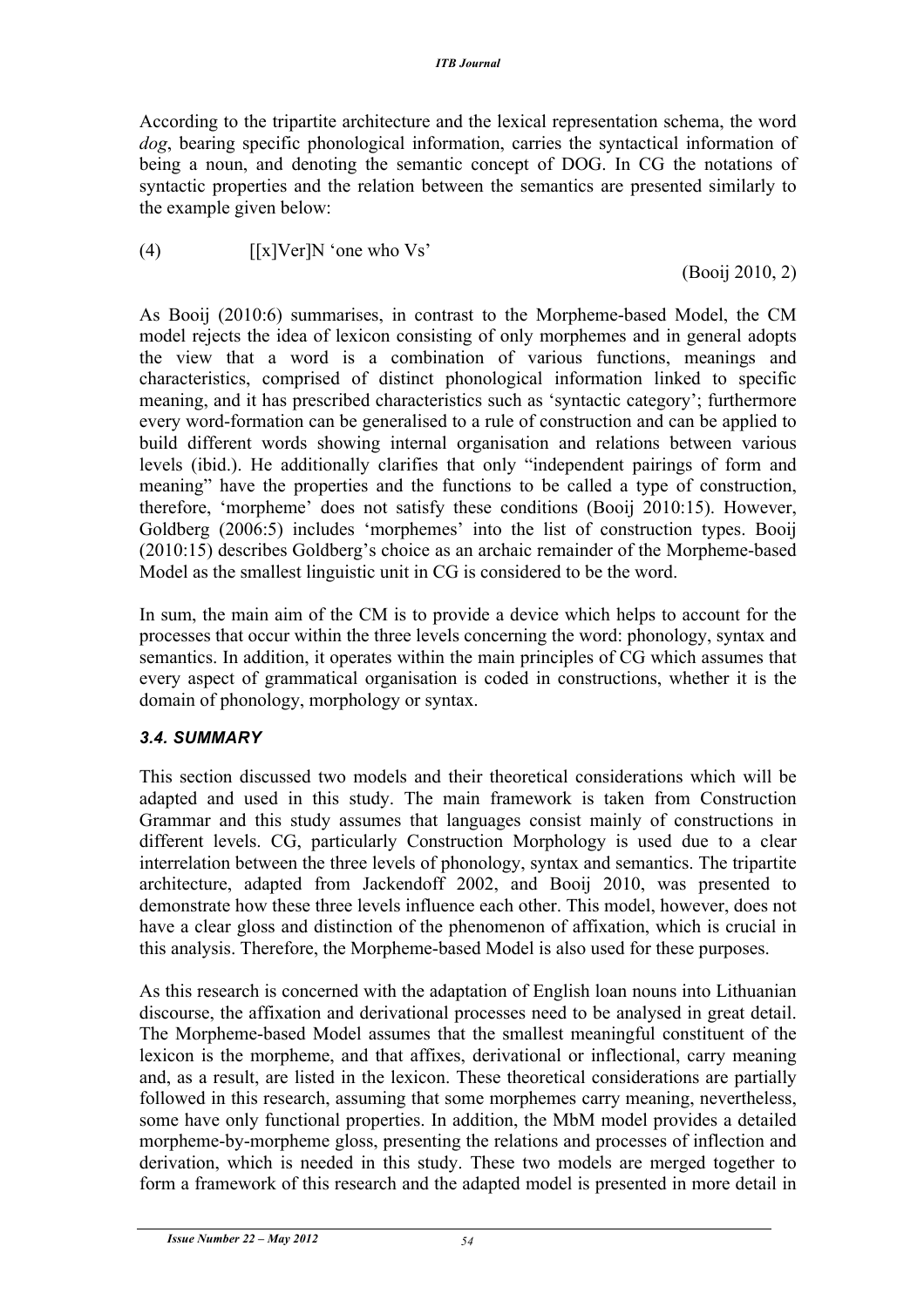According to the tripartite architecture and the lexical representation schema, the word *dog*, bearing specific phonological information, carries the syntactical information of being a noun, and denoting the semantic concept of DOG. In CG the notations of syntactic properties and the relation between the semantics are presented similarly to the example given below:

(4) [[x]Ver]N 'one who Vs'

(Booij 2010, 2)

As Booij (2010:6) summarises, in contrast to the Morpheme-based Model, the CM model rejects the idea of lexicon consisting of only morphemes and in general adopts the view that a word is a combination of various functions, meanings and characteristics, comprised of distinct phonological information linked to specific meaning, and it has prescribed characteristics such as 'syntactic category'; furthermore every word-formation can be generalised to a rule of construction and can be applied to build different words showing internal organisation and relations between various levels (ibid.). He additionally clarifies that only "independent pairings of form and meaning" have the properties and the functions to be called a type of construction, therefore, 'morpheme' does not satisfy these conditions (Booij 2010:15). However, Goldberg (2006:5) includes 'morphemes' into the list of construction types. Booij (2010:15) describes Goldberg's choice as an archaic remainder of the Morpheme-based Model as the smallest linguistic unit in CG is considered to be the word.

In sum, the main aim of the CM is to provide a device which helps to account for the processes that occur within the three levels concerning the word: phonology, syntax and semantics. In addition, it operates within the main principles of CG which assumes that every aspect of grammatical organisation is coded in constructions, whether it is the domain of phonology, morphology or syntax.

### *3.4. SUMMARY*

This section discussed two models and their theoretical considerations which will be adapted and used in this study. The main framework is taken from Construction Grammar and this study assumes that languages consist mainly of constructions in different levels. CG, particularly Construction Morphology is used due to a clear interrelation between the three levels of phonology, syntax and semantics. The tripartite architecture, adapted from Jackendoff 2002, and Booij 2010, was presented to demonstrate how these three levels influence each other. This model, however, does not have a clear gloss and distinction of the phenomenon of affixation, which is crucial in this analysis. Therefore, the Morpheme-based Model is also used for these purposes.

As this research is concerned with the adaptation of English loan nouns into Lithuanian discourse, the affixation and derivational processes need to be analysed in great detail. The Morpheme-based Model assumes that the smallest meaningful constituent of the lexicon is the morpheme, and that affixes, derivational or inflectional, carry meaning and, as a result, are listed in the lexicon. These theoretical considerations are partially followed in this research, assuming that some morphemes carry meaning, nevertheless, some have only functional properties. In addition, the MbM model provides a detailed morpheme-by-morpheme gloss, presenting the relations and processes of inflection and derivation, which is needed in this study. These two models are merged together to form a framework of this research and the adapted model is presented in more detail in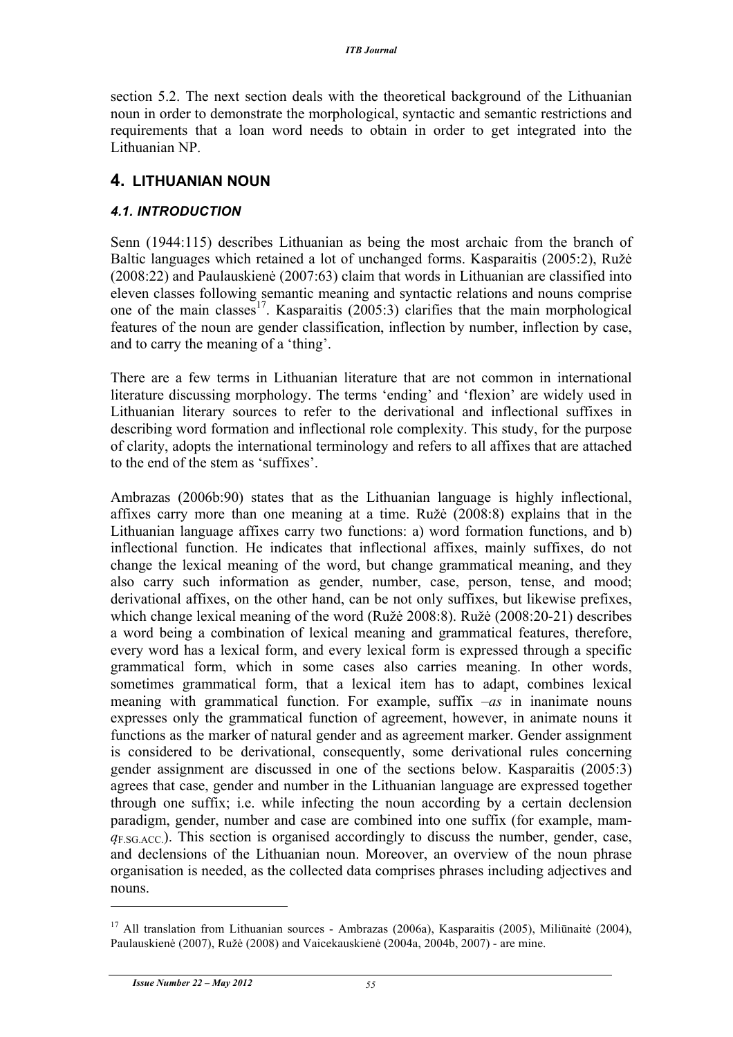section 5.2. The next section deals with the theoretical background of the Lithuanian noun in order to demonstrate the morphological, syntactic and semantic restrictions and requirements that a loan word needs to obtain in order to get integrated into the Lithuanian NP.

## 4. LITHUANIAN NOUN

### *4.1. INTRODUCTION*

Senn (1944:115) describes Lithuanian as being the most archaic from the branch of Baltic languages which retained a lot of unchanged forms. Kasparaitis (2005:2), Ružė (2008:22) and Paulauskienė (2007:63) claim that words in Lithuanian are classified into eleven classes following semantic meaning and syntactic relations and nouns comprise one of the main classes[17]. Kasparaitis (2005:3) clarifies that the main morphological features of the noun are gender classification, inflection by number, inflection by case, and to carry the meaning of a 'thing'.

There are a few terms in Lithuanian literature that are not common in international literature discussing morphology. The terms 'ending' and 'flexion' are widely used in Lithuanian literary sources to refer to the derivational and inflectional suffixes in describing word formation and inflectional role complexity. This study, for the purpose of clarity, adopts the international terminology and refers to all affixes that are attached to the end of the stem as 'suffixes'.

Ambrazas (2006b:90) states that as the Lithuanian language is highly inflectional, affixes carry more than one meaning at a time. Ružė (2008:8) explains that in the Lithuanian language affixes carry two functions: a) word formation functions, and b) inflectional function. He indicates that inflectional affixes, mainly suffixes, do not change the lexical meaning of the word, but change grammatical meaning, and they also carry such information as gender, number, case, person, tense, and mood; derivational affixes, on the other hand, can be not only suffixes, but likewise prefixes, which change lexical meaning of the word (Ružė 2008:8). Ružė (2008:20-21) describes a word being a combination of lexical meaning and grammatical features, therefore, every word has a lexical form, and every lexical form is expressed through a specific grammatical form, which in some cases also carries meaning. In other words, sometimes grammatical form, that a lexical item has to adapt, combines lexical meaning with grammatical function. For example, suffix *–as* in inanimate nouns expresses only the grammatical function of agreement, however, in animate nouns it functions as the marker of natural gender and as agreement marker. Gender assignment is considered to be derivational, consequently, some derivational rules concerning gender assignment are discussed in one of the sections below. Kasparaitis (2005:3) agrees that case, gender and number in the Lithuanian language are expressed together through one suffix; i.e. while infecting the noun according by a certain declension paradigm, gender, number and case are combined into one suffix (for example, mam-*ą*$_{\text{F.SG.ACC.}}$). This section is organised accordingly to discuss the number, gender, case, and declensions of the Lithuanian noun. Moreover, an overview of the noun phrase organisation is needed, as the collected data comprises phrases including adjectives and nouns.

---

[17] All translation from Lithuanian sources - Ambrazas (2006a), Kasparaitis (2005), Miliūnaitė (2004), Paulauskienė (2007), Ružė (2008) and Vaicekauskienė (2004a, 2004b, 2007) - are mine.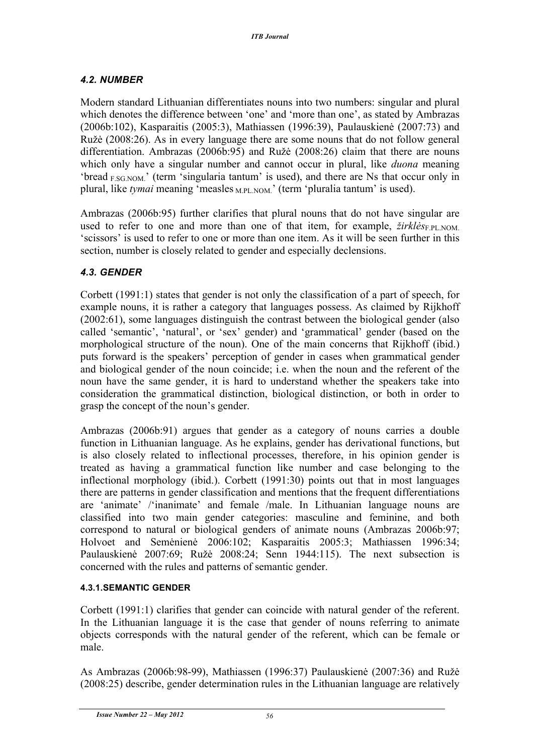### *4.2. NUMBER*

Modern standard Lithuanian differentiates nouns into two numbers: singular and plural which denotes the difference between 'one' and 'more than one', as stated by Ambrazas (2006b:102), Kasparaitis (2005:3), Mathiassen (1996:39), Paulauskienė (2007:73) and Ružė (2008:26). As in every language there are some nouns that do not follow general differentiation. Ambrazas (2006b:95) and Ružė (2008:26) claim that there are nouns which only have a singular number and cannot occur in plural, like *duona* meaning 'bread $_{F.SG.NOM.}$' (term 'singularia tantum' is used), and there are Ns that occur only in plural, like *tymai* meaning 'measles $_{M.PL.NOM.}$' (term 'pluralia tantum' is used).

Ambrazas (2006b:95) further clarifies that plural nouns that do not have singular are used to refer to one and more than one of that item, for example, *žirklės*$_{F.PL.NOM.}$ 'scissors' is used to refer to one or more than one item. As it will be seen further in this section, number is closely related to gender and especially declensions.

### *4.3. GENDER*

Corbett (1991:1) states that gender is not only the classification of a part of speech, for example nouns, it is rather a category that languages possess. As claimed by Rijkhoff (2002:61), some languages distinguish the contrast between the biological gender (also called 'semantic', 'natural', or 'sex' gender) and 'grammatical' gender (based on the morphological structure of the noun). One of the main concerns that Rijkhoff (ibid.) puts forward is the speakers' perception of gender in cases when grammatical gender and biological gender of the noun coincide; i.e. when the noun and the referent of the noun have the same gender, it is hard to understand whether the speakers take into consideration the grammatical distinction, biological distinction, or both in order to grasp the concept of the noun's gender.

Ambrazas (2006b:91) argues that gender as a category of nouns carries a double function in Lithuanian language. As he explains, gender has derivational functions, but is also closely related to inflectional processes, therefore, in his opinion gender is treated as having a grammatical function like number and case belonging to the inflectional morphology (ibid.). Corbett (1991:30) points out that in most languages there are patterns in gender classification and mentions that the frequent differentiations are 'animate' /'inanimate' and female /male. In Lithuanian language nouns are classified into two main gender categories: masculine and feminine, and both correspond to natural or biological genders of animate nouns (Ambrazas 2006b:97; Holvoet and Semėnienė 2006:102; Kasparaitis 2005:3; Mathiassen 1996:34; Paulauskienė 2007:69; Ružė 2008:24; Senn 1944:115). The next subsection is concerned with the rules and patterns of semantic gender.

#### 4.3.1.SEMANTIC GENDER

Corbett (1991:1) clarifies that gender can coincide with natural gender of the referent. In the Lithuanian language it is the case that gender of nouns referring to animate objects corresponds with the natural gender of the referent, which can be female or male.

As Ambrazas (2006b:98-99), Mathiassen (1996:37) Paulauskienė (2007:36) and Ružė (2008:25) describe, gender determination rules in the Lithuanian language are relatively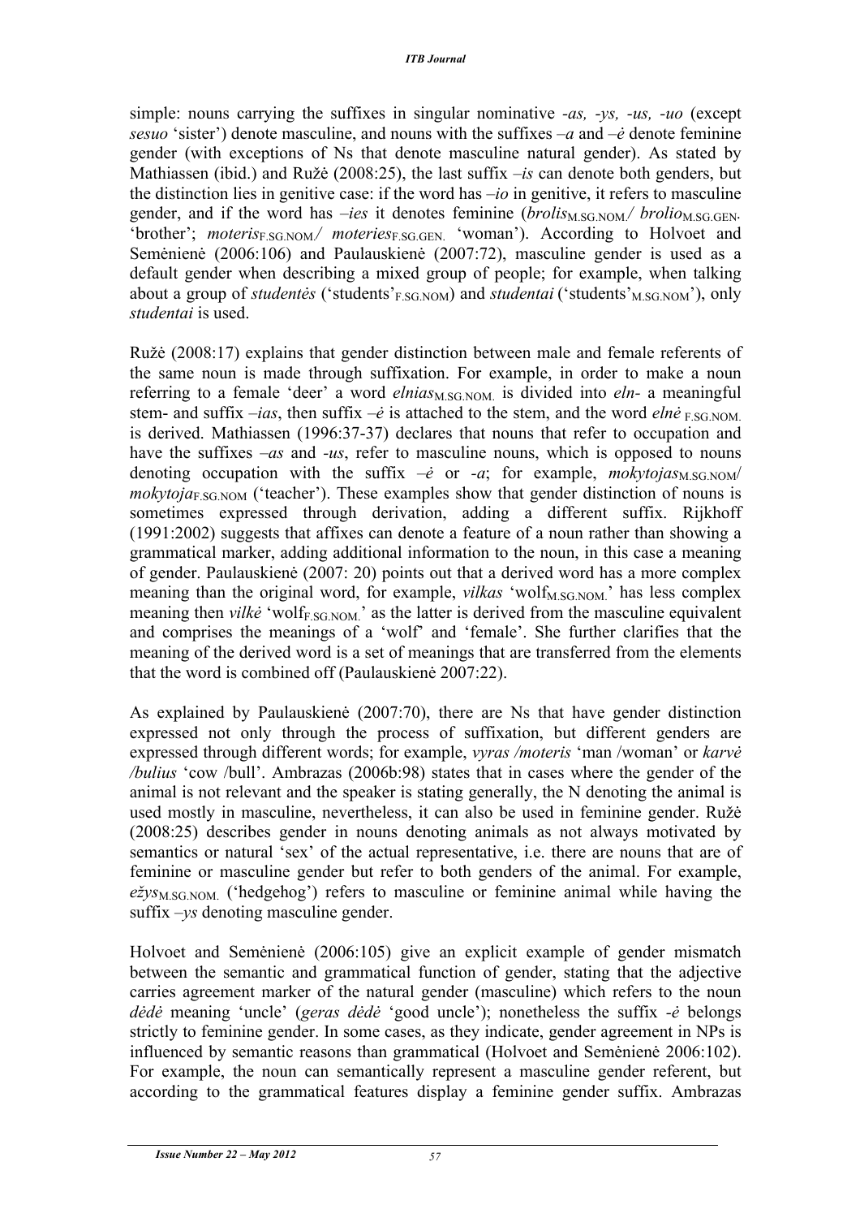simple: nouns carrying the suffixes in singular nominative *-as, -ys, -us, -uo* (except *sesuo* 'sister') denote masculine, and nouns with the suffixes *–a* and *–ė* denote feminine gender (with exceptions of Ns that denote masculine natural gender). As stated by Mathiassen (ibid.) and Ružė (2008:25), the last suffix *–is* can denote both genders, but the distinction lies in genitive case: if the word has *–io* in genitive, it refers to masculine gender, and if the word has *–ies* it denotes feminine (*brolis*$_{M.SG.NOM.}$/ *brolio*$_{M.SG.GEN.}$ 'brother'; *moteris*$_{F.SG.NOM.}$/ *moteries*$_{F.SG.GEN.}$ 'woman'). According to Holvoet and Semėnienė (2006:106) and Paulauskienė (2007:72), masculine gender is used as a default gender when describing a mixed group of people; for example, when talking about a group of *studentės* ('students'$_{F.SG.NOM}$) and *studentai* ('students'$_{M.SG.NOM}$'), only *studentai* is used.

Ružė (2008:17) explains that gender distinction between male and female referents of the same noun is made through suffixation. For example, in order to make a noun referring to a female 'deer' a word *elnias*$_{M.SG.NOM.}$ is divided into *eln-* a meaningful stem- and suffix *–ias*, then suffix *–ė* is attached to the stem, and the word *elnė* $_{F.SG.NOM.}$ is derived. Mathiassen (1996:37-37) declares that nouns that refer to occupation and have the suffixes *–as* and *-us*, refer to masculine nouns, which is opposed to nouns denoting occupation with the suffix *–ė* or *-a*; for example, *mokytojas*$_{M.SG.NOM}$/ *mokytoja*$_{F.SG.NOM}$ ('teacher'). These examples show that gender distinction of nouns is sometimes expressed through derivation, adding a different suffix. Rijkhoff (1991:2002) suggests that affixes can denote a feature of a noun rather than showing a grammatical marker, adding additional information to the noun, in this case a meaning of gender. Paulauskienė (2007: 20) points out that a derived word has a more complex meaning than the original word, for example, *vilkas* 'wolf$_{M.SG.NOM.}$' has less complex meaning then *vilkė* 'wolf$_{F.SG.NOM.}$' as the latter is derived from the masculine equivalent and comprises the meanings of a 'wolf' and 'female'. She further clarifies that the meaning of the derived word is a set of meanings that are transferred from the elements that the word is combined off (Paulauskienė 2007:22).

As explained by Paulauskienė (2007:70), there are Ns that have gender distinction expressed not only through the process of suffixation, but different genders are expressed through different words; for example, *vyras /moteris* 'man /woman' or *karvė /bulius* 'cow /bull'. Ambrazas (2006b:98) states that in cases where the gender of the animal is not relevant and the speaker is stating generally, the N denoting the animal is used mostly in masculine, nevertheless, it can also be used in feminine gender. Ružė (2008:25) describes gender in nouns denoting animals as not always motivated by semantics or natural 'sex' of the actual representative, i.e. there are nouns that are of feminine or masculine gender but refer to both genders of the animal. For example, *ežys*$_{M.SG.NOM.}$ ('hedgehog') refers to masculine or feminine animal while having the suffix *–ys* denoting masculine gender.

Holvoet and Semėnienė (2006:105) give an explicit example of gender mismatch between the semantic and grammatical function of gender, stating that the adjective carries agreement marker of the natural gender (masculine) which refers to the noun *dėdė* meaning 'uncle' (*geras dėdė* 'good uncle'); nonetheless the suffix *-ė* belongs strictly to feminine gender. In some cases, as they indicate, gender agreement in NPs is influenced by semantic reasons than grammatical (Holvoet and Semėnienė 2006:102). For example, the noun can semantically represent a masculine gender referent, but according to the grammatical features display a feminine gender suffix. Ambrazas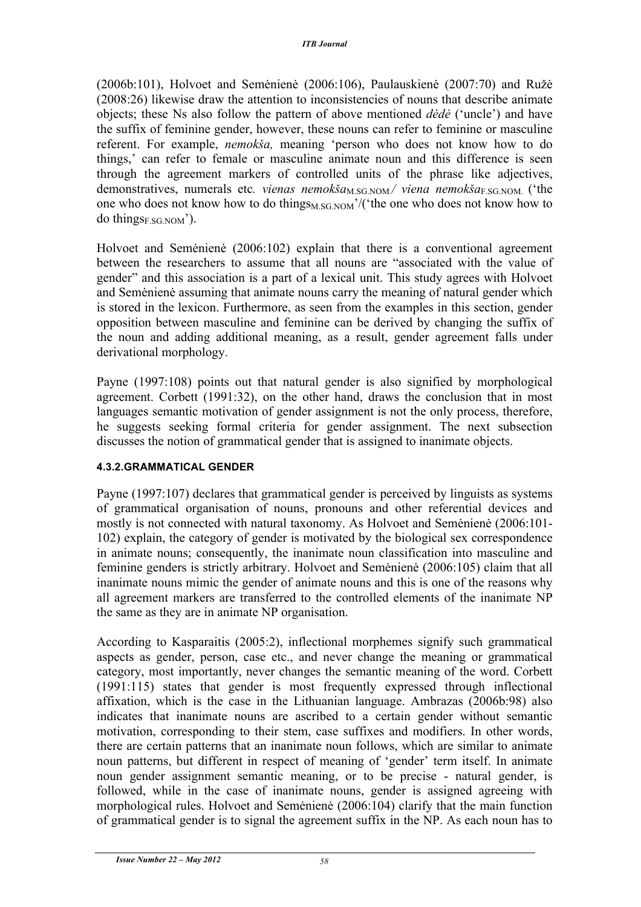(2006b:101), Holvoet and Semėnienė (2006:106), Paulauskienė (2007:70) and Ružė (2008:26) likewise draw the attention to inconsistencies of nouns that describe animate objects; these Ns also follow the pattern of above mentioned *dėdė* ('uncle') and have the suffix of feminine gender, however, these nouns can refer to feminine or masculine referent. For example, *nemokša,* meaning 'person who does not know how to do things,' can refer to female or masculine animate noun and this difference is seen through the agreement markers of controlled units of the phrase like adjectives, demonstratives, numerals etc. *vienas nemokša*$_{\text{M.SG.NOM}}$*/ viena nemokša*$_{\text{F.SG.NOM.}}$ ('the one who does not know how to do things$_{\text{M.SG.NOM}}$'/('the one who does not know how to do things$_{\text{F.SG.NOM}}$').

Holvoet and Semėnienė (2006:102) explain that there is a conventional agreement between the researchers to assume that all nouns are "associated with the value of gender" and this association is a part of a lexical unit. This study agrees with Holvoet and Semėnienė assuming that animate nouns carry the meaning of natural gender which is stored in the lexicon. Furthermore, as seen from the examples in this section, gender opposition between masculine and feminine can be derived by changing the suffix of the noun and adding additional meaning, as a result, gender agreement falls under derivational morphology.

Payne (1997:108) points out that natural gender is also signified by morphological agreement. Corbett (1991:32), on the other hand, draws the conclusion that in most languages semantic motivation of gender assignment is not the only process, therefore, he suggests seeking formal criteria for gender assignment. The next subsection discusses the notion of grammatical gender that is assigned to inanimate objects.

#### 4.3.2.GRAMMATICAL GENDER

Payne (1997:107) declares that grammatical gender is perceived by linguists as systems of grammatical organisation of nouns, pronouns and other referential devices and mostly is not connected with natural taxonomy. As Holvoet and Semėnienė (2006:101-102) explain, the category of gender is motivated by the biological sex correspondence in animate nouns; consequently, the inanimate noun classification into masculine and feminine genders is strictly arbitrary. Holvoet and Semėnienė (2006:105) claim that all inanimate nouns mimic the gender of animate nouns and this is one of the reasons why all agreement markers are transferred to the controlled elements of the inanimate NP the same as they are in animate NP organisation.

According to Kasparaitis (2005:2), inflectional morphemes signify such grammatical aspects as gender, person, case etc., and never change the meaning or grammatical category, most importantly, never changes the semantic meaning of the word. Corbett (1991:115) states that gender is most frequently expressed through inflectional affixation, which is the case in the Lithuanian language. Ambrazas (2006b:98) also indicates that inanimate nouns are ascribed to a certain gender without semantic motivation, corresponding to their stem, case suffixes and modifiers. In other words, there are certain patterns that an inanimate noun follows, which are similar to animate noun patterns, but different in respect of meaning of 'gender' term itself. In animate noun gender assignment semantic meaning, or to be precise - natural gender, is followed, while in the case of inanimate nouns, gender is assigned agreeing with morphological rules. Holvoet and Semėnienė (2006:104) clarify that the main function of grammatical gender is to signal the agreement suffix in the NP. As each noun has to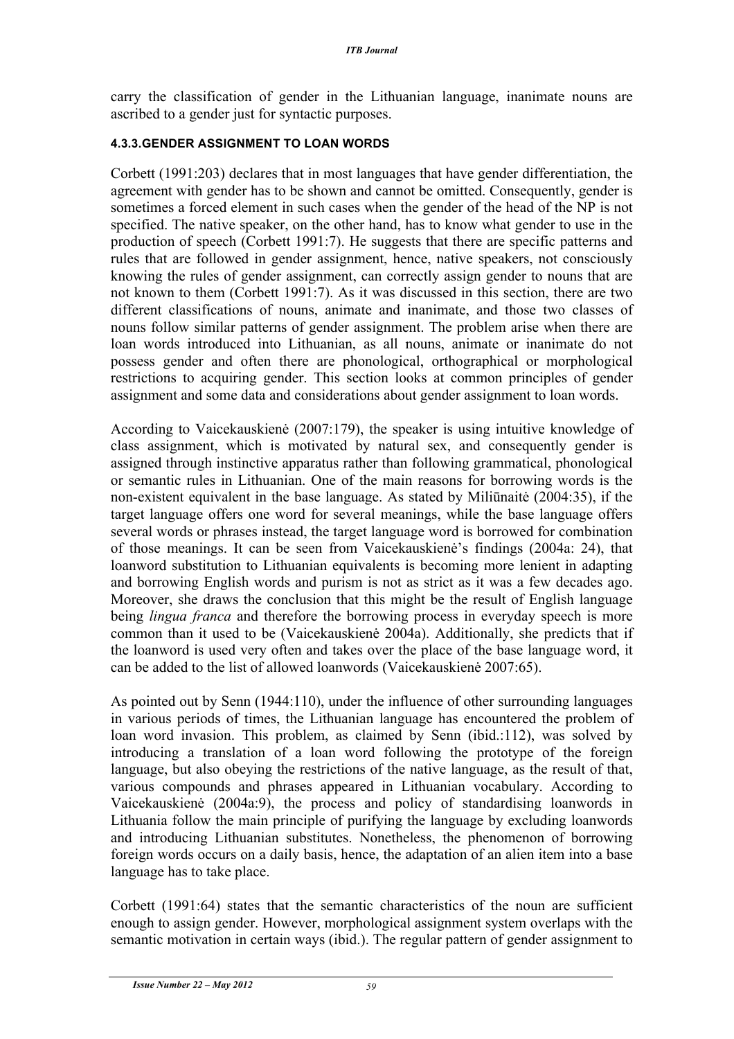carry the classification of gender in the Lithuanian language, inanimate nouns are ascribed to a gender just for syntactic purposes.

#### 4.3.3. GENDER ASSIGNMENT TO LOAN WORDS

Corbett (1991:203) declares that in most languages that have gender differentiation, the agreement with gender has to be shown and cannot be omitted. Consequently, gender is sometimes a forced element in such cases when the gender of the head of the NP is not specified. The native speaker, on the other hand, has to know what gender to use in the production of speech (Corbett 1991:7). He suggests that there are specific patterns and rules that are followed in gender assignment, hence, native speakers, not consciously knowing the rules of gender assignment, can correctly assign gender to nouns that are not known to them (Corbett 1991:7). As it was discussed in this section, there are two different classifications of nouns, animate and inanimate, and those two classes of nouns follow similar patterns of gender assignment. The problem arise when there are loan words introduced into Lithuanian, as all nouns, animate or inanimate do not possess gender and often there are phonological, orthographical or morphological restrictions to acquiring gender. This section looks at common principles of gender assignment and some data and considerations about gender assignment to loan words.

According to Vaicekauskienė (2007:179), the speaker is using intuitive knowledge of class assignment, which is motivated by natural sex, and consequently gender is assigned through instinctive apparatus rather than following grammatical, phonological or semantic rules in Lithuanian. One of the main reasons for borrowing words is the non-existent equivalent in the base language. As stated by Miliūnaitė (2004:35), if the target language offers one word for several meanings, while the base language offers several words or phrases instead, the target language word is borrowed for combination of those meanings. It can be seen from Vaicekauskienė's findings (2004a: 24), that loanword substitution to Lithuanian equivalents is becoming more lenient in adapting and borrowing English words and purism is not as strict as it was a few decades ago. Moreover, she draws the conclusion that this might be the result of English language being *lingua franca* and therefore the borrowing process in everyday speech is more common than it used to be (Vaicekauskienė 2004a). Additionally, she predicts that if the loanword is used very often and takes over the place of the base language word, it can be added to the list of allowed loanwords (Vaicekauskienė 2007:65).

As pointed out by Senn (1944:110), under the influence of other surrounding languages in various periods of times, the Lithuanian language has encountered the problem of loan word invasion. This problem, as claimed by Senn (ibid.:112), was solved by introducing a translation of a loan word following the prototype of the foreign language, but also obeying the restrictions of the native language, as the result of that, various compounds and phrases appeared in Lithuanian vocabulary. According to Vaicekauskienė (2004a:9), the process and policy of standardising loanwords in Lithuania follow the main principle of purifying the language by excluding loanwords and introducing Lithuanian substitutes. Nonetheless, the phenomenon of borrowing foreign words occurs on a daily basis, hence, the adaptation of an alien item into a base language has to take place.

Corbett (1991:64) states that the semantic characteristics of the noun are sufficient enough to assign gender. However, morphological assignment system overlaps with the semantic motivation in certain ways (ibid.). The regular pattern of gender assignment to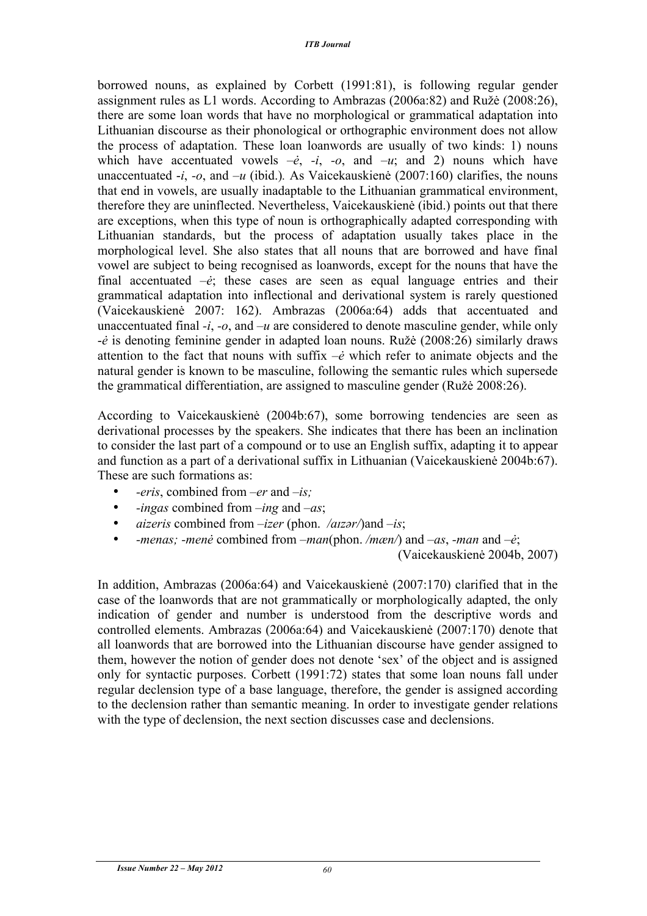borrowed nouns, as explained by Corbett (1991:81), is following regular gender assignment rules as L1 words. According to Ambrazas (2006a:82) and Ružė (2008:26), there are some loan words that have no morphological or grammatical adaptation into Lithuanian discourse as their phonological or orthographic environment does not allow the process of adaptation. These loan loanwords are usually of two kinds: 1) nouns which have accentuated vowels *–ė*, *-i*, *-o*, and *–u*; and 2) nouns which have unaccentuated *-i*, *-o*, and *–u* (ibid.). As Vaicekauskienė (2007:160) clarifies, the nouns that end in vowels, are usually inadaptable to the Lithuanian grammatical environment, therefore they are uninflected. Nevertheless, Vaicekauskienė (ibid.) points out that there are exceptions, when this type of noun is orthographically adapted corresponding with Lithuanian standards, but the process of adaptation usually takes place in the morphological level. She also states that all nouns that are borrowed and have final vowel are subject to being recognised as loanwords, except for the nouns that have the final accentuated *–ė*; these cases are seen as equal language entries and their grammatical adaptation into inflectional and derivational system is rarely questioned (Vaicekauskienė 2007: 162). Ambrazas (2006a:64) adds that accentuated and unaccentuated final *-i*, *-o*, and *–u* are considered to denote masculine gender, while only *-ė* is denoting feminine gender in adapted loan nouns. Ružė (2008:26) similarly draws attention to the fact that nouns with suffix *–ė* which refer to animate objects and the natural gender is known to be masculine, following the semantic rules which supersede the grammatical differentiation, are assigned to masculine gender (Ružė 2008:26).

According to Vaicekauskienė (2004b:67), some borrowing tendencies are seen as derivational processes by the speakers. She indicates that there has been an inclination to consider the last part of a compound or to use an English suffix, adapting it to appear and function as a part of a derivational suffix in Lithuanian (Vaicekauskienė 2004b:67). These are such formations as:

- *-eris*, combined from *–er* and *–is;*
- *-ingas* combined from *–ing* and *–as*;
- *aizeris* combined from *–izer* (phon. */aɪzər/*)and *–is*;
- *-menas; -menė* combined from *–man*(phon. */mæn/*) and *–as*, *-man* and *–ė*;

(Vaicekauskienė 2004b, 2007)

In addition, Ambrazas (2006a:64) and Vaicekauskienė (2007:170) clarified that in the case of the loanwords that are not grammatically or morphologically adapted, the only indication of gender and number is understood from the descriptive words and controlled elements. Ambrazas (2006a:64) and Vaicekauskienė (2007:170) denote that all loanwords that are borrowed into the Lithuanian discourse have gender assigned to them, however the notion of gender does not denote 'sex' of the object and is assigned only for syntactic purposes. Corbett (1991:72) states that some loan nouns fall under regular declension type of a base language, therefore, the gender is assigned according to the declension rather than semantic meaning. In order to investigate gender relations with the type of declension, the next section discusses case and declensions.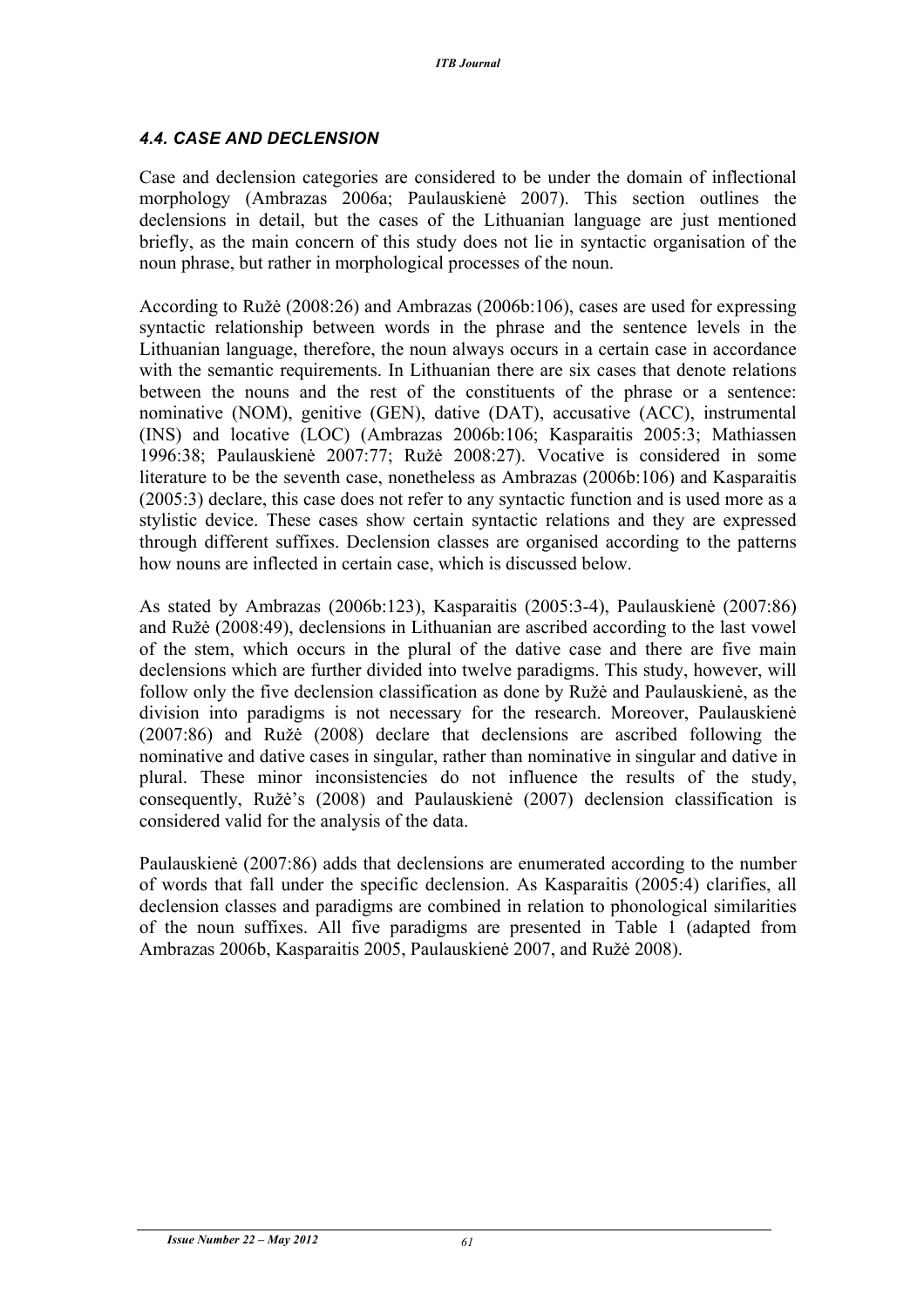### *4.4. CASE AND DECLENSION*

Case and declension categories are considered to be under the domain of inflectional morphology (Ambrazas 2006a; Paulauskienė 2007). This section outlines the declensions in detail, but the cases of the Lithuanian language are just mentioned briefly, as the main concern of this study does not lie in syntactic organisation of the noun phrase, but rather in morphological processes of the noun.

According to Ružė (2008:26) and Ambrazas (2006b:106), cases are used for expressing syntactic relationship between words in the phrase and the sentence levels in the Lithuanian language, therefore, the noun always occurs in a certain case in accordance with the semantic requirements. In Lithuanian there are six cases that denote relations between the nouns and the rest of the constituents of the phrase or a sentence: nominative (NOM), genitive (GEN), dative (DAT), accusative (ACC), instrumental (INS) and locative (LOC) (Ambrazas 2006b:106; Kasparaitis 2005:3; Mathiassen 1996:38; Paulauskienė 2007:77; Ružė 2008:27). Vocative is considered in some literature to be the seventh case, nonetheless as Ambrazas (2006b:106) and Kasparaitis (2005:3) declare, this case does not refer to any syntactic function and is used more as a stylistic device. These cases show certain syntactic relations and they are expressed through different suffixes. Declension classes are organised according to the patterns how nouns are inflected in certain case, which is discussed below.

As stated by Ambrazas (2006b:123), Kasparaitis (2005:3-4), Paulauskienė (2007:86) and Ružė (2008:49), declensions in Lithuanian are ascribed according to the last vowel of the stem, which occurs in the plural of the dative case and there are five main declensions which are further divided into twelve paradigms. This study, however, will follow only the five declension classification as done by Ružė and Paulauskienė, as the division into paradigms is not necessary for the research. Moreover, Paulauskienė (2007:86) and Ružė (2008) declare that declensions are ascribed following the nominative and dative cases in singular, rather than nominative in singular and dative in plural. These minor inconsistencies do not influence the results of the study, consequently, Ružė's (2008) and Paulauskienė (2007) declension classification is considered valid for the analysis of the data.

Paulauskienė (2007:86) adds that declensions are enumerated according to the number of words that fall under the specific declension. As Kasparaitis (2005:4) clarifies, all declension classes and paradigms are combined in relation to phonological similarities of the noun suffixes. All five paradigms are presented in Table 1 (adapted from Ambrazas 2006b, Kasparaitis 2005, Paulauskienė 2007, and Ružė 2008).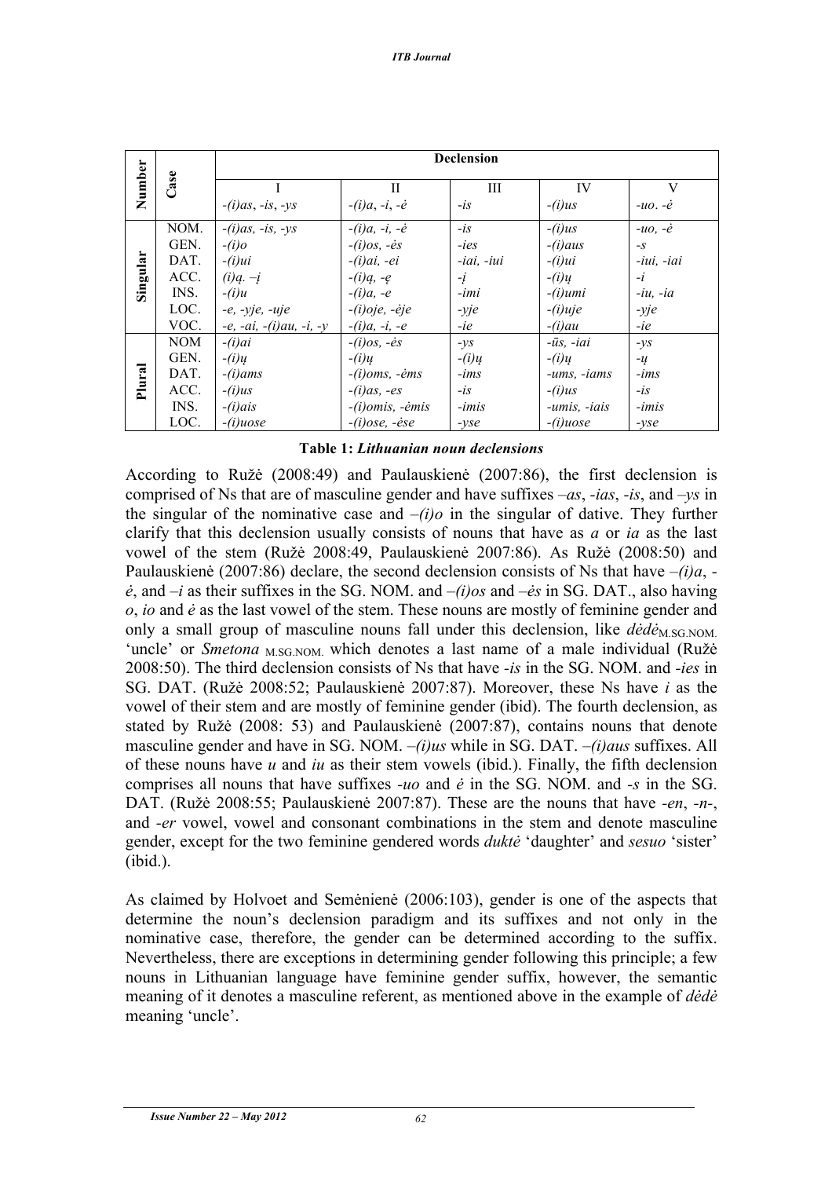| Number | Case | Declension | | | | |
|---|---|---|---|---|---|---|
| | | I | II | III | IV | V |
| | | *-(i)as*, *-is*, *-ys* | *-(i)a*, *-i*, *-ė* | *-is* | *-(i)us* | *-uo*. *-ė* |
| Singular | NOM. | *-(i)as, -is, -ys* | *-(i)a, -i, -ė* | *-is* | *-(i)us* | *-uo, -ė* |
| | GEN. | *-(i)o* | *-(i)os, -ės* | *-ies* | *-(i)aus* | *-s* |
| | DAT. | *-(i)ui* | *-(i)ai, -ei* | *-iai, -iui* | *-(i)ui* | *-iui, -iai* |
| | ACC. | *(i)ą. –į* | *-(i)ą, -ę* | *-į* | *-(i)ų* | *-i* |
| | INS. | *-(i)u* | *-(i)a, -e* | *-imi* | *-(i)umi* | *-iu, -ia* |
| | LOC. | *-e, -yje, -uje* | *-(i)oje, -ėje* | *-yje* | *-(i)uje* | *-yje* |
| | VOC. | *-e, -ai, -(i)au, -i, -y* | *-(i)a, -i, -e* | *-ie* | *-(i)au* | *-ie* |
| Plural | NOM | *-(i)ai* | *-(i)os, -ės* | *-ys* | *-ūs, -iai* | *-ys* |
| | GEN. | *-(i)ų* | *-(i)ų* | *-(i)ų* | *-(i)ų* | *-ų* |
| | DAT. | *-(i)ams* | *-(i)oms, -ėms* | *-ims* | *-ums, -iams* | *-ims* |
| | ACC. | *-(i)us* | *-(i)as, -es* | *-is* | *-(i)us* | *-is* |
| | INS. | *-(i)ais* | *-(i)omis, -ėmis* | *-imis* | *-umis, -iais* | *-imis* |
| | LOC. | *-(i)uose* | *-(i)ose, -ėse* | *-yse* | *-(i)uose* | *-yse* |

**Table 1:** ***Lithuanian noun declensions***

According to Ružė (2008:49) and Paulauskienė (2007:86), the first declension is comprised of Ns that are of masculine gender and have suffixes *–as*, *-ias*, *-is*, and *–ys* in the singular of the nominative case and *–(i)o* in the singular of dative. They further clarify that this declension usually consists of nouns that have as *a* or *ia* as the last vowel of the stem (Ružė 2008:49, Paulauskienė 2007:86). As Ružė (2008:50) and Paulauskienė (2007:86) declare, the second declension consists of Ns that have *–(i)a*, *-ė*, and *–i* as their suffixes in the SG. NOM. and *–(i)os* and *–ės* in SG. DAT., also having *o*, *io* and *ė* as the last vowel of the stem. These nouns are mostly of feminine gender and only a small group of masculine nouns fall under this declension, like *dėdė*$_{\text{M.SG.NOM.}}$ 'uncle' or *Smetona* $_{\text{M.SG.NOM.}}$ which denotes a last name of a male individual (Ružė 2008:50). The third declension consists of Ns that have *-is* in the SG. NOM. and *-ies* in SG. DAT. (Ružė 2008:52; Paulauskienė 2007:87). Moreover, these Ns have *i* as the vowel of their stem and are mostly of feminine gender (ibid). The fourth declension, as stated by Ružė (2008: 53) and Paulauskienė (2007:87), contains nouns that denote masculine gender and have in SG. NOM. *–(i)us* while in SG. DAT. *–(i)aus* suffixes. All of these nouns have *u* and *iu* as their stem vowels (ibid.). Finally, the fifth declension comprises all nouns that have suffixes *-uo* and *ė* in the SG. NOM. and *-s* in the SG. DAT. (Ružė 2008:55; Paulauskienė 2007:87). These are the nouns that have *-en*, *-n-*, and *-er* vowel, vowel and consonant combinations in the stem and denote masculine gender, except for the two feminine gendered words *duktė* 'daughter' and *sesuo* 'sister' (ibid.).

As claimed by Holvoet and Semėnienė (2006:103), gender is one of the aspects that determine the noun's declension paradigm and its suffixes and not only in the nominative case, therefore, the gender can be determined according to the suffix. Nevertheless, there are exceptions in determining gender following this principle; a few nouns in Lithuanian language have feminine gender suffix, however, the semantic meaning of it denotes a masculine referent, as mentioned above in the example of *dėdė* meaning 'uncle'.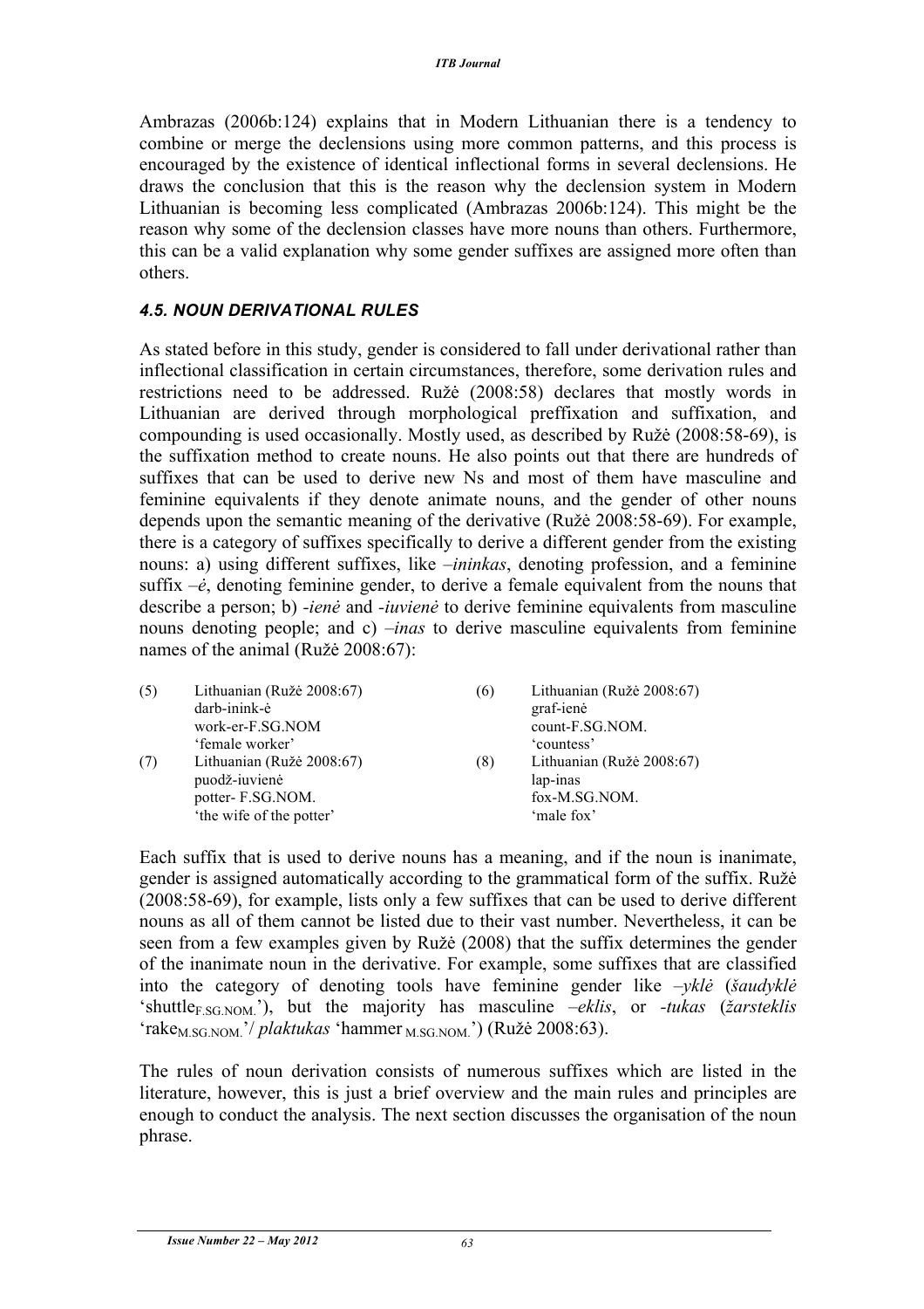Ambrazas (2006b:124) explains that in Modern Lithuanian there is a tendency to combine or merge the declensions using more common patterns, and this process is encouraged by the existence of identical inflectional forms in several declensions. He draws the conclusion that this is the reason why the declension system in Modern Lithuanian is becoming less complicated (Ambrazas 2006b:124). This might be the reason why some of the declension classes have more nouns than others. Furthermore, this can be a valid explanation why some gender suffixes are assigned more often than others.

### *4.5. NOUN DERIVATIONAL RULES*

As stated before in this study, gender is considered to fall under derivational rather than inflectional classification in certain circumstances, therefore, some derivation rules and restrictions need to be addressed. Ružė (2008:58) declares that mostly words in Lithuanian are derived through morphological preffixation and suffixation, and compounding is used occasionally. Mostly used, as described by Ružė (2008:58-69), is the suffixation method to create nouns. He also points out that there are hundreds of suffixes that can be used to derive new Ns and most of them have masculine and feminine equivalents if they denote animate nouns, and the gender of other nouns depends upon the semantic meaning of the derivative (Ružė 2008:58-69). For example, there is a category of suffixes specifically to derive a different gender from the existing nouns: a) using different suffixes, like *–ininkas*, denoting profession, and a feminine suffix *–ė*, denoting feminine gender, to derive a female equivalent from the nouns that describe a person; b) *-ienė* and *-iuvienė* to derive feminine equivalents from masculine nouns denoting people; and c) *–inas* to derive masculine equivalents from feminine names of the animal (Ružė 2008:67):

(5) Lithuanian (Ružė 2008:67)
darb-inink-ė
work-er-F.SG.NOM
'female worker'

(6) Lithuanian (Ružė 2008:67)
graf-ienė
count-F.SG.NOM.
'countess'

(7) Lithuanian (Ružė 2008:67)
puodž-iuvienė
potter- F.SG.NOM.
'the wife of the potter'

(8) Lithuanian (Ružė 2008:67)
lap-inas
fox-M.SG.NOM.
'male fox'

Each suffix that is used to derive nouns has a meaning, and if the noun is inanimate, gender is assigned automatically according to the grammatical form of the suffix. Ružė (2008:58-69), for example, lists only a few suffixes that can be used to derive different nouns as all of them cannot be listed due to their vast number. Nevertheless, it can be seen from a few examples given by Ružė (2008) that the suffix determines the gender of the inanimate noun in the derivative. For example, some suffixes that are classified into the category of denoting tools have feminine gender like *–yklė* (*šaudyklė* 'shuttle$_{\text{F.SG.NOM.}}$'), but the majority has masculine *–eklis*, or *-tukas* (*žarsteklis* 'rake$_{\text{M.SG.NOM.}}$'/ *plaktukas* 'hammer $_{\text{M.SG.NOM.}}$') (Ružė 2008:63).

The rules of noun derivation consists of numerous suffixes which are listed in the literature, however, this is just a brief overview and the main rules and principles are enough to conduct the analysis. The next section discusses the organisation of the noun phrase.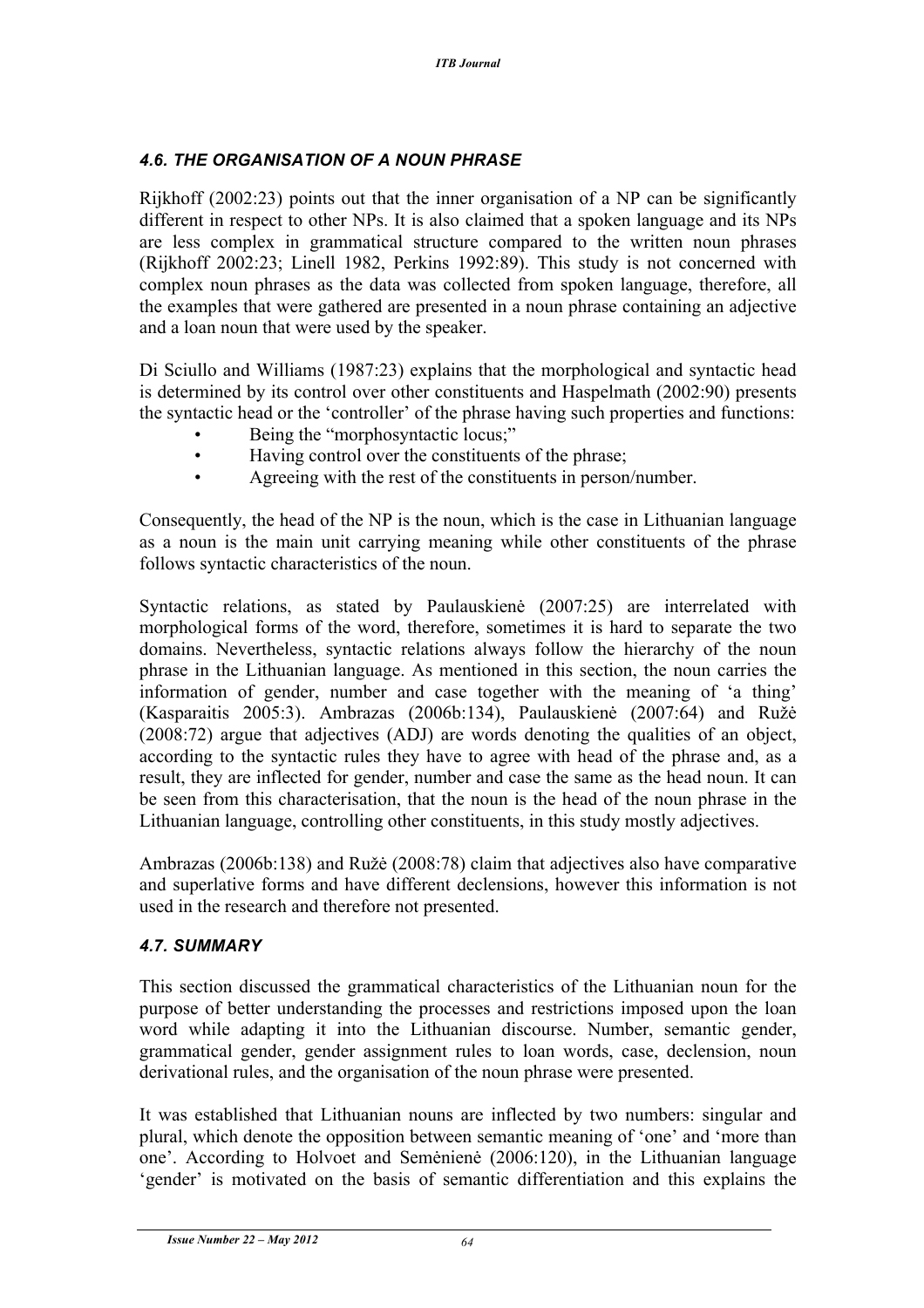### *4.6. THE ORGANISATION OF A NOUN PHRASE*

Rijkhoff (2002:23) points out that the inner organisation of a NP can be significantly different in respect to other NPs. It is also claimed that a spoken language and its NPs are less complex in grammatical structure compared to the written noun phrases (Rijkhoff 2002:23; Linell 1982, Perkins 1992:89). This study is not concerned with complex noun phrases as the data was collected from spoken language, therefore, all the examples that were gathered are presented in a noun phrase containing an adjective and a loan noun that were used by the speaker.

Di Sciullo and Williams (1987:23) explains that the morphological and syntactic head is determined by its control over other constituents and Haspelmath (2002:90) presents the syntactic head or the 'controller' of the phrase having such properties and functions:

- Being the "morphosyntactic locus;"
- Having control over the constituents of the phrase;
- Agreeing with the rest of the constituents in person/number.

Consequently, the head of the NP is the noun, which is the case in Lithuanian language as a noun is the main unit carrying meaning while other constituents of the phrase follows syntactic characteristics of the noun.

Syntactic relations, as stated by Paulauskienė (2007:25) are interrelated with morphological forms of the word, therefore, sometimes it is hard to separate the two domains. Nevertheless, syntactic relations always follow the hierarchy of the noun phrase in the Lithuanian language. As mentioned in this section, the noun carries the information of gender, number and case together with the meaning of 'a thing' (Kasparaitis 2005:3). Ambrazas (2006b:134), Paulauskienė (2007:64) and Ružė (2008:72) argue that adjectives (ADJ) are words denoting the qualities of an object, according to the syntactic rules they have to agree with head of the phrase and, as a result, they are inflected for gender, number and case the same as the head noun. It can be seen from this characterisation, that the noun is the head of the noun phrase in the Lithuanian language, controlling other constituents, in this study mostly adjectives.

Ambrazas (2006b:138) and Ružė (2008:78) claim that adjectives also have comparative and superlative forms and have different declensions, however this information is not used in the research and therefore not presented.

### *4.7. SUMMARY*

This section discussed the grammatical characteristics of the Lithuanian noun for the purpose of better understanding the processes and restrictions imposed upon the loan word while adapting it into the Lithuanian discourse. Number, semantic gender, grammatical gender, gender assignment rules to loan words, case, declension, noun derivational rules, and the organisation of the noun phrase were presented.

It was established that Lithuanian nouns are inflected by two numbers: singular and plural, which denote the opposition between semantic meaning of 'one' and 'more than one'. According to Holvoet and Semėnienė (2006:120), in the Lithuanian language 'gender' is motivated on the basis of semantic differentiation and this explains the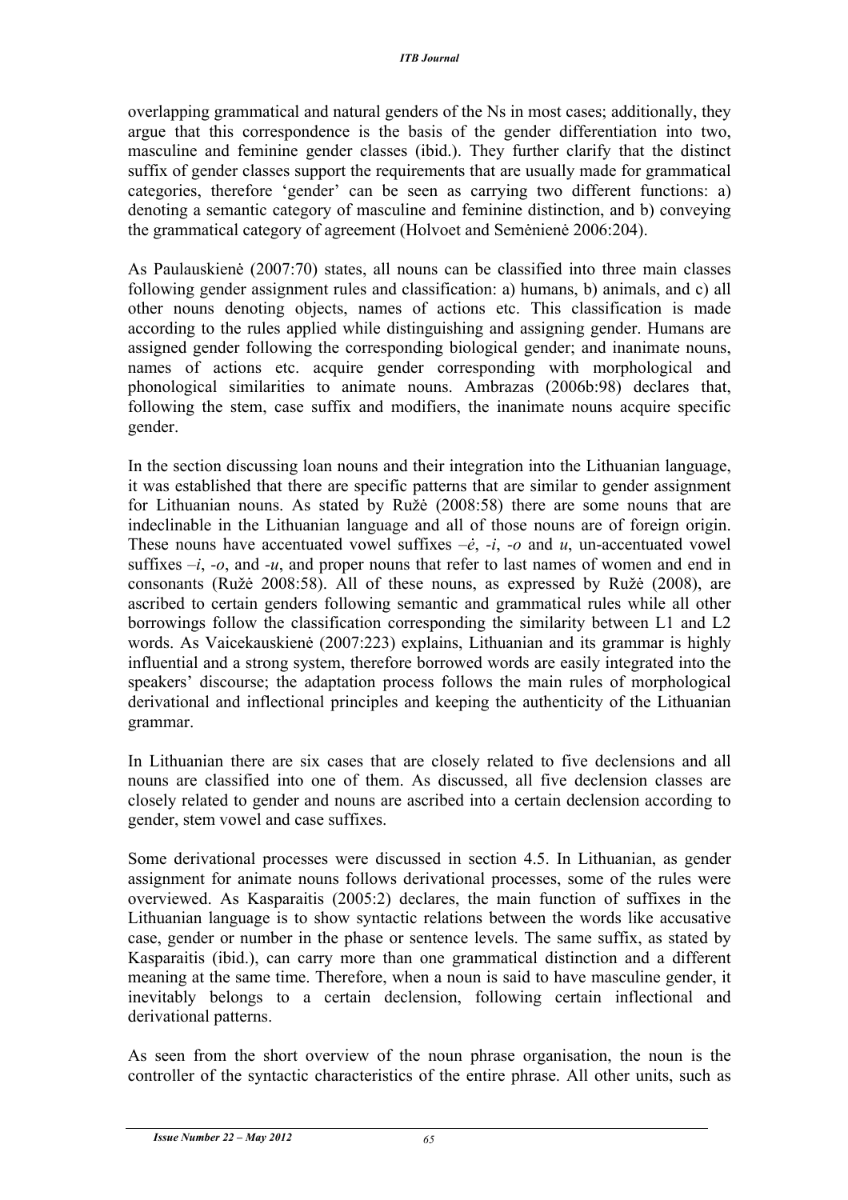overlapping grammatical and natural genders of the Ns in most cases; additionally, they argue that this correspondence is the basis of the gender differentiation into two, masculine and feminine gender classes (ibid.). They further clarify that the distinct suffix of gender classes support the requirements that are usually made for grammatical categories, therefore 'gender' can be seen as carrying two different functions: a) denoting a semantic category of masculine and feminine distinction, and b) conveying the grammatical category of agreement (Holvoet and Semėnienė 2006:204).

As Paulauskienė (2007:70) states, all nouns can be classified into three main classes following gender assignment rules and classification: a) humans, b) animals, and c) all other nouns denoting objects, names of actions etc. This classification is made according to the rules applied while distinguishing and assigning gender. Humans are assigned gender following the corresponding biological gender; and inanimate nouns, names of actions etc. acquire gender corresponding with morphological and phonological similarities to animate nouns. Ambrazas (2006b:98) declares that, following the stem, case suffix and modifiers, the inanimate nouns acquire specific gender.

In the section discussing loan nouns and their integration into the Lithuanian language, it was established that there are specific patterns that are similar to gender assignment for Lithuanian nouns. As stated by Ružė (2008:58) there are some nouns that are indeclinable in the Lithuanian language and all of those nouns are of foreign origin. These nouns have accentuated vowel suffixes *–ė*, *-i*, *-o* and *u*, un-accentuated vowel suffixes *–i*, *-o*, and *-u*, and proper nouns that refer to last names of women and end in consonants (Ružė 2008:58). All of these nouns, as expressed by Ružė (2008), are ascribed to certain genders following semantic and grammatical rules while all other borrowings follow the classification corresponding the similarity between L1 and L2 words. As Vaicekauskienė (2007:223) explains, Lithuanian and its grammar is highly influential and a strong system, therefore borrowed words are easily integrated into the speakers' discourse; the adaptation process follows the main rules of morphological derivational and inflectional principles and keeping the authenticity of the Lithuanian grammar.

In Lithuanian there are six cases that are closely related to five declensions and all nouns are classified into one of them. As discussed, all five declension classes are closely related to gender and nouns are ascribed into a certain declension according to gender, stem vowel and case suffixes.

Some derivational processes were discussed in section 4.5. In Lithuanian, as gender assignment for animate nouns follows derivational processes, some of the rules were overviewed. As Kasparaitis (2005:2) declares, the main function of suffixes in the Lithuanian language is to show syntactic relations between the words like accusative case, gender or number in the phase or sentence levels. The same suffix, as stated by Kasparaitis (ibid.), can carry more than one grammatical distinction and a different meaning at the same time. Therefore, when a noun is said to have masculine gender, it inevitably belongs to a certain declension, following certain inflectional and derivational patterns.

As seen from the short overview of the noun phrase organisation, the noun is the controller of the syntactic characteristics of the entire phrase. All other units, such as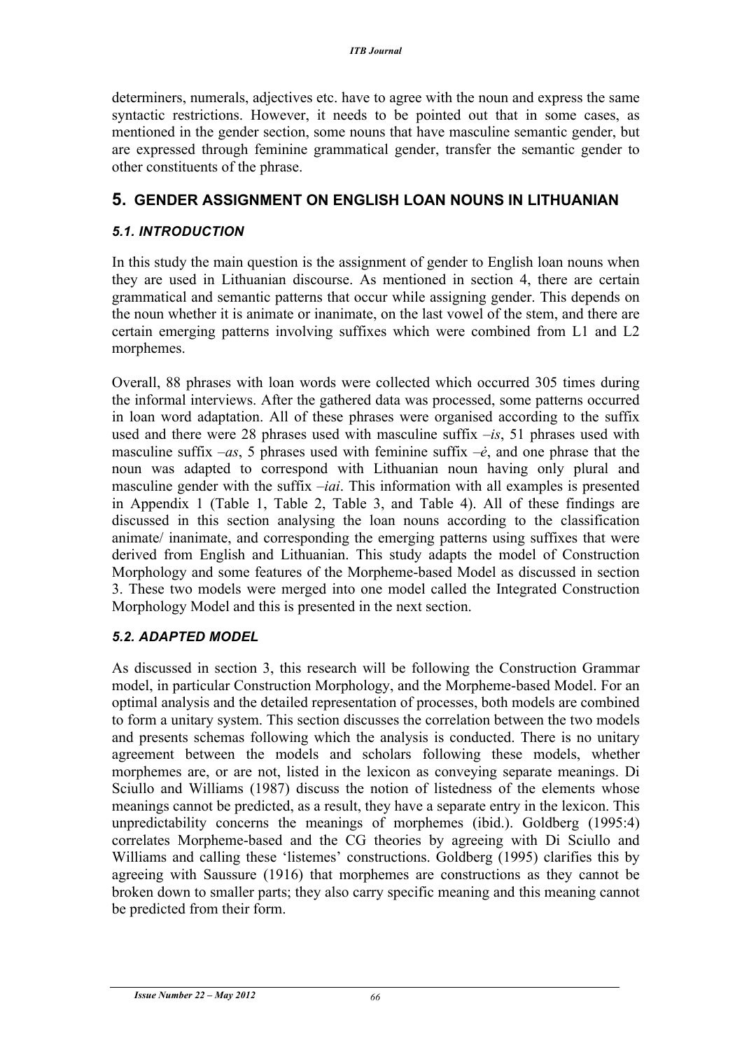determiners, numerals, adjectives etc. have to agree with the noun and express the same syntactic restrictions. However, it needs to be pointed out that in some cases, as mentioned in the gender section, some nouns that have masculine semantic gender, but are expressed through feminine grammatical gender, transfer the semantic gender to other constituents of the phrase.

## 5. GENDER ASSIGNMENT ON ENGLISH LOAN NOUNS IN LITHUANIAN

### *5.1. INTRODUCTION*

In this study the main question is the assignment of gender to English loan nouns when they are used in Lithuanian discourse. As mentioned in section 4, there are certain grammatical and semantic patterns that occur while assigning gender. This depends on the noun whether it is animate or inanimate, on the last vowel of the stem, and there are certain emerging patterns involving suffixes which were combined from L1 and L2 morphemes.

Overall, 88 phrases with loan words were collected which occurred 305 times during the informal interviews. After the gathered data was processed, some patterns occurred in loan word adaptation. All of these phrases were organised according to the suffix used and there were 28 phrases used with masculine suffix *–is*, 51 phrases used with masculine suffix *–as*, 5 phrases used with feminine suffix *–ė*, and one phrase that the noun was adapted to correspond with Lithuanian noun having only plural and masculine gender with the suffix *–iai*. This information with all examples is presented in Appendix 1 (Table 1, Table 2, Table 3, and Table 4). All of these findings are discussed in this section analysing the loan nouns according to the classification animate/ inanimate, and corresponding the emerging patterns using suffixes that were derived from English and Lithuanian. This study adapts the model of Construction Morphology and some features of the Morpheme-based Model as discussed in section 3. These two models were merged into one model called the Integrated Construction Morphology Model and this is presented in the next section.

### *5.2. ADAPTED MODEL*

As discussed in section 3, this research will be following the Construction Grammar model, in particular Construction Morphology, and the Morpheme-based Model. For an optimal analysis and the detailed representation of processes, both models are combined to form a unitary system. This section discusses the correlation between the two models and presents schemas following which the analysis is conducted. There is no unitary agreement between the models and scholars following these models, whether morphemes are, or are not, listed in the lexicon as conveying separate meanings. Di Sciullo and Williams (1987) discuss the notion of listedness of the elements whose meanings cannot be predicted, as a result, they have a separate entry in the lexicon. This unpredictability concerns the meanings of morphemes (ibid.). Goldberg (1995:4) correlates Morpheme-based and the CG theories by agreeing with Di Sciullo and Williams and calling these 'listemes' constructions. Goldberg (1995) clarifies this by agreeing with Saussure (1916) that morphemes are constructions as they cannot be broken down to smaller parts; they also carry specific meaning and this meaning cannot be predicted from their form.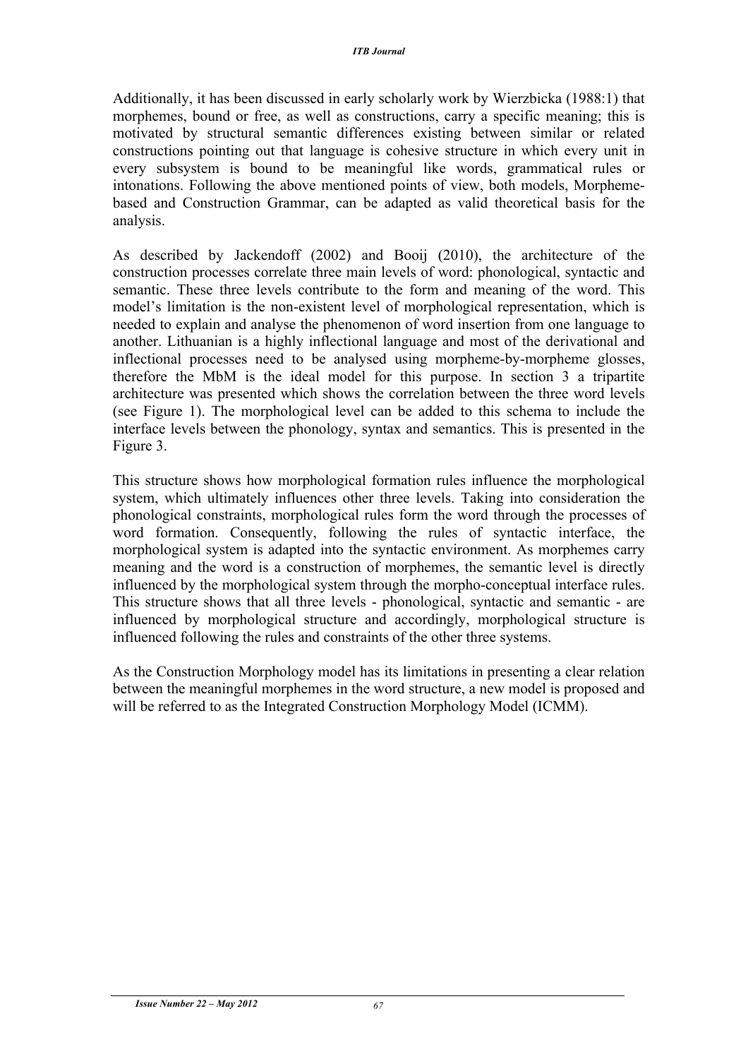Additionally, it has been discussed in early scholarly work by Wierzbicka (1988:1) that morphemes, bound or free, as well as constructions, carry a specific meaning; this is motivated by structural semantic differences existing between similar or related constructions pointing out that language is cohesive structure in which every unit in every subsystem is bound to be meaningful like words, grammatical rules or intonations. Following the above mentioned points of view, both models, Morpheme-based and Construction Grammar, can be adapted as valid theoretical basis for the analysis.

As described by Jackendoff (2002) and Booij (2010), the architecture of the construction processes correlate three main levels of word: phonological, syntactic and semantic. These three levels contribute to the form and meaning of the word. This model's limitation is the non-existent level of morphological representation, which is needed to explain and analyse the phenomenon of word insertion from one language to another. Lithuanian is a highly inflectional language and most of the derivational and inflectional processes need to be analysed using morpheme-by-morpheme glosses, therefore the MbM is the ideal model for this purpose. In section 3 a tripartite architecture was presented which shows the correlation between the three word levels (see Figure 1). The morphological level can be added to this schema to include the interface levels between the phonology, syntax and semantics. This is presented in the Figure 3.

This structure shows how morphological formation rules influence the morphological system, which ultimately influences other three levels. Taking into consideration the phonological constraints, morphological rules form the word through the processes of word formation. Consequently, following the rules of syntactic interface, the morphological system is adapted into the syntactic environment. As morphemes carry meaning and the word is a construction of morphemes, the semantic level is directly influenced by the morphological system through the morpho-conceptual interface rules. This structure shows that all three levels - phonological, syntactic and semantic - are influenced by morphological structure and accordingly, morphological structure is influenced following the rules and constraints of the other three systems.

As the Construction Morphology model has its limitations in presenting a clear relation between the meaningful morphemes in the word structure, a new model is proposed and will be referred to as the Integrated Construction Morphology Model (ICMM).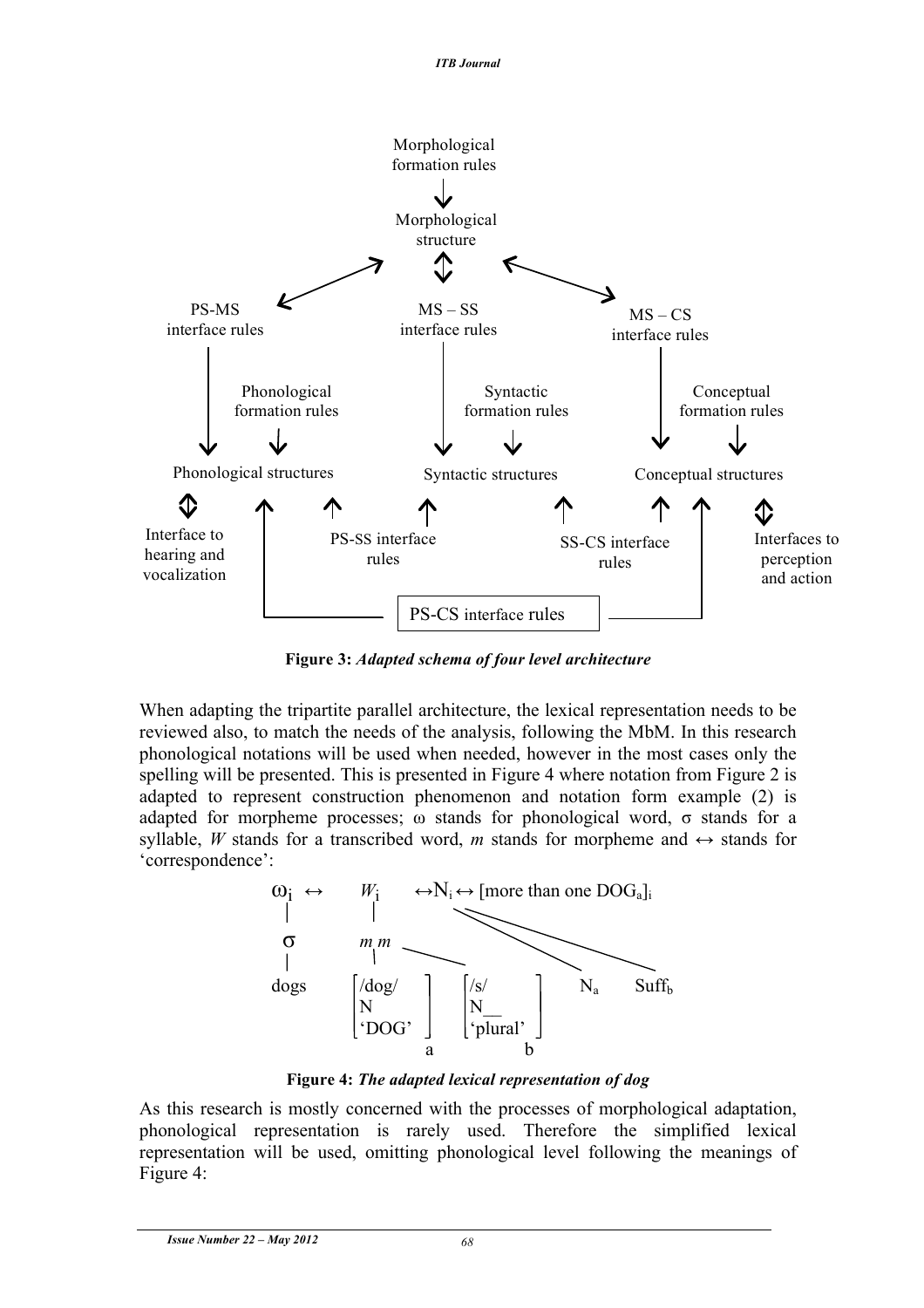Morphological formation rules

Morphological structure

PS-MS interface rules

MS – SS interface rules

MS – CS interface rules

Phonological formation rules

Syntactic formation rules

Conceptual formation rules

Phonological structures

Syntactic structures

Conceptual structures

Interface to hearing and vocalization

PS-SS interface rules

SS-CS interface rules

Interfaces to perception and action

PS-CS interface rules

**Figure 3:** ***Adapted schema of four level architecture***

When adapting the tripartite parallel architecture, the lexical representation needs to be reviewed also, to match the needs of the analysis, following the MbM. In this research phonological notations will be used when needed, however in the most cases only the spelling will be presented. This is presented in Figure 4 where notation from Figure 2 is adapted to represent construction phenomenon and notation form example (2) is adapted for morpheme processes; ω stands for phonological word, σ stands for a syllable, *W* stands for a transcribed word, *m* stands for morpheme and ↔ stands for 'correspondence':

$\omega_i \leftrightarrow$ $W_i$ $\leftrightarrow N_i \leftrightarrow$ [more than one $DOG_a]_i$

σ *m m*

dogs [/dog/ N 'DOG']$_a$ [/s/ N__ 'plural']$_b$ $N_a$ $Suff_b$

**Figure 4:** ***The adapted lexical representation of dog***

As this research is mostly concerned with the processes of morphological adaptation, phonological representation is rarely used. Therefore the simplified lexical representation will be used, omitting phonological level following the meanings of Figure 4: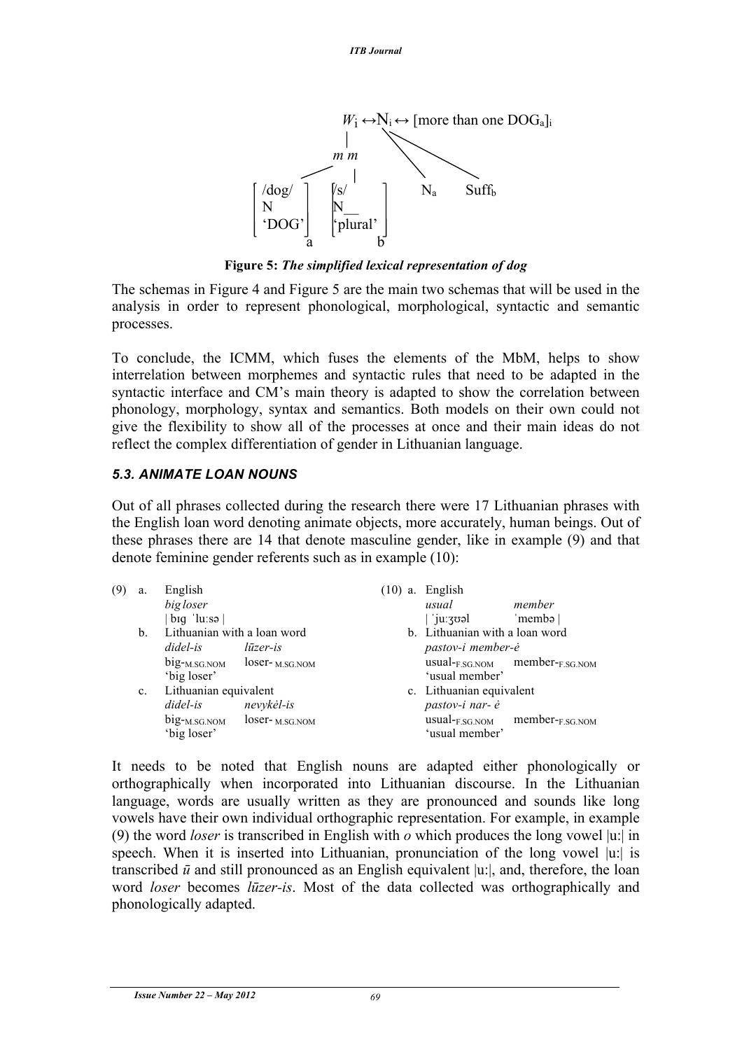$$W_i \leftrightarrow N_i \leftrightarrow [\text{more than one DOG}_a]_i$$

```
              Wi ↔ Ni ↔ [more than one DOGa]i
               |
              m m
            /    |
 [ /dog/ ]  [ /s/     ]     Na     Suffb
 [ N     ]  [ N__     ]
 [ 'DOG' ]  [ 'plural']
         a            b
```

**Figure 5:** ***The simplified lexical representation of dog***

The schemas in Figure 4 and Figure 5 are the main two schemas that will be used in the analysis in order to represent phonological, morphological, syntactic and semantic processes.

To conclude, the ICMM, which fuses the elements of the MbM, helps to show interrelation between morphemes and syntactic rules that need to be adapted in the syntactic interface and CM's main theory is adapted to show the correlation between phonology, morphology, syntax and semantics. Both models on their own could not give the flexibility to show all of the processes at once and their main ideas do not reflect the complex differentiation of gender in Lithuanian language.

### *5.3. ANIMATE LOAN NOUNS*

Out of all phrases collected during the research there were 17 Lithuanian phrases with the English loan word denoting animate objects, more accurately, human beings. Out of these phrases there are 14 that denote masculine gender, like in example (9) and that denote feminine gender referents such as in example (10):

(9)
a. English
*big loser*
| bɪg ˈluːsə |
b. Lithuanian with a loan word
*didel-is* *lūzer-is*
big-$_{\text{M.SG.NOM}}$ loser-$_{\text{M.SG.NOM}}$
'big loser'
c. Lithuanian equivalent
*didel-is* *nevykėl-is*
big-$_{\text{M.SG.NOM}}$ loser-$_{\text{M.SG.NOM}}$
'big loser'

(10)
a. English
*usual* *member*
| ˈjuːʒʊəl ˈmembə |
b. Lithuanian with a loan word
*pastov-i member-ė*
usual-$_{\text{F.SG.NOM}}$ member-$_{\text{F.SG.NOM}}$
'usual member'
c. Lithuanian equivalent
*pastov-i nar- ė*
usual-$_{\text{F.SG.NOM}}$ member-$_{\text{F.SG.NOM}}$
'usual member'

It needs to be noted that English nouns are adapted either phonologically or orthographically when incorporated into Lithuanian discourse. In the Lithuanian language, words are usually written as they are pronounced and sounds like long vowels have their own individual orthographic representation. For example, in example (9) the word *loser* is transcribed in English with *o* which produces the long vowel |u:| in speech. When it is inserted into Lithuanian, pronunciation of the long vowel |u:| is transcribed *ū* and still pronounced as an English equivalent |u:|, and, therefore, the loan word *loser* becomes *lūzer-is*. Most of the data collected was orthographically and phonologically adapted.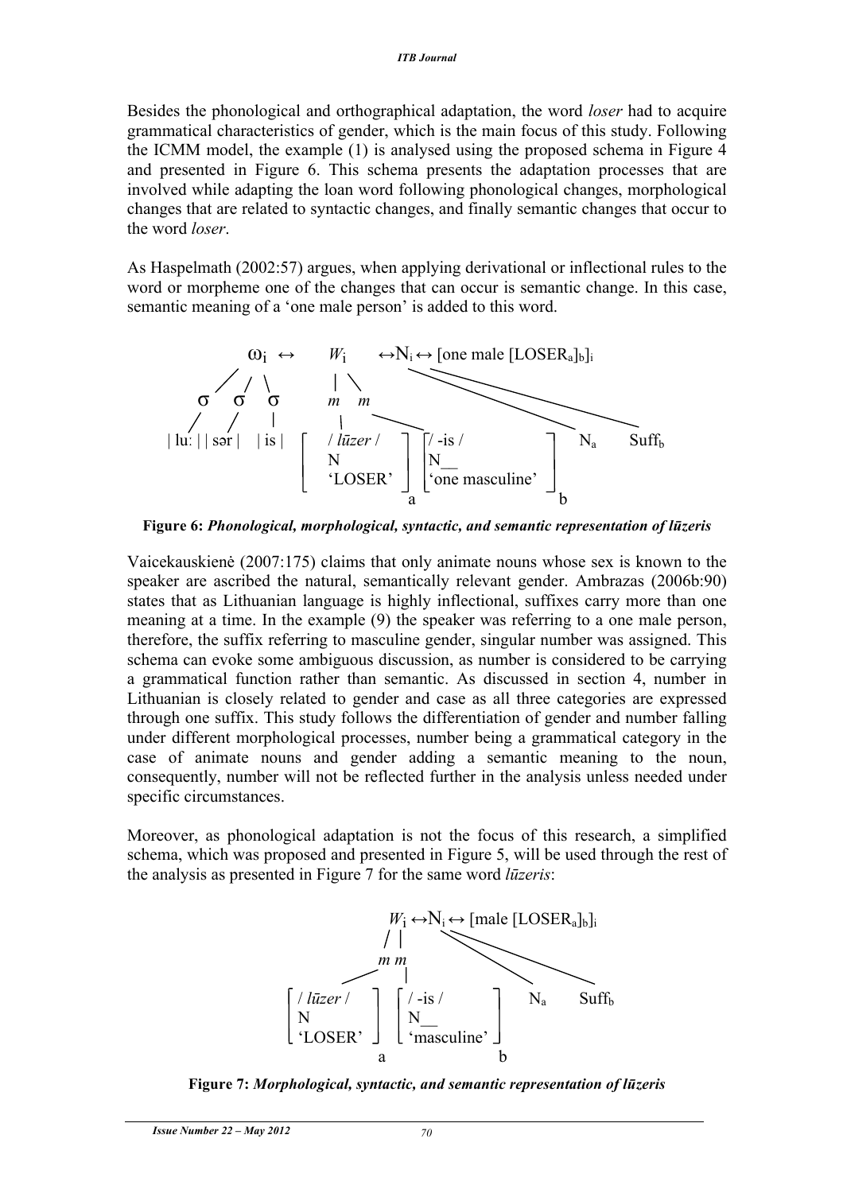Besides the phonological and orthographical adaptation, the word *loser* had to acquire grammatical characteristics of gender, which is the main focus of this study. Following the ICMM model, the example (1) is analysed using the proposed schema in Figure 4 and presented in Figure 6. This schema presents the adaptation processes that are involved while adapting the loan word following phonological changes, morphological changes that are related to syntactic changes, and finally semantic changes that occur to the word *loser*.

As Haspelmath (2002:57) argues, when applying derivational or inflectional rules to the word or morpheme one of the changes that can occur is semantic change. In this case, semantic meaning of a 'one male person' is added to this word.

$\omega_i \leftrightarrow W_i \leftrightarrow N_i \leftrightarrow$ [one male [LOSER$_a$]$_b$]$_i$

σ σ σ | *m m*

| lu: | | sər | | is | [ / *lūzer* / N 'LOSER' ]$_a$ [ / -is / N__ 'one masculine' ]$_b$ $N_a$ $Suff_b$

**Figure 6:** ***Phonological, morphological, syntactic, and semantic representation of lūzeris***

Vaicekauskienė (2007:175) claims that only animate nouns whose sex is known to the speaker are ascribed the natural, semantically relevant gender. Ambrazas (2006b:90) states that as Lithuanian language is highly inflectional, suffixes carry more than one meaning at a time. In the example (9) the speaker was referring to a one male person, therefore, the suffix referring to masculine gender, singular number was assigned. This schema can evoke some ambiguous discussion, as number is considered to be carrying a grammatical function rather than semantic. As discussed in section 4, number in Lithuanian is closely related to gender and case as all three categories are expressed through one suffix. This study follows the differentiation of gender and number falling under different morphological processes, number being a grammatical category in the case of animate nouns and gender adding a semantic meaning to the noun, consequently, number will not be reflected further in the analysis unless needed under specific circumstances.

Moreover, as phonological adaptation is not the focus of this research, a simplified schema, which was proposed and presented in Figure 5, will be used through the rest of the analysis as presented in Figure 7 for the same word *lūzeris*:

$W_i \leftrightarrow N_i \leftrightarrow$ [male [LOSER$_a$]$_b$]$_i$

*m m*

[ / *lūzer* / N 'LOSER' ]$_a$ [ / -is / N__ 'masculine' ]$_b$ $N_a$ $Suff_b$

**Figure 7:** ***Morphological, syntactic, and semantic representation of lūzeris***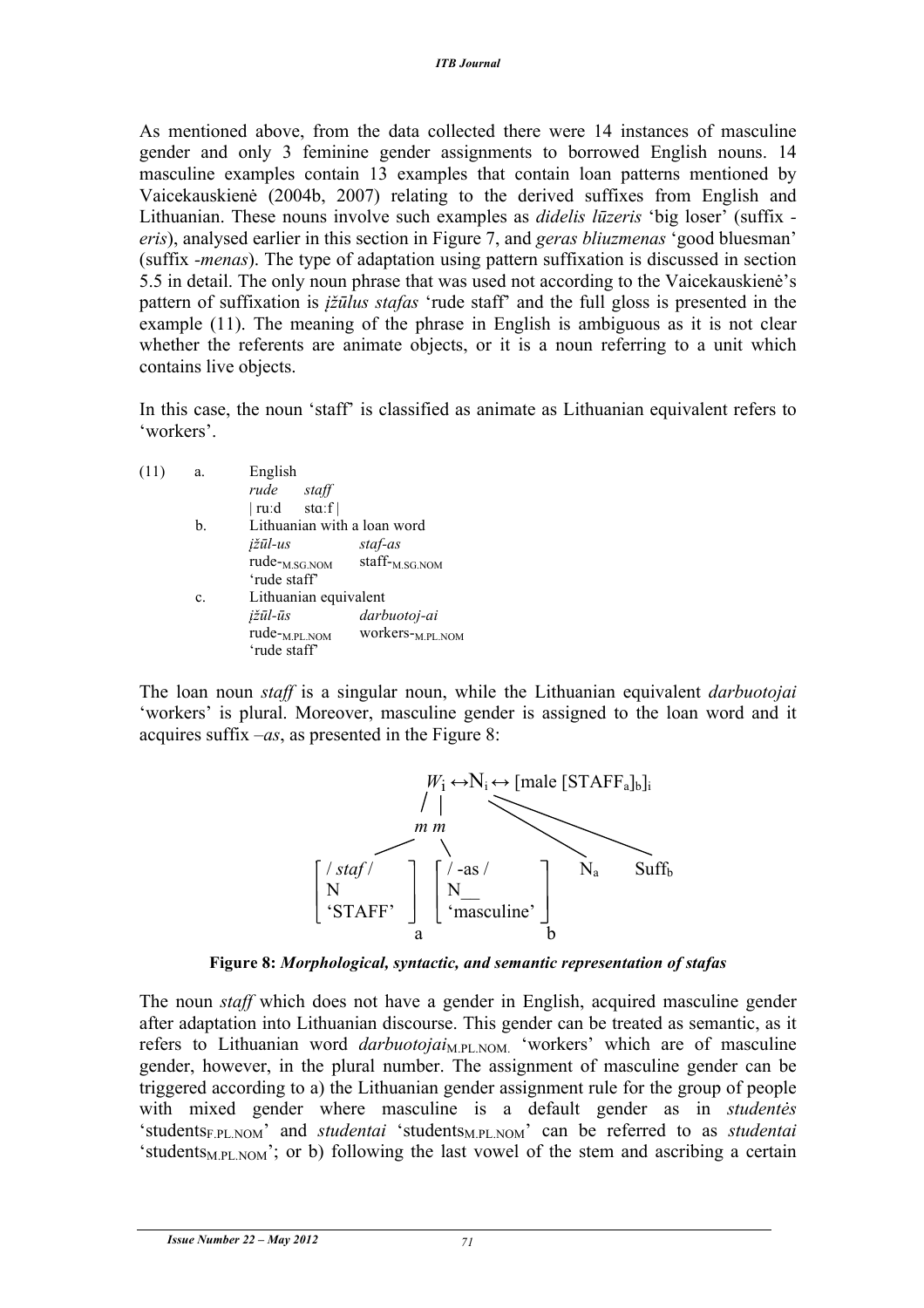As mentioned above, from the data collected there were 14 instances of masculine gender and only 3 feminine gender assignments to borrowed English nouns. 14 masculine examples contain 13 examples that contain loan patterns mentioned by Vaicekauskienė (2004b, 2007) relating to the derived suffixes from English and Lithuanian. These nouns involve such examples as *didelis lūzeris* 'big loser' (suffix *-eris*), analysed earlier in this section in Figure 7, and *geras bliuzmenas* 'good bluesman' (suffix *-menas*). The type of adaptation using pattern suffixation is discussed in section 5.5 in detail. The only noun phrase that was used not according to the Vaicekauskienė's pattern of suffixation is *įžūlus stafas* 'rude staff' and the full gloss is presented in the example (11). The meaning of the phrase in English is ambiguous as it is not clear whether the referents are animate objects, or it is a noun referring to a unit which contains live objects.

In this case, the noun 'staff' is classified as animate as Lithuanian equivalent refers to 'workers'.

(11) a. English
*rude* *staff*
| ruːd stɑːf |

b. Lithuanian with a loan word
*įžūl-us* *staf-as*
rude-$_{M.SG.NOM}$ staff-$_{M.SG.NOM}$
'rude staff'

c. Lithuanian equivalent
*įžūl-ūs* *darbuotoj-ai*
rude-$_{M.PL.NOM}$ workers-$_{M.PL.NOM}$
'rude staff'

The loan noun *staff* is a singular noun, while the Lithuanian equivalent *darbuotojai* 'workers' is plural. Moreover, masculine gender is assigned to the loan word and it acquires suffix *–as*, as presented in the Figure 8:

$W_i \leftrightarrow N_i \leftrightarrow$ [male $[STAFF_a]_b]_i$

*m m*

[ / *staf* / , N , 'STAFF' ]$_a$ [ / -as / , N__ , 'masculine' ]$_b$ $N_a$ $Suff_b$

**Figure 8:** ***Morphological, syntactic, and semantic representation of stafas***

The noun *staff* which does not have a gender in English, acquired masculine gender after adaptation into Lithuanian discourse. This gender can be treated as semantic, as it refers to Lithuanian word *darbuotojai*$_{M.PL.NOM.}$ 'workers' which are of masculine gender, however, in the plural number. The assignment of masculine gender can be triggered according to a) the Lithuanian gender assignment rule for the group of people with mixed gender where masculine is a default gender as in *studentės* 'students$_{F.PL.NOM}$' and *studentai* 'students$_{M.PL.NOM}$' can be referred to as *studentai* 'students$_{M.PL.NOM}$'; or b) following the last vowel of the stem and ascribing a certain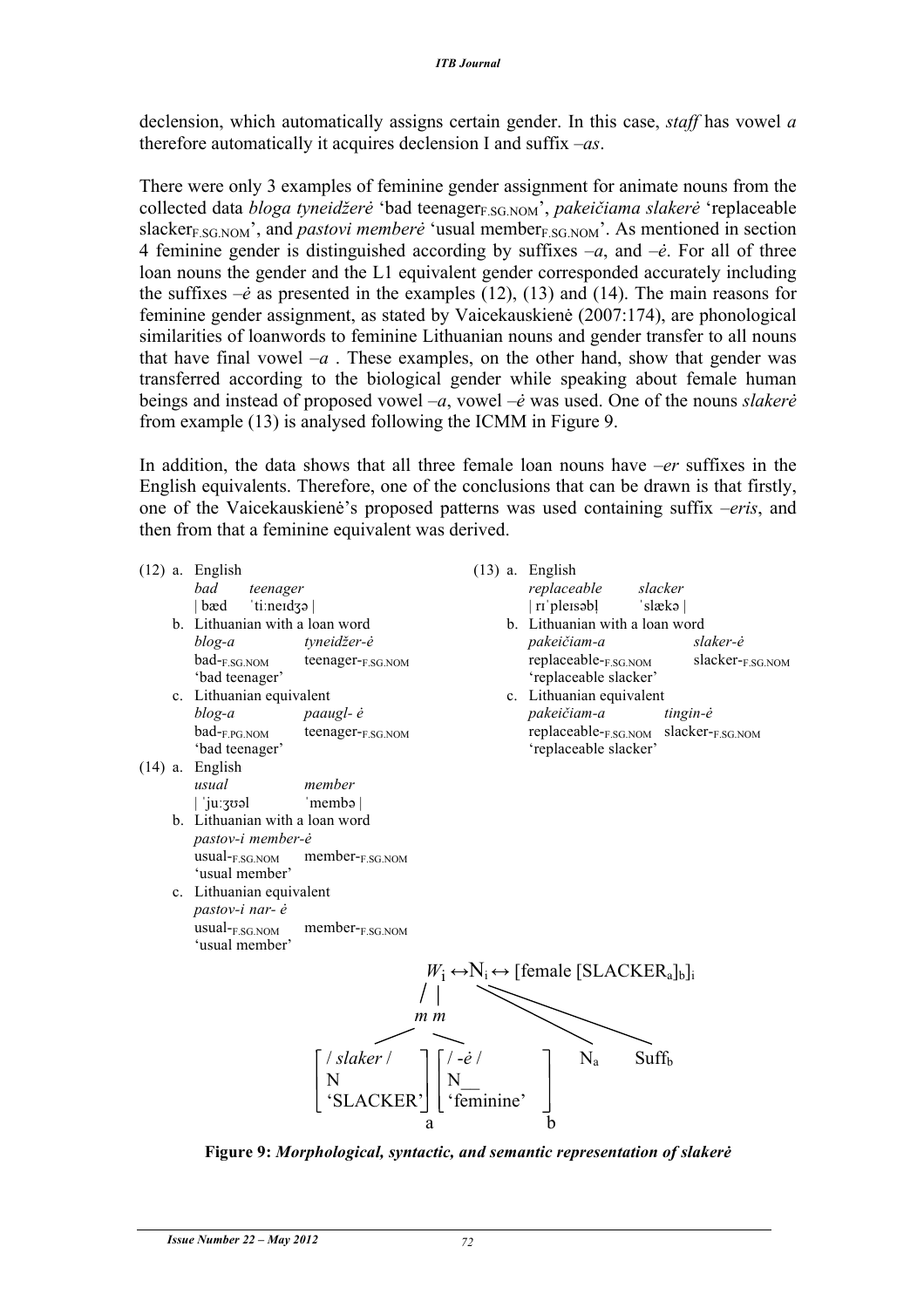declension, which automatically assigns certain gender. In this case, *staff* has vowel *a* therefore automatically it acquires declension I and suffix *–as*.

There were only 3 examples of feminine gender assignment for animate nouns from the collected data *bloga tyneidžerė* 'bad teenager$_{F.SG.NOM}$', *pakeičiama slakerė* 'replaceable slacker$_{F.SG.NOM}$', and *pastovi memberė* 'usual member$_{F.SG.NOM}$'. As mentioned in section 4 feminine gender is distinguished according by suffixes *–a*, and *–ė*. For all of three loan nouns the gender and the L1 equivalent gender corresponded accurately including the suffixes *–ė* as presented in the examples (12), (13) and (14). The main reasons for feminine gender assignment, as stated by Vaicekauskienė (2007:174), are phonological similarities of loanwords to feminine Lithuanian nouns and gender transfer to all nouns that have final vowel *–a* . These examples, on the other hand, show that gender was transferred according to the biological gender while speaking about female human beings and instead of proposed vowel *–a*, vowel *–ė* was used. One of the nouns *slakerė* from example (13) is analysed following the ICMM in Figure 9.

In addition, the data shows that all three female loan nouns have *–er* suffixes in the English equivalents. Therefore, one of the conclusions that can be drawn is that firstly, one of the Vaicekauskienė's proposed patterns was used containing suffix *–eris*, and then from that a feminine equivalent was derived.

(12) a. English
*bad* *teenager*
| bæd ˈtiːneɪdʒə |

b. Lithuanian with a loan word
*blog-a* *tyneidžer-ė*
bad-$_{F.SG.NOM}$ teenager-$_{F.SG.NOM}$
'bad teenager'

c. Lithuanian equivalent
*blog-a* *paaugl- ė*
bad-$_{F.PG.NOM}$ teenager-$_{F.SG.NOM}$
'bad teenager'

(13) a. English
*replaceable* *slacker*
| rɪˈpleɪsəbl̩ ˈslækə |

b. Lithuanian with a loan word
*pakeičiam-a* *slaker-ė*
replaceable-$_{F.SG.NOM}$ slacker-$_{F.SG.NOM}$
'replaceable slacker'

c. Lithuanian equivalent
*pakeičiam-a* *tingin-ė*
replaceable-$_{F.SG.NOM}$ slacker-$_{F.SG.NOM}$
'replaceable slacker'

(14) a. English
*usual* *member*
| ˈjuːʒʊəl ˈmembə |

b. Lithuanian with a loan word
*pastov-i member-ė*
usual-$_{F.SG.NOM}$ member-$_{F.SG.NOM}$
'usual member'

c. Lithuanian equivalent
*pastov-i nar- ė*
usual-$_{F.SG.NOM}$ member-$_{F.SG.NOM}$
'usual member'

$W_i \leftrightarrow N_i \leftrightarrow$ [female [SLACKER$_a$]$_b$]$_i$

*m m*

[ / *slaker* / N 'SLACKER' ]$_a$ [ / -*ė* / N__ 'feminine' ]$_b$ $N_a$ $Suff_b$

**Figure 9:** ***Morphological, syntactic, and semantic representation of slakerė***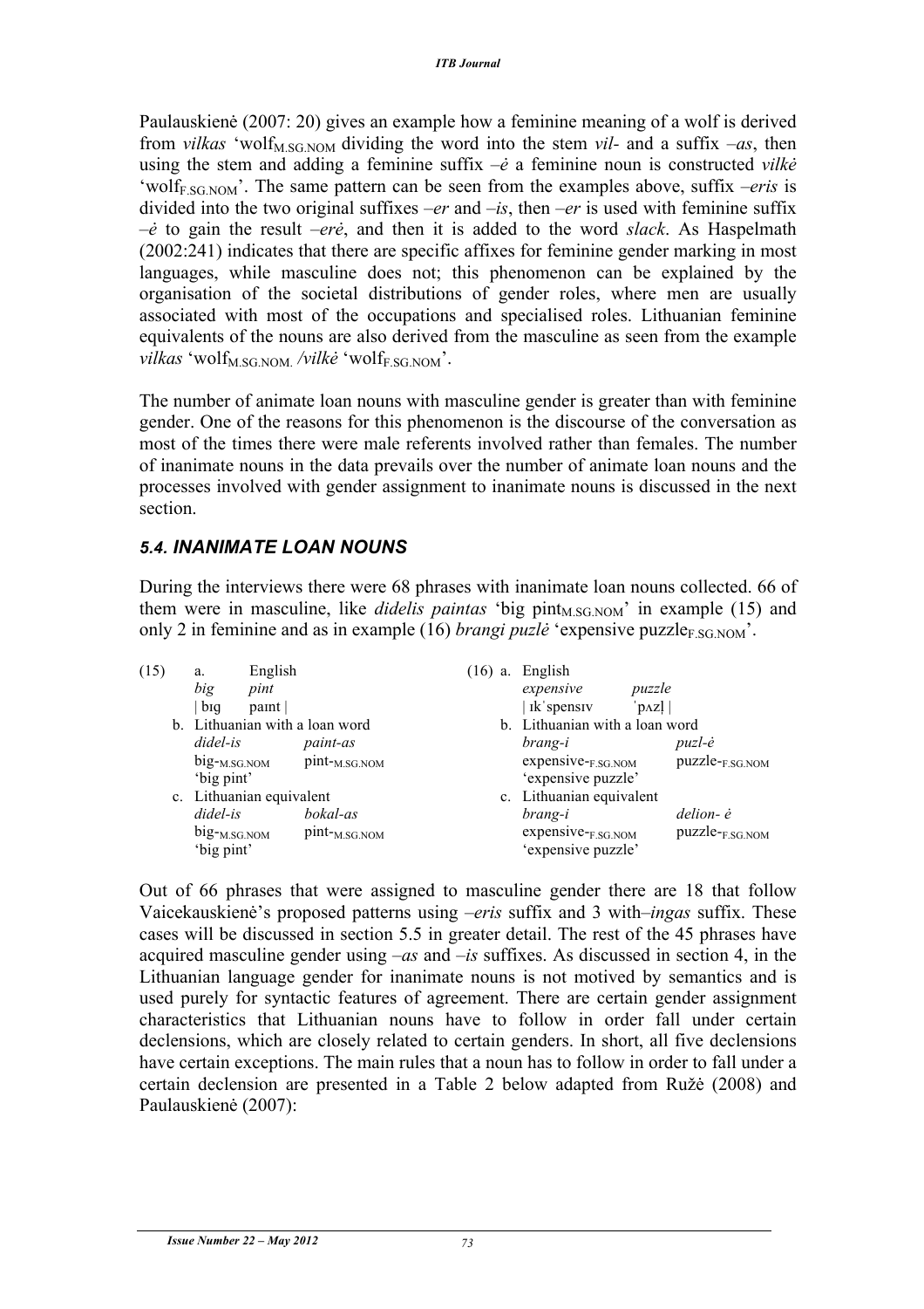Paulauskienė (2007: 20) gives an example how a feminine meaning of a wolf is derived from *vilkas* 'wolf$_{M.SG.NOM}$ dividing the word into the stem *vil-* and a suffix *–as*, then using the stem and adding a feminine suffix *–ė* a feminine noun is constructed *vilkė* 'wolf$_{F.SG.NOM}$'. The same pattern can be seen from the examples above, suffix *–eris* is divided into the two original suffixes *–er* and *–is*, then *–er* is used with feminine suffix *–ė* to gain the result *–erė*, and then it is added to the word *slack*. As Haspelmath (2002:241) indicates that there are specific affixes for feminine gender marking in most languages, while masculine does not; this phenomenon can be explained by the organisation of the societal distributions of gender roles, where men are usually associated with most of the occupations and specialised roles. Lithuanian feminine equivalents of the nouns are also derived from the masculine as seen from the example *vilkas* 'wolf$_{M.SG.NOM.}$ /*vilkė* 'wolf$_{F.SG.NOM}$'.

The number of animate loan nouns with masculine gender is greater than with feminine gender. One of the reasons for this phenomenon is the discourse of the conversation as most of the times there were male referents involved rather than females. The number of inanimate nouns in the data prevails over the number of animate loan nouns and the processes involved with gender assignment to inanimate nouns is discussed in the next section.

### *5.4. INANIMATE LOAN NOUNS*

During the interviews there were 68 phrases with inanimate loan nouns collected. 66 of them were in masculine, like *didelis paintas* 'big pint$_{M.SG.NOM}$' in example (15) and only 2 in feminine and as in example (16) *brangi puzlė* 'expensive puzzle$_{F.SG.NOM}$'.

(15) a. English
*big* *pint*
| bɪg paɪnt |

b. Lithuanian with a loan word
*didel-is* *paint-as*
big-$_{M.SG.NOM}$ pint-$_{M.SG.NOM}$
'big pint'

c. Lithuanian equivalent
*didel-is* *bokal-as*
big-$_{M.SG.NOM}$ pint-$_{M.SG.NOM}$
'big pint'

(16) a. English
*expensive* *puzzle*
| ɪkˈspensɪv ˈpʌzḷ |

b. Lithuanian with a loan word
*brang-i* *puzl-ė*
expensive-$_{F.SG.NOM}$ puzzle-$_{F.SG.NOM}$
'expensive puzzle'

c. Lithuanian equivalent
*brang-i* *delion- ė*
expensive-$_{F.SG.NOM}$ puzzle-$_{F.SG.NOM}$
'expensive puzzle'

Out of 66 phrases that were assigned to masculine gender there are 18 that follow Vaicekauskienė's proposed patterns using *–eris* suffix and 3 with*–ingas* suffix. These cases will be discussed in section 5.5 in greater detail. The rest of the 45 phrases have acquired masculine gender using *–as* and *–is* suffixes. As discussed in section 4, in the Lithuanian language gender for inanimate nouns is not motived by semantics and is used purely for syntactic features of agreement. There are certain gender assignment characteristics that Lithuanian nouns have to follow in order fall under certain declensions, which are closely related to certain genders. In short, all five declensions have certain exceptions. The main rules that a noun has to follow in order to fall under a certain declension are presented in a Table 2 below adapted from Ružė (2008) and Paulauskienė (2007):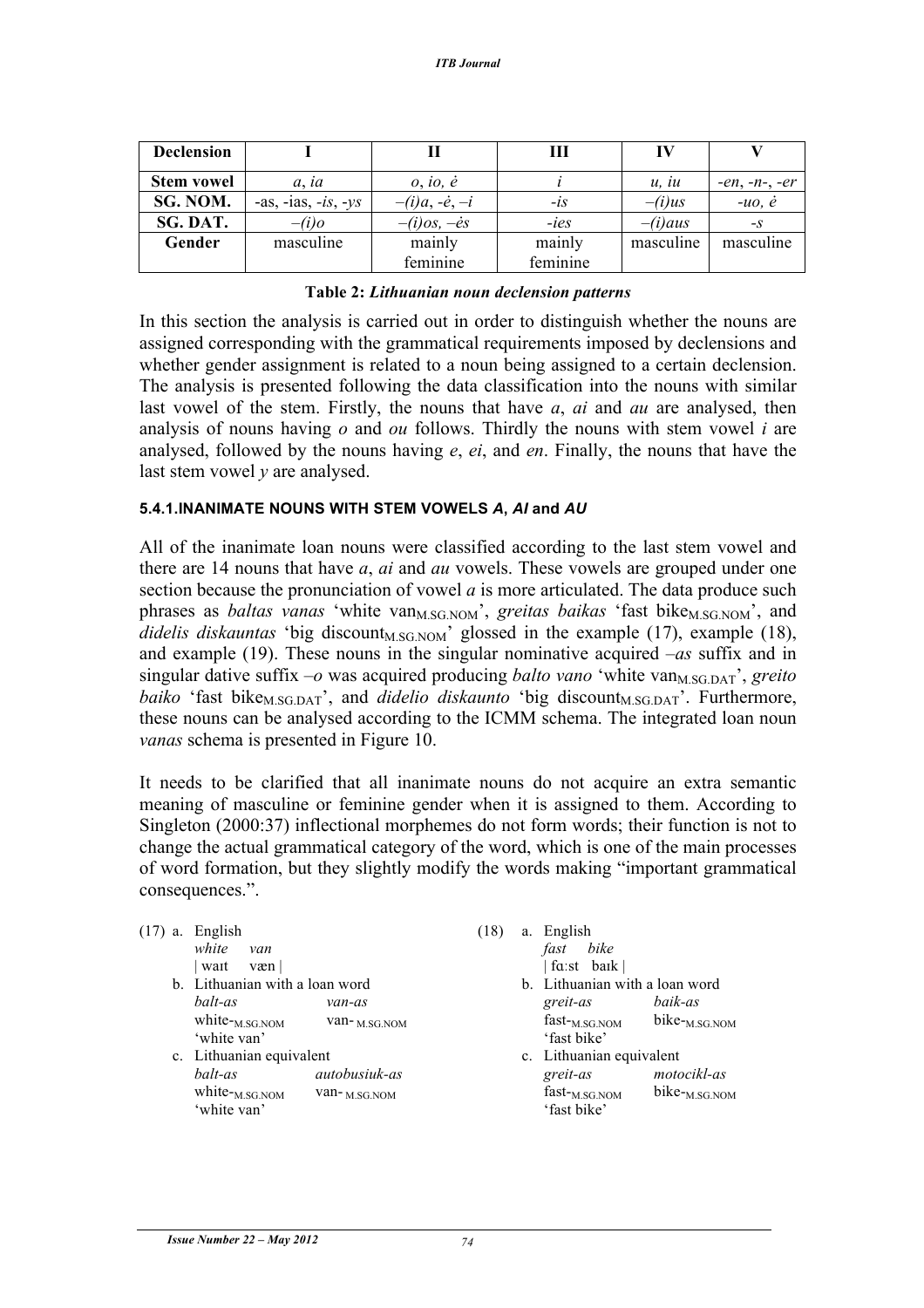| Declension | I | II | III | IV | V |
|---|---|---|---|---|---|
| Stem vowel | *a, ia* | *o, io, ė* | *i* | *u, iu* | *-en, -n-, -er* |
| SG. NOM. | -as, -ias, *-is, -ys* | *–(i)a, -ė, –i* | *-is* | *–(i)us* | *-uo, ė* |
| SG. DAT. | *–(i)o* | *–(i)os, –ės* | *-ies* | *–(i)aus* | *-s* |
| Gender | masculine | mainly feminine | mainly feminine | masculine | masculine |

**Table 2:** ***Lithuanian noun declension patterns***

In this section the analysis is carried out in order to distinguish whether the nouns are assigned corresponding with the grammatical requirements imposed by declensions and whether gender assignment is related to a noun being assigned to a certain declension. The analysis is presented following the data classification into the nouns with similar last vowel of the stem. Firstly, the nouns that have *a*, *ai* and *au* are analysed, then analysis of nouns having *o* and *ou* follows. Thirdly the nouns with stem vowel *i* are analysed, followed by the nouns having *e*, *ei*, and *en*. Finally, the nouns that have the last stem vowel *y* are analysed.

#### 5.4.1.INANIMATE NOUNS WITH STEM VOWELS *A*, *AI* and *AU*

All of the inanimate loan nouns were classified according to the last stem vowel and there are 14 nouns that have *a*, *ai* and *au* vowels. These vowels are grouped under one section because the pronunciation of vowel *a* is more articulated. The data produce such phrases as *baltas vanas* 'white van$_{\text{M.SG.NOM}}$', *greitas baikas* 'fast bike$_{\text{M.SG.NOM}}$', and *didelis diskauntas* 'big discount$_{\text{M.SG.NOM}}$' glossed in the example (17), example (18), and example (19). These nouns in the singular nominative acquired *–as* suffix and in singular dative suffix *–o* was acquired producing *balto vano* 'white van$_{\text{M.SG.DAT}}$', *greito baiko* 'fast bike$_{\text{M.SG.DAT}}$', and *didelio diskaunto* 'big discount$_{\text{M.SG.DAT}}$'. Furthermore, these nouns can be analysed according to the ICMM schema. The integrated loan noun *vanas* schema is presented in Figure 10.

It needs to be clarified that all inanimate nouns do not acquire an extra semantic meaning of masculine or feminine gender when it is assigned to them. According to Singleton (2000:37) inflectional morphemes do not form words; their function is not to change the actual grammatical category of the word, which is one of the main processes of word formation, but they slightly modify the words making "important grammatical consequences.".

(17) a. English
*white van*
| waɪt væn |
b. Lithuanian with a loan word
*balt-as* *van-as*
white-$_{\text{M.SG.NOM}}$ van-$_{\text{M.SG.NOM}}$
'white van'
c. Lithuanian equivalent
*balt-as* *autobusiuk-as*
white-$_{\text{M.SG.NOM}}$ van-$_{\text{M.SG.NOM}}$
'white van'

(18) a. English
*fast bike*
| fɑːst baɪk |
b. Lithuanian with a loan word
*greit-as* *baik-as*
fast-$_{\text{M.SG.NOM}}$ bike-$_{\text{M.SG.NOM}}$
'fast bike'
c. Lithuanian equivalent
*greit-as* *motocikl-as*
fast-$_{\text{M.SG.NOM}}$ bike-$_{\text{M.SG.NOM}}$
'fast bike'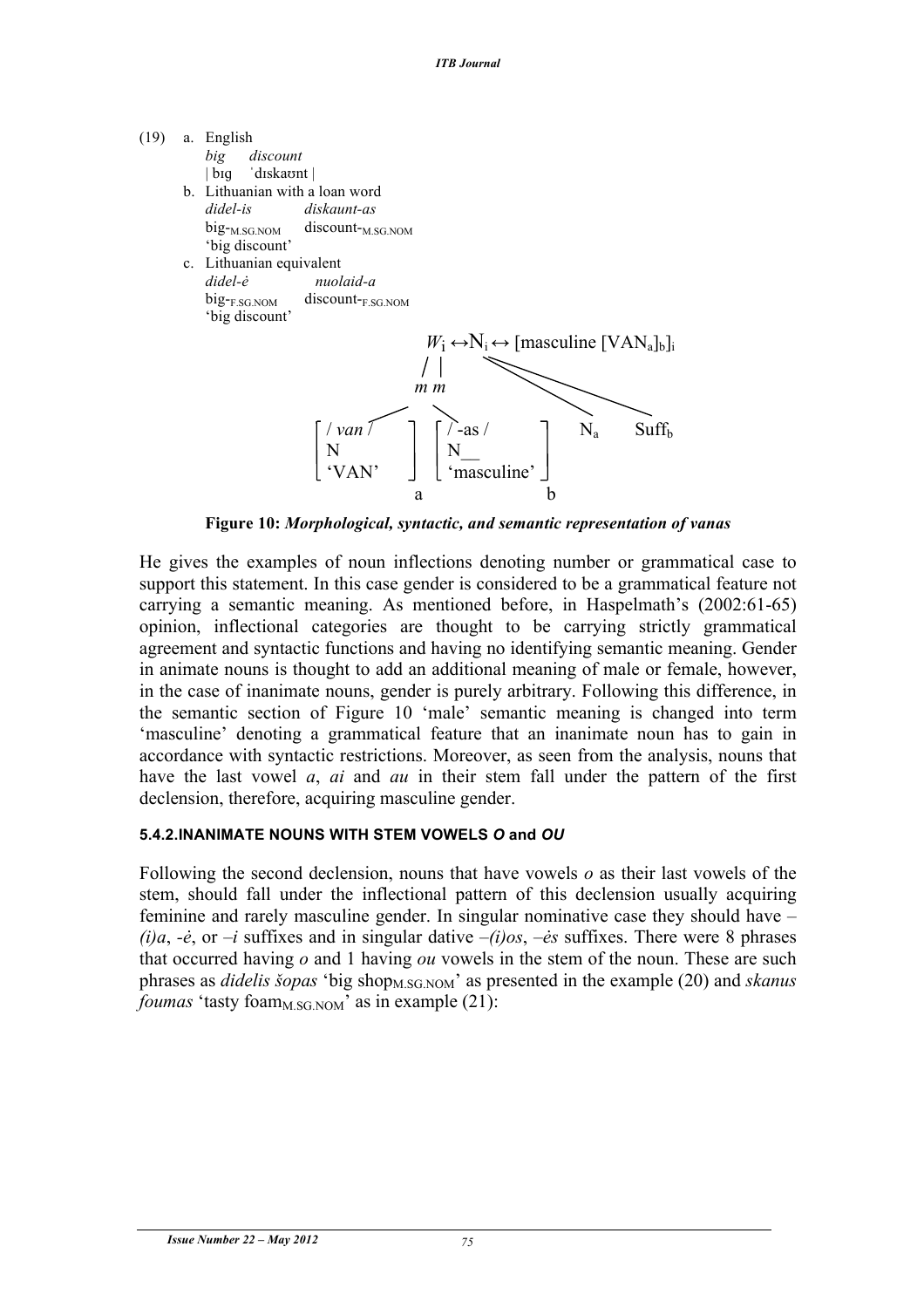(19) a. English

*big* *discount*

| bɪg ˈdɪskaʊnt |

b. Lithuanian with a loan word

*didel-is* *diskaunt-as*

big-$_{M.SG.NOM}$ discount-$_{M.SG.NOM}$

'big discount'

c. Lithuanian equivalent

*didel-ė* *nuolaid-a*

big-$_{F.SG.NOM}$ discount-$_{F.SG.NOM}$

'big discount'

$$W_i \leftrightarrow N_i \leftrightarrow [\text{masculine } [\text{VAN}_a]_b]_i$$

m m

[ / *van* / N 'VAN' ]$_a$ [ / -as / N__ 'masculine' ]$_b$ $N_a$ $Suff_b$

**Figure 10:** ***Morphological, syntactic, and semantic representation of vanas***

He gives the examples of noun inflections denoting number or grammatical case to support this statement. In this case gender is considered to be a grammatical feature not carrying a semantic meaning. As mentioned before, in Haspelmath's (2002:61-65) opinion, inflectional categories are thought to be carrying strictly grammatical agreement and syntactic functions and having no identifying semantic meaning. Gender in animate nouns is thought to add an additional meaning of male or female, however, in the case of inanimate nouns, gender is purely arbitrary. Following this difference, in the semantic section of Figure 10 'male' semantic meaning is changed into term 'masculine' denoting a grammatical feature that an inanimate noun has to gain in accordance with syntactic restrictions. Moreover, as seen from the analysis, nouns that have the last vowel *a*, *ai* and *au* in their stem fall under the pattern of the first declension, therefore, acquiring masculine gender.

#### 5.4.2. INANIMATE NOUNS WITH STEM VOWELS *O* and *OU*

Following the second declension, nouns that have vowels *o* as their last vowels of the stem, should fall under the inflectional pattern of this declension usually acquiring feminine and rarely masculine gender. In singular nominative case they should have –*(i)a*, -*ė*, or –*i* suffixes and in singular dative –*(i)os*, –*ės* suffixes. There were 8 phrases that occurred having *o* and 1 having *ou* vowels in the stem of the noun. These are such phrases as *didelis šopas* 'big shop$_{M.SG.NOM}$' as presented in the example (20) and *skanus foumas* 'tasty foam$_{M.SG.NOM}$' as in example (21):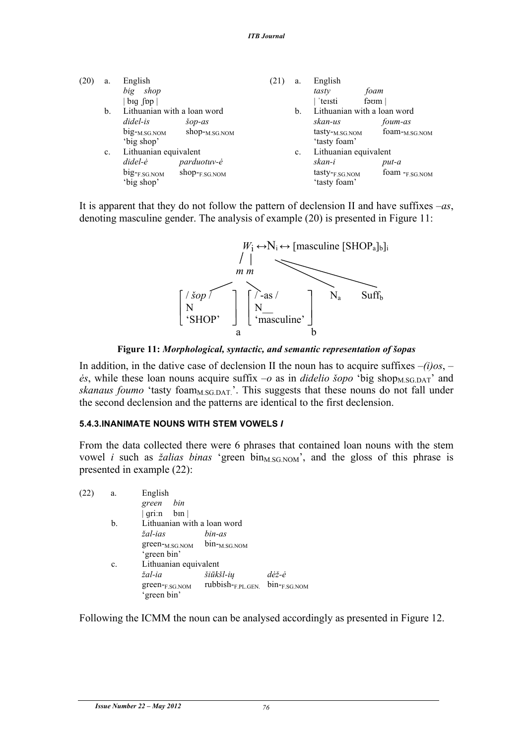(20)
a. English
*big shop*
| bɪg ʃɒp |

b. Lithuanian with a loan word
*didel-is* *šop-as*
big-$_{M.SG.NOM}$ shop-$_{M.SG.NOM}$
'big shop'

c. Lithuanian equivalent
*didel-ė* *parduotuv-ė*
big-$_{F.SG.NOM}$ shop-$_{F.SG.NOM}$
'big shop'

(21)
a. English
*tasty* *foam*
| ˈteɪsti fəʊm |

b. Lithuanian with a loan word
*skan-us* *foum-as*
tasty-$_{M.SG.NOM}$ foam-$_{M.SG.NOM}$
'tasty foam'

c. Lithuanian equivalent
*skan-i* *put-a*
tasty-$_{F.SG.NOM}$ foam -$_{F.SG.NOM}$
'tasty foam'

It is apparent that they do not follow the pattern of declension II and have suffixes *–as*, denoting masculine gender. The analysis of example (20) is presented in Figure 11:

$W_i \leftrightarrow N_i \leftrightarrow$ [masculine [SHOP$_a$]$_b$]$_i$

*m m*

[ / *šop* / N 'SHOP' ]$_a$ [ / -as / N__ 'masculine' ]$_b$ $N_a$ $Suff_b$

**Figure 11:** ***Morphological, syntactic, and semantic representation of šopas***

In addition, in the dative case of declension II the noun has to acquire suffixes *–(i)os*, *–ės*, while these loan nouns acquire suffix *–o* as in *didelio šopo* 'big shop$_{M.SG.DAT}$' and *skanaus foumo* 'tasty foam$_{M.SG.DAT.}$'. This suggests that these nouns do not fall under the second declension and the patterns are identical to the first declension.

#### 5.4.3. INANIMATE NOUNS WITH STEM VOWELS *I*

From the data collected there were 6 phrases that contained loan nouns with the stem vowel *i* such as *žalias binas* 'green bin$_{M.SG.NOM}$', and the gloss of this phrase is presented in example (22):

(22)
a. English
*green* *bin*
| gri:n bɪn |

b. Lithuanian with a loan word
*žal-ias* *bin-as*
green-$_{M.SG.NOM}$ bin-$_{M.SG.NOM}$
'green bin'

c. Lithuanian equivalent
*žal-ia* *šiūkšl-ių* *dėž-ė*
green-$_{F.SG.NOM}$ rubbish-$_{F.PL.GEN.}$ bin-$_{F.SG.NOM}$
'green bin'

Following the ICMM the noun can be analysed accordingly as presented in Figure 12.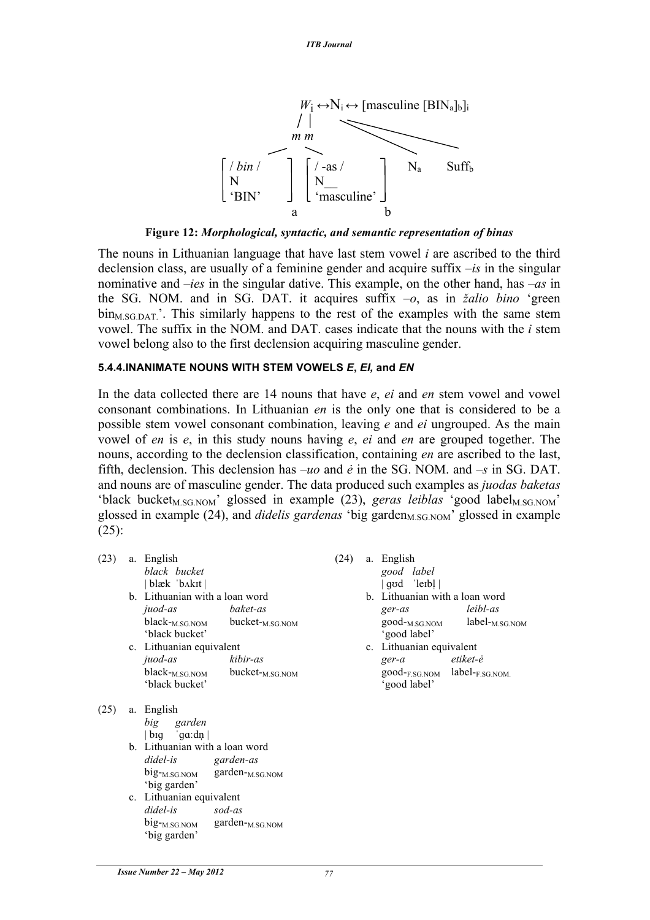$W_i \leftrightarrow N_i \leftrightarrow$ [masculine $[BIN_a]_b]_i$

```
              / |
             m m
           /     \
[ / bin /  ]   [ / -as /      ]    N_a    Suff_b
[ N        ]   [ N__          ]
[ 'BIN'    ]   [ 'masculine'  ]
      a               b
```

**Figure 12:** ***Morphological, syntactic, and semantic representation of binas***

The nouns in Lithuanian language that have last stem vowel *i* are ascribed to the third declension class, are usually of a feminine gender and acquire suffix *–is* in the singular nominative and *–ies* in the singular dative. This example, on the other hand, has *–as* in the SG. NOM. and in SG. DAT. it acquires suffix *–o*, as in *žalio bino* 'green $\text{bin}_{\text{M.SG.DAT.}}$'. This similarly happens to the rest of the examples with the same stem vowel. The suffix in the NOM. and DAT. cases indicate that the nouns with the *i* stem vowel belong also to the first declension acquiring masculine gender.

#### 5.4.4. INANIMATE NOUNS WITH STEM VOWELS *E*, *EI*, and *EN*

In the data collected there are 14 nouns that have *e*, *ei* and *en* stem vowel and vowel consonant combinations. In Lithuanian *en* is the only one that is considered to be a possible stem vowel consonant combination, leaving *e* and *ei* ungrouped. As the main vowel of *en* is *e*, in this study nouns having *e*, *ei* and *en* are grouped together. The nouns, according to the declension classification, containing *en* are ascribed to the last, fifth, declension. This declension has *–uo* and *ė* in the SG. NOM. and *–s* in SG. DAT. and nouns are of masculine gender. The data produced such examples as *juodas baketas* 'black $\text{bucket}_{\text{M.SG.NOM}}$' glossed in example (23), *geras leiblas* 'good $\text{label}_{\text{M.SG.NOM}}$' glossed in example (24), and *didelis gardenas* 'big $\text{garden}_{\text{M.SG.NOM}}$' glossed in example (25):

(23) a. English
*black bucket*
| blæk ˈbʌkɪt |
b. Lithuanian with a loan word
*juod-as* *baket-as*
black-M.SG.NOM bucket-M.SG.NOM
'black bucket'
c. Lithuanian equivalent
*juod-as* *kibir-as*
black-M.SG.NOM bucket-M.SG.NOM
'black bucket'

(24) a. English
*good label*
| gʊd ˈleɪbḷ |
b. Lithuanian with a loan word
*ger-as* *leibl-as*
good-M.SG.NOM label-M.SG.NOM
'good label'
c. Lithuanian equivalent
*ger-a* *etiket-ė*
good-F.SG.NOM label-F.SG.NOM.
'good label'

(25) a. English
*big garden*
| bɪg ˈgɑːdṇ |
b. Lithuanian with a loan word
*didel-is* *garden-as*
big-M.SG.NOM garden-M.SG.NOM
'big garden'
c. Lithuanian equivalent
*didel-is* *sod-as*
big-M.SG.NOM garden-M.SG.NOM
'big garden'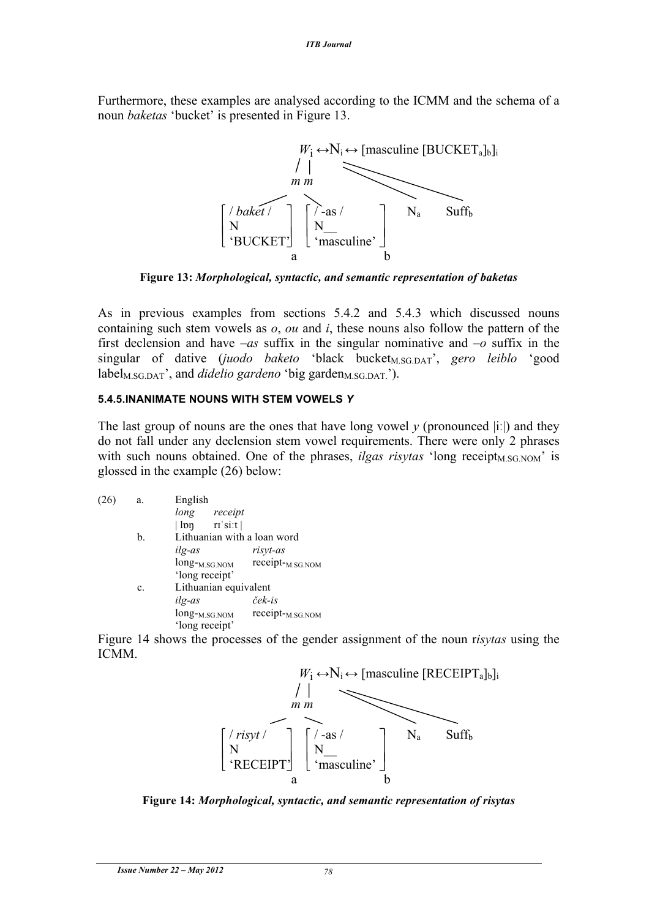Furthermore, these examples are analysed according to the ICMM and the schema of a noun *baketas* 'bucket' is presented in Figure 13.

$$W_i \leftrightarrow N_i \leftrightarrow [\text{masculine } [\text{BUCKET}_a]_b]_i$$

```
        / |
        m m
   [ / baket /  ]  [ / -as /       ]   Na    Suffb
   [ N          ]  [ N__           ]
   [ 'BUCKET'   ]  [ 'masculine'   ]
              a                   b
```

**Figure 13:** ***Morphological, syntactic, and semantic representation of baketas***

As in previous examples from sections 5.4.2 and 5.4.3 which discussed nouns containing such stem vowels as *o*, *ou* and *i*, these nouns also follow the pattern of the first declension and have *–as* suffix in the singular nominative and *–o* suffix in the singular of dative (*juodo baketo* 'black bucket$_{\text{M.SG.DAT}}$', *gero leiblo* 'good label$_{\text{M.SG.DAT}}$', and *didelio gardeno* 'big garden$_{\text{M.SG.DAT.}}$').

#### 5.4.5.INANIMATE NOUNS WITH STEM VOWELS *Y*

The last group of nouns are the ones that have long vowel *y* (pronounced |iː|) and they do not fall under any declension stem vowel requirements. There were only 2 phrases with such nouns obtained. One of the phrases, *ilgas risytas* 'long receipt$_{\text{M.SG.NOM}}$' is glossed in the example (26) below:

(26) a. English
*long* *receipt*
| lɒŋ rɪˈsiːt |

b. Lithuanian with a loan word
*ilg-as* *risyt-as*
long-$_{\text{M.SG.NOM}}$ receipt-$_{\text{M.SG.NOM}}$
'long receipt'

c. Lithuanian equivalent
*ilg-as* *ček-is*
long-$_{\text{M.SG.NOM}}$ receipt-$_{\text{M.SG.NOM}}$
'long receipt'

Figure 14 shows the processes of the gender assignment of the noun r*isytas* using the ICMM.

$$W_i \leftrightarrow N_i \leftrightarrow [\text{masculine } [\text{RECEIPT}_a]_b]_i$$

```
        / |
        m m
   [ / risyt /  ]  [ / -as /       ]   Na    Suffb
   [ N          ]  [ N__           ]
   [ 'RECEIPT'  ]  [ 'masculine'   ]
              a                   b
```

**Figure 14:** ***Morphological, syntactic, and semantic representation of risytas***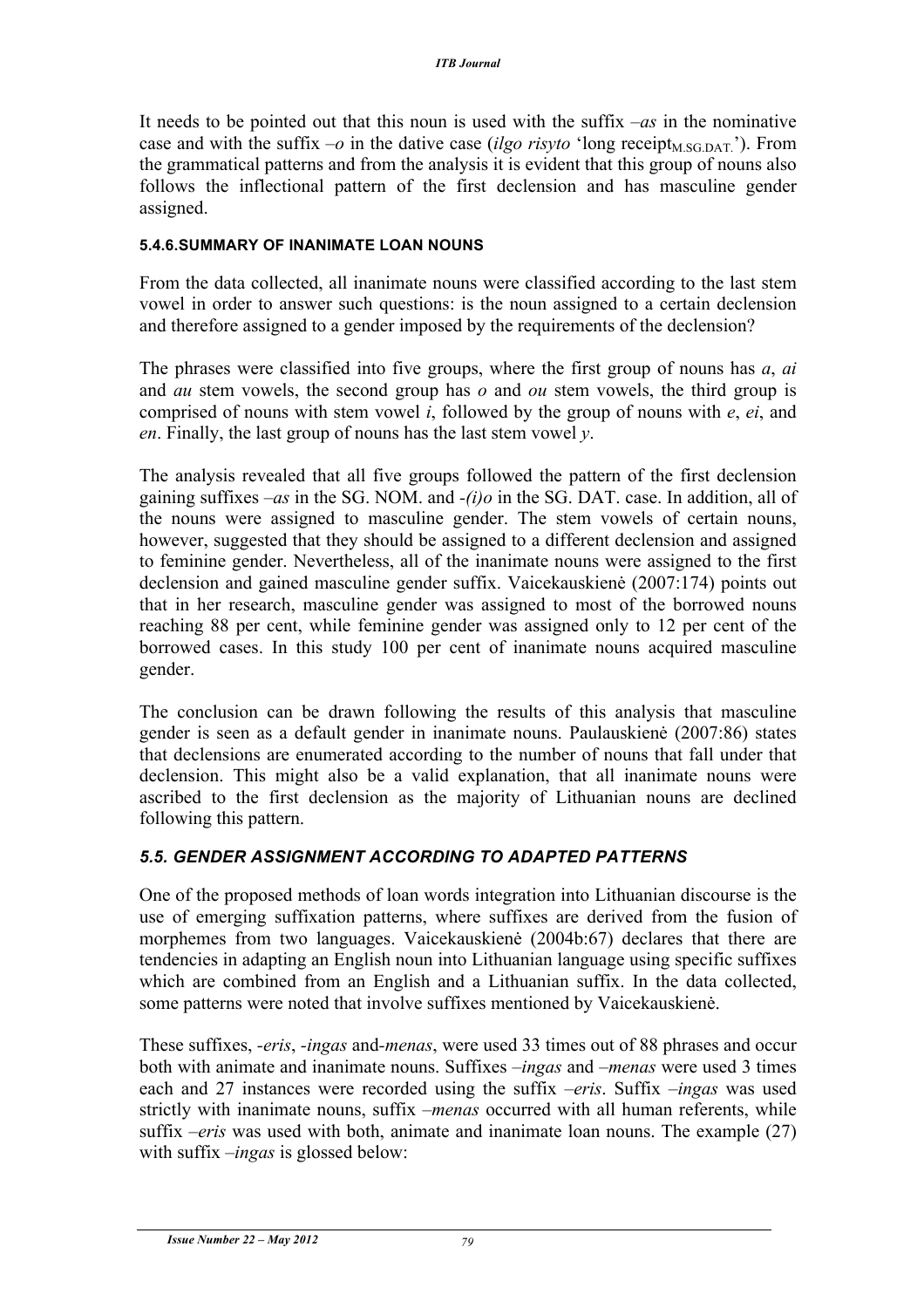It needs to be pointed out that this noun is used with the suffix *–as* in the nominative case and with the suffix *–o* in the dative case (*ilgo risyto* 'long receipt$_{M.SG.DAT.}$'). From the grammatical patterns and from the analysis it is evident that this group of nouns also follows the inflectional pattern of the first declension and has masculine gender assigned.

#### 5.4.6.SUMMARY OF INANIMATE LOAN NOUNS

From the data collected, all inanimate nouns were classified according to the last stem vowel in order to answer such questions: is the noun assigned to a certain declension and therefore assigned to a gender imposed by the requirements of the declension?

The phrases were classified into five groups, where the first group of nouns has *a*, *ai* and *au* stem vowels, the second group has *o* and *ou* stem vowels, the third group is comprised of nouns with stem vowel *i*, followed by the group of nouns with *e*, *ei*, and *en*. Finally, the last group of nouns has the last stem vowel *y*.

The analysis revealed that all five groups followed the pattern of the first declension gaining suffixes *–as* in the SG. NOM. and *-(i)o* in the SG. DAT. case. In addition, all of the nouns were assigned to masculine gender. The stem vowels of certain nouns, however, suggested that they should be assigned to a different declension and assigned to feminine gender. Nevertheless, all of the inanimate nouns were assigned to the first declension and gained masculine gender suffix. Vaicekauskienė (2007:174) points out that in her research, masculine gender was assigned to most of the borrowed nouns reaching 88 per cent, while feminine gender was assigned only to 12 per cent of the borrowed cases. In this study 100 per cent of inanimate nouns acquired masculine gender.

The conclusion can be drawn following the results of this analysis that masculine gender is seen as a default gender in inanimate nouns. Paulauskienė (2007:86) states that declensions are enumerated according to the number of nouns that fall under that declension. This might also be a valid explanation, that all inanimate nouns were ascribed to the first declension as the majority of Lithuanian nouns are declined following this pattern.

### *5.5. GENDER ASSIGNMENT ACCORDING TO ADAPTED PATTERNS*

One of the proposed methods of loan words integration into Lithuanian discourse is the use of emerging suffixation patterns, where suffixes are derived from the fusion of morphemes from two languages. Vaicekauskienė (2004b:67) declares that there are tendencies in adapting an English noun into Lithuanian language using specific suffixes which are combined from an English and a Lithuanian suffix. In the data collected, some patterns were noted that involve suffixes mentioned by Vaicekauskienė.

These suffixes, *-eris*, *-ingas* and*-menas*, were used 33 times out of 88 phrases and occur both with animate and inanimate nouns. Suffixes *–ingas* and *–menas* were used 3 times each and 27 instances were recorded using the suffix *–eris*. Suffix *–ingas* was used strictly with inanimate nouns, suffix *–menas* occurred with all human referents, while suffix *–eris* was used with both, animate and inanimate loan nouns. The example (27) with suffix *–ingas* is glossed below: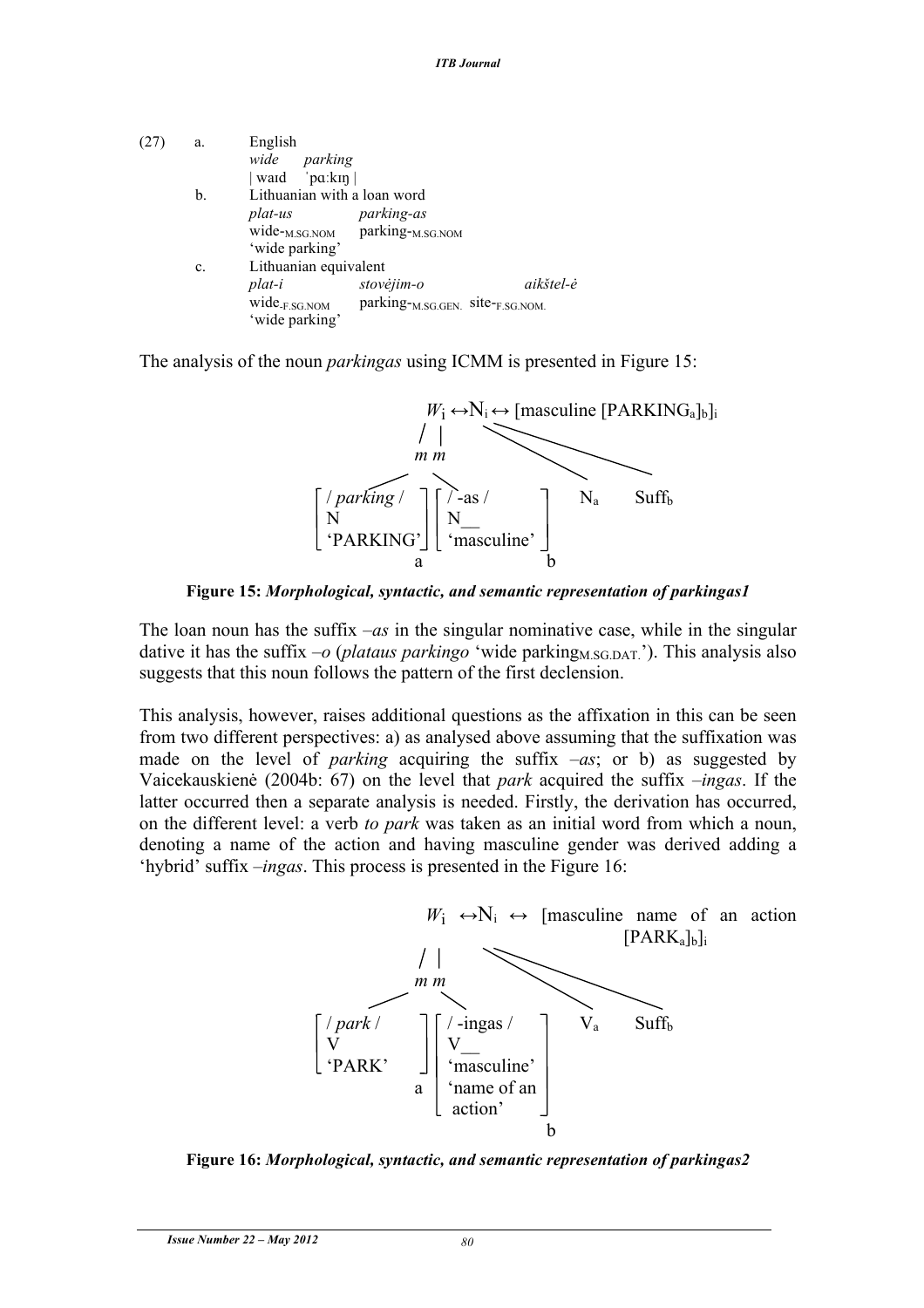(27) a. English

*wide parking*

| waɪd ˈpɑːkɪŋ |

b. Lithuanian with a loan word

*plat-us parking-as*

wide-$_{\text{M.SG.NOM}}$ parking-$_{\text{M.SG.NOM}}$

'wide parking'

c. Lithuanian equivalent

*plat-i stovėjim-o aikštel-ė*

wide-$_{\text{F.SG.NOM}}$ parking-$_{\text{M.SG.GEN.}}$ site-$_{\text{F.SG.NOM.}}$

'wide parking'

The analysis of the noun *parkingas* using ICMM is presented in Figure 15:

$W_i \leftrightarrow N_i \leftrightarrow$ [masculine [PARKING$_a$]$_b$]$_i$

m m

[ / *parking* / N 'PARKING' ]$_a$ [ / -as / N__ 'masculine' ]$_b$ N$_a$ Suff$_b$

**Figure 15:** ***Morphological, syntactic, and semantic representation of parkingas1***

The loan noun has the suffix *–as* in the singular nominative case, while in the singular dative it has the suffix *–o* (*plataus parkingo* 'wide parking$_{\text{M.SG.DAT.}}$'). This analysis also suggests that this noun follows the pattern of the first declension.

This analysis, however, raises additional questions as the affixation in this can be seen from two different perspectives: a) as analysed above assuming that the suffixation was made on the level of *parking* acquiring the suffix *–as*; or b) as suggested by Vaicekauskienė (2004b: 67) on the level that *park* acquired the suffix *–ingas*. If the latter occurred then a separate analysis is needed. Firstly, the derivation has occurred, on the different level: a verb *to park* was taken as an initial word from which a noun, denoting a name of the action and having masculine gender was derived adding a 'hybrid' suffix *–ingas*. This process is presented in the Figure 16:

$W_i \leftrightarrow N_i \leftrightarrow$ [masculine name of an action [PARK$_a$]$_b$]$_i$

m m

[ / *park* / V 'PARK' ]$_a$ [ / -ingas / V__ 'masculine' 'name of an action' ]$_b$ V$_a$ Suff$_b$

**Figure 16:** ***Morphological, syntactic, and semantic representation of parkingas2***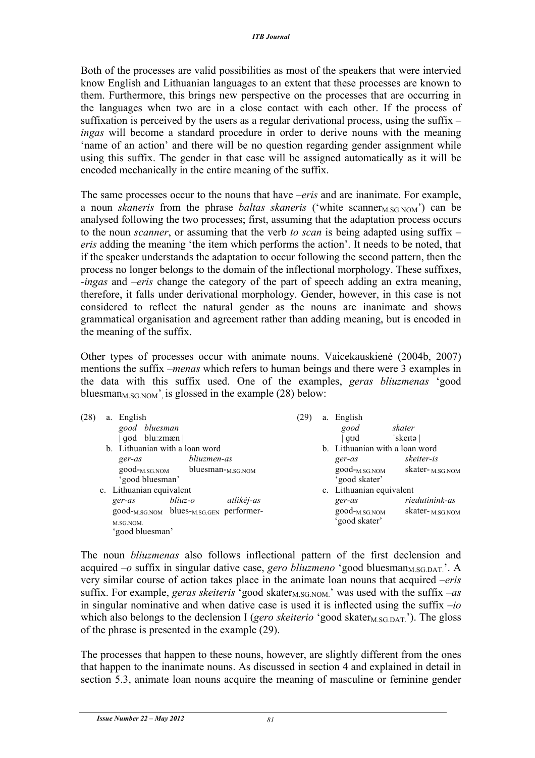Both of the processes are valid possibilities as most of the speakers that were intervied know English and Lithuanian languages to an extent that these processes are known to them. Furthermore, this brings new perspective on the processes that are occurring in the languages when two are in a close contact with each other. If the process of suffixation is perceived by the users as a regular derivational process, using the suffix –*ingas* will become a standard procedure in order to derive nouns with the meaning 'name of an action' and there will be no question regarding gender assignment while using this suffix. The gender in that case will be assigned automatically as it will be encoded mechanically in the entire meaning of the suffix.

The same processes occur to the nouns that have –*eris* and are inanimate. For example, a noun *skaneris* from the phrase *baltas skaneris* ('white scanner$_{M.SG.NOM}$') can be analysed following the two processes; first, assuming that the adaptation process occurs to the noun *scanner*, or assuming that the verb *to scan* is being adapted using suffix –*eris* adding the meaning 'the item which performs the action'. It needs to be noted, that if the speaker understands the adaptation to occur following the second pattern, then the process no longer belongs to the domain of the inflectional morphology. These suffixes, -*ingas* and –*eris* change the category of the part of speech adding an extra meaning, therefore, it falls under derivational morphology. Gender, however, in this case is not considered to reflect the natural gender as the nouns are inanimate and shows grammatical organisation and agreement rather than adding meaning, but is encoded in the meaning of the suffix.

Other types of processes occur with animate nouns. Vaicekauskienė (2004b, 2007) mentions the suffix –*menas* which refers to human beings and there were 3 examples in the data with this suffix used. One of the examples, *geras bliuzmenas* 'good bluesman$_{M.SG.NOM}$', is glossed in the example (28) below:

(28)
a. English
*good bluesman*
| gʊd bluːzmæn |
b. Lithuanian with a loan word
*ger-as bliuzmen-as*
good-$_{M.SG.NOM}$ bluesman-$_{M.SG.NOM}$
'good bluesman'
c. Lithuanian equivalent
*ger-as bliuz-o atlikėj-as*
good-$_{M.SG.NOM}$ blues-$_{M.SG.GEN}$ performer-$_{M.SG.NOM.}$
'good bluesman'

(29)
a. English
*good skater*
| gʊd ˈskeɪtə |
b. Lithuanian with a loan word
*ger-as skeiter-is*
good-$_{M.SG.NOM}$ skater-$_{M.SG.NOM}$
'good skater'
c. Lithuanian equivalent
*ger-as riedutinink-as*
good-$_{M.SG.NOM}$ skater-$_{M.SG.NOM}$
'good skater'

The noun *bliuzmenas* also follows inflectional pattern of the first declension and acquired –*o* suffix in singular dative case, *gero bliuzmeno* 'good bluesman$_{M.SG.DAT.}$'. A very similar course of action takes place in the animate loan nouns that acquired –*eris* suffix. For example, *geras skeiteris* 'good skater$_{M.SG.NOM.}$' was used with the suffix –*as* in singular nominative and when dative case is used it is inflected using the suffix –*io* which also belongs to the declension I (*gero skeiterio* 'good skater$_{M.SG.DAT.}$'). The gloss of the phrase is presented in the example (29).

The processes that happen to these nouns, however, are slightly different from the ones that happen to the inanimate nouns. As discussed in section 4 and explained in detail in section 5.3, animate loan nouns acquire the meaning of masculine or feminine gender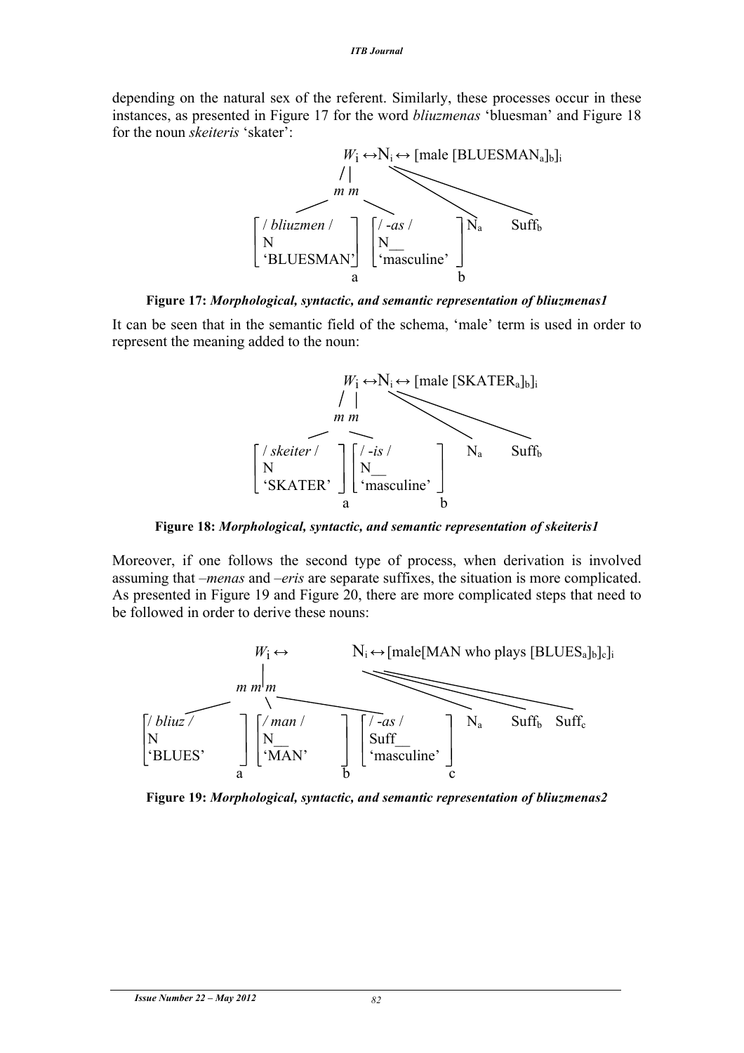depending on the natural sex of the referent. Similarly, these processes occur in these instances, as presented in Figure 17 for the word *bliuzmenas* 'bluesman' and Figure 18 for the noun *skeiteris* 'skater':

$$W_i \leftrightarrow N_i \leftrightarrow [\text{male } [\text{BLUESMAN}_a]_b]_i$$

```
        m m
[ / bliuzmen /  ] [ / -as /      ]  N_a    Suff_b
[ N             ] [ N__          ]
[ 'BLUESMAN'    ] [ 'masculine'  ]
        a                 b
```

**Figure 17:** ***Morphological, syntactic, and semantic representation of bliuzmenas1***

It can be seen that in the semantic field of the schema, 'male' term is used in order to represent the meaning added to the noun:

$$W_i \leftrightarrow N_i \leftrightarrow [\text{male } [\text{SKATER}_a]_b]_i$$

```
        m m
[ / skeiter /  ] [ / -is /      ]  N_a    Suff_b
[ N            ] [ N__          ]
[ 'SKATER'     ] [ 'masculine'  ]
        a                b
```

**Figure 18:** ***Morphological, syntactic, and semantic representation of skeiteris1***

Moreover, if one follows the second type of process, when derivation is involved assuming that *–menas* and *–eris* are separate suffixes, the situation is more complicated. As presented in Figure 19 and Figure 20, there are more complicated steps that need to be followed in order to derive these nouns:

$$W_i \leftrightarrow \quad N_i \leftrightarrow [\text{male}[\text{MAN who plays } [\text{BLUES}_a]_b]_c]_i$$

```
          m m m
[ / bliuz /  ] [ / man /  ] [ / -as /      ]  N_a    Suff_b   Suff_c
[ N          ] [ N__      ] [ Suff__       ]
[ 'BLUES'    ] [ 'MAN'    ] [ 'masculine'  ]
       a             b              c
```

**Figure 19:** ***Morphological, syntactic, and semantic representation of bliuzmenas2***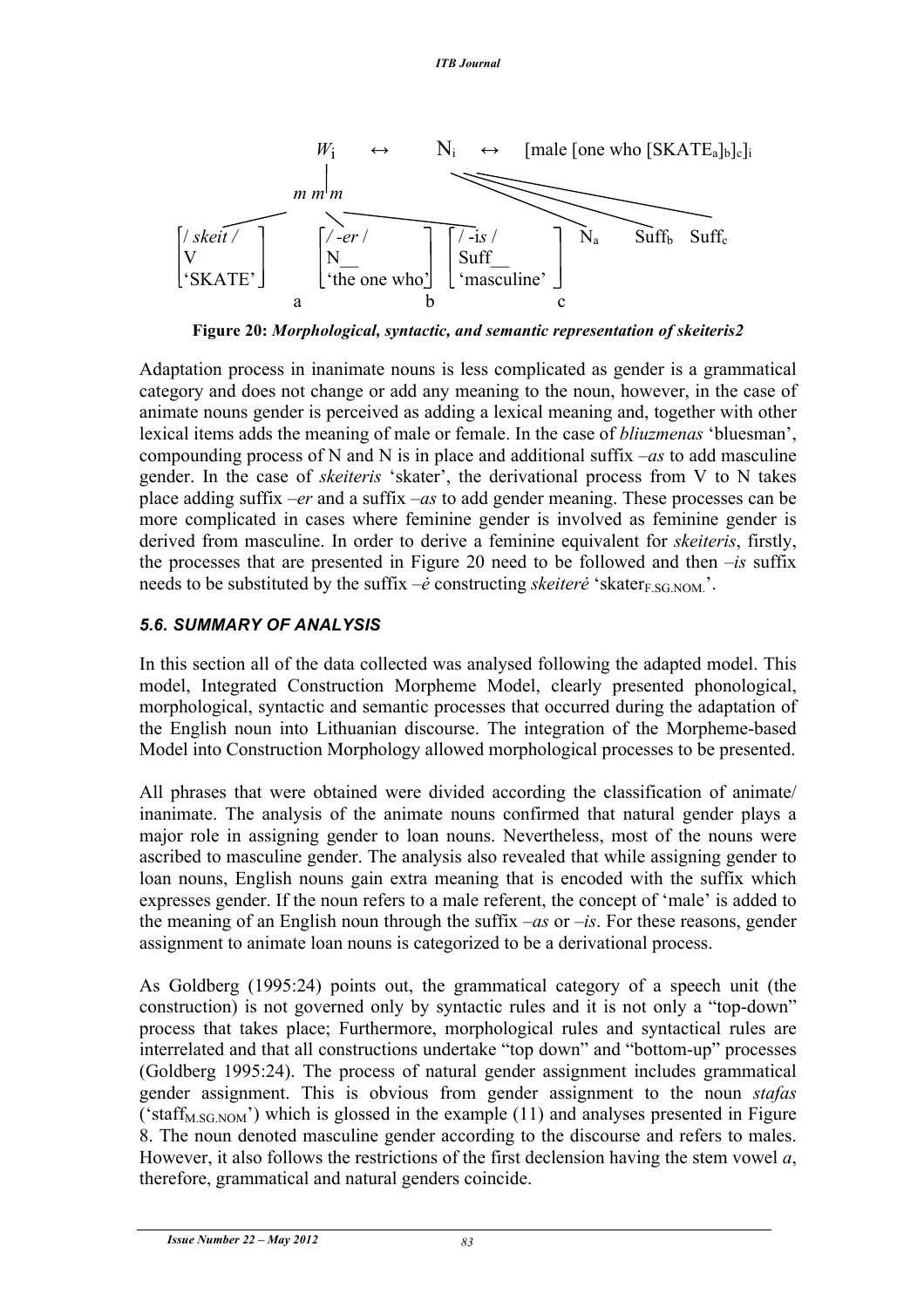$W_i \quad \leftrightarrow \quad N_i \quad \leftrightarrow \quad$ [male [one who [SKATE$_a$]$_b$]$_c$]$_i$

*m m m*

| / *skeit* / | / *-er* / | / -i*s* / | $N_a$ | $Suff_b$ | $Suff_c$ |
|---|---|---|---|---|---|
| V | N__ | Suff__ | | | |
| 'SKATE' | 'the one who' | 'masculine' | | | |
| a | b | c | | | |

**Figure 20:** ***Morphological, syntactic, and semantic representation of skeiteris2***

Adaptation process in inanimate nouns is less complicated as gender is a grammatical category and does not change or add any meaning to the noun, however, in the case of animate nouns gender is perceived as adding a lexical meaning and, together with other lexical items adds the meaning of male or female. In the case of *bliuzmenas* 'bluesman', compounding process of N and N is in place and additional suffix *–as* to add masculine gender. In the case of *skeiteris* 'skater', the derivational process from V to N takes place adding suffix *–er* and a suffix *–as* to add gender meaning. These processes can be more complicated in cases where feminine gender is involved as feminine gender is derived from masculine. In order to derive a feminine equivalent for *skeiteris*, firstly, the processes that are presented in Figure 20 need to be followed and then *–is* suffix needs to be substituted by the suffix *–ė* constructing *skeiterė* 'skater$_{F.SG.NOM.}$'.

### *5.6. SUMMARY OF ANALYSIS*

In this section all of the data collected was analysed following the adapted model. This model, Integrated Construction Morpheme Model, clearly presented phonological, morphological, syntactic and semantic processes that occurred during the adaptation of the English noun into Lithuanian discourse. The integration of the Morpheme-based Model into Construction Morphology allowed morphological processes to be presented.

All phrases that were obtained were divided according the classification of animate/ inanimate. The analysis of the animate nouns confirmed that natural gender plays a major role in assigning gender to loan nouns. Nevertheless, most of the nouns were ascribed to masculine gender. The analysis also revealed that while assigning gender to loan nouns, English nouns gain extra meaning that is encoded with the suffix which expresses gender. If the noun refers to a male referent, the concept of 'male' is added to the meaning of an English noun through the suffix *–as* or *–is*. For these reasons, gender assignment to animate loan nouns is categorized to be a derivational process.

As Goldberg (1995:24) points out, the grammatical category of a speech unit (the construction) is not governed only by syntactic rules and it is not only a "top-down" process that takes place; Furthermore, morphological rules and syntactical rules are interrelated and that all constructions undertake "top down" and "bottom-up" processes (Goldberg 1995:24). The process of natural gender assignment includes grammatical gender assignment. This is obvious from gender assignment to the noun *stafas* ('staff$_{M.SG.NOM}$') which is glossed in the example (11) and analyses presented in Figure 8. The noun denoted masculine gender according to the discourse and refers to males. However, it also follows the restrictions of the first declension having the stem vowel *a*, therefore, grammatical and natural genders coincide.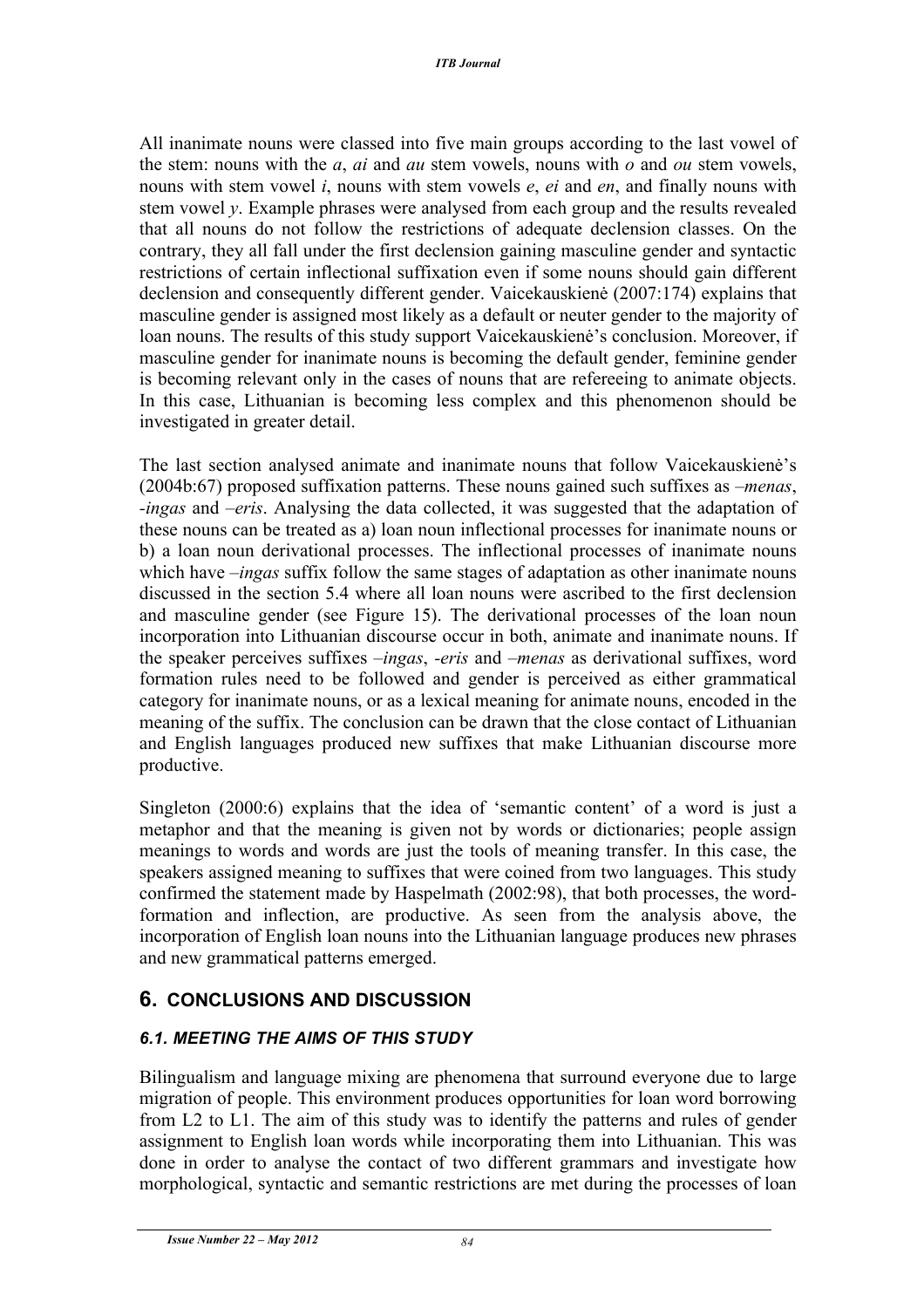All inanimate nouns were classed into five main groups according to the last vowel of the stem: nouns with the *a*, *ai* and *au* stem vowels, nouns with *o* and *ou* stem vowels, nouns with stem vowel *i*, nouns with stem vowels *e*, *ei* and *en*, and finally nouns with stem vowel *y*. Example phrases were analysed from each group and the results revealed that all nouns do not follow the restrictions of adequate declension classes. On the contrary, they all fall under the first declension gaining masculine gender and syntactic restrictions of certain inflectional suffixation even if some nouns should gain different declension and consequently different gender. Vaicekauskienė (2007:174) explains that masculine gender is assigned most likely as a default or neuter gender to the majority of loan nouns. The results of this study support Vaicekauskienė's conclusion. Moreover, if masculine gender for inanimate nouns is becoming the default gender, feminine gender is becoming relevant only in the cases of nouns that are refereeing to animate objects. In this case, Lithuanian is becoming less complex and this phenomenon should be investigated in greater detail.

The last section analysed animate and inanimate nouns that follow Vaicekauskienė's (2004b:67) proposed suffixation patterns. These nouns gained such suffixes as *–menas*, *-ingas* and *–eris*. Analysing the data collected, it was suggested that the adaptation of these nouns can be treated as a) loan noun inflectional processes for inanimate nouns or b) a loan noun derivational processes. The inflectional processes of inanimate nouns which have *–ingas* suffix follow the same stages of adaptation as other inanimate nouns discussed in the section 5.4 where all loan nouns were ascribed to the first declension and masculine gender (see Figure 15). The derivational processes of the loan noun incorporation into Lithuanian discourse occur in both, animate and inanimate nouns. If the speaker perceives suffixes *–ingas*, *-eris* and *–menas* as derivational suffixes, word formation rules need to be followed and gender is perceived as either grammatical category for inanimate nouns, or as a lexical meaning for animate nouns, encoded in the meaning of the suffix. The conclusion can be drawn that the close contact of Lithuanian and English languages produced new suffixes that make Lithuanian discourse more productive.

Singleton (2000:6) explains that the idea of 'semantic content' of a word is just a metaphor and that the meaning is given not by words or dictionaries; people assign meanings to words and words are just the tools of meaning transfer. In this case, the speakers assigned meaning to suffixes that were coined from two languages. This study confirmed the statement made by Haspelmath (2002:98), that both processes, the word-formation and inflection, are productive. As seen from the analysis above, the incorporation of English loan nouns into the Lithuanian language produces new phrases and new grammatical patterns emerged.

## 6. CONCLUSIONS AND DISCUSSION

### *6.1. MEETING THE AIMS OF THIS STUDY*

Bilingualism and language mixing are phenomena that surround everyone due to large migration of people. This environment produces opportunities for loan word borrowing from L2 to L1. The aim of this study was to identify the patterns and rules of gender assignment to English loan words while incorporating them into Lithuanian. This was done in order to analyse the contact of two different grammars and investigate how morphological, syntactic and semantic restrictions are met during the processes of loan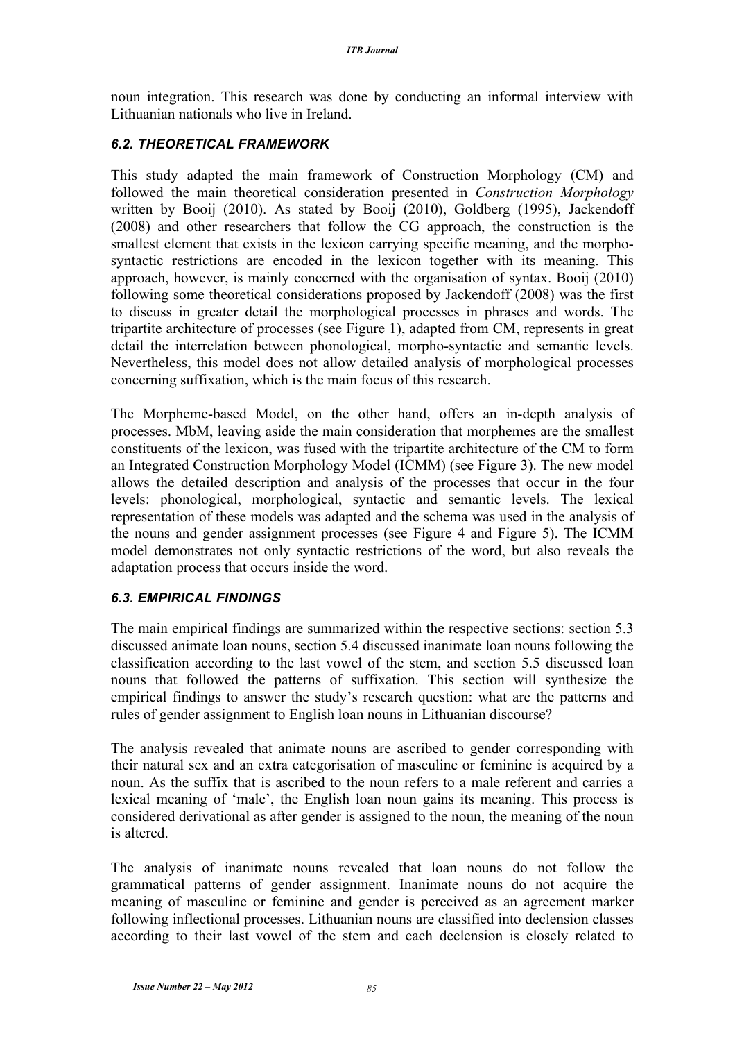noun integration. This research was done by conducting an informal interview with Lithuanian nationals who live in Ireland.

### *6.2. THEORETICAL FRAMEWORK*

This study adapted the main framework of Construction Morphology (CM) and followed the main theoretical consideration presented in *Construction Morphology* written by Booij (2010). As stated by Booij (2010), Goldberg (1995), Jackendoff (2008) and other researchers that follow the CG approach, the construction is the smallest element that exists in the lexicon carrying specific meaning, and the morpho-syntactic restrictions are encoded in the lexicon together with its meaning. This approach, however, is mainly concerned with the organisation of syntax. Booij (2010) following some theoretical considerations proposed by Jackendoff (2008) was the first to discuss in greater detail the morphological processes in phrases and words. The tripartite architecture of processes (see Figure 1), adapted from CM, represents in great detail the interrelation between phonological, morpho-syntactic and semantic levels. Nevertheless, this model does not allow detailed analysis of morphological processes concerning suffixation, which is the main focus of this research.

The Morpheme-based Model, on the other hand, offers an in-depth analysis of processes. MbM, leaving aside the main consideration that morphemes are the smallest constituents of the lexicon, was fused with the tripartite architecture of the CM to form an Integrated Construction Morphology Model (ICMM) (see Figure 3). The new model allows the detailed description and analysis of the processes that occur in the four levels: phonological, morphological, syntactic and semantic levels. The lexical representation of these models was adapted and the schema was used in the analysis of the nouns and gender assignment processes (see Figure 4 and Figure 5). The ICMM model demonstrates not only syntactic restrictions of the word, but also reveals the adaptation process that occurs inside the word.

### *6.3. EMPIRICAL FINDINGS*

The main empirical findings are summarized within the respective sections: section 5.3 discussed animate loan nouns, section 5.4 discussed inanimate loan nouns following the classification according to the last vowel of the stem, and section 5.5 discussed loan nouns that followed the patterns of suffixation. This section will synthesize the empirical findings to answer the study's research question: what are the patterns and rules of gender assignment to English loan nouns in Lithuanian discourse?

The analysis revealed that animate nouns are ascribed to gender corresponding with their natural sex and an extra categorisation of masculine or feminine is acquired by a noun. As the suffix that is ascribed to the noun refers to a male referent and carries a lexical meaning of 'male', the English loan noun gains its meaning. This process is considered derivational as after gender is assigned to the noun, the meaning of the noun is altered.

The analysis of inanimate nouns revealed that loan nouns do not follow the grammatical patterns of gender assignment. Inanimate nouns do not acquire the meaning of masculine or feminine and gender is perceived as an agreement marker following inflectional processes. Lithuanian nouns are classified into declension classes according to their last vowel of the stem and each declension is closely related to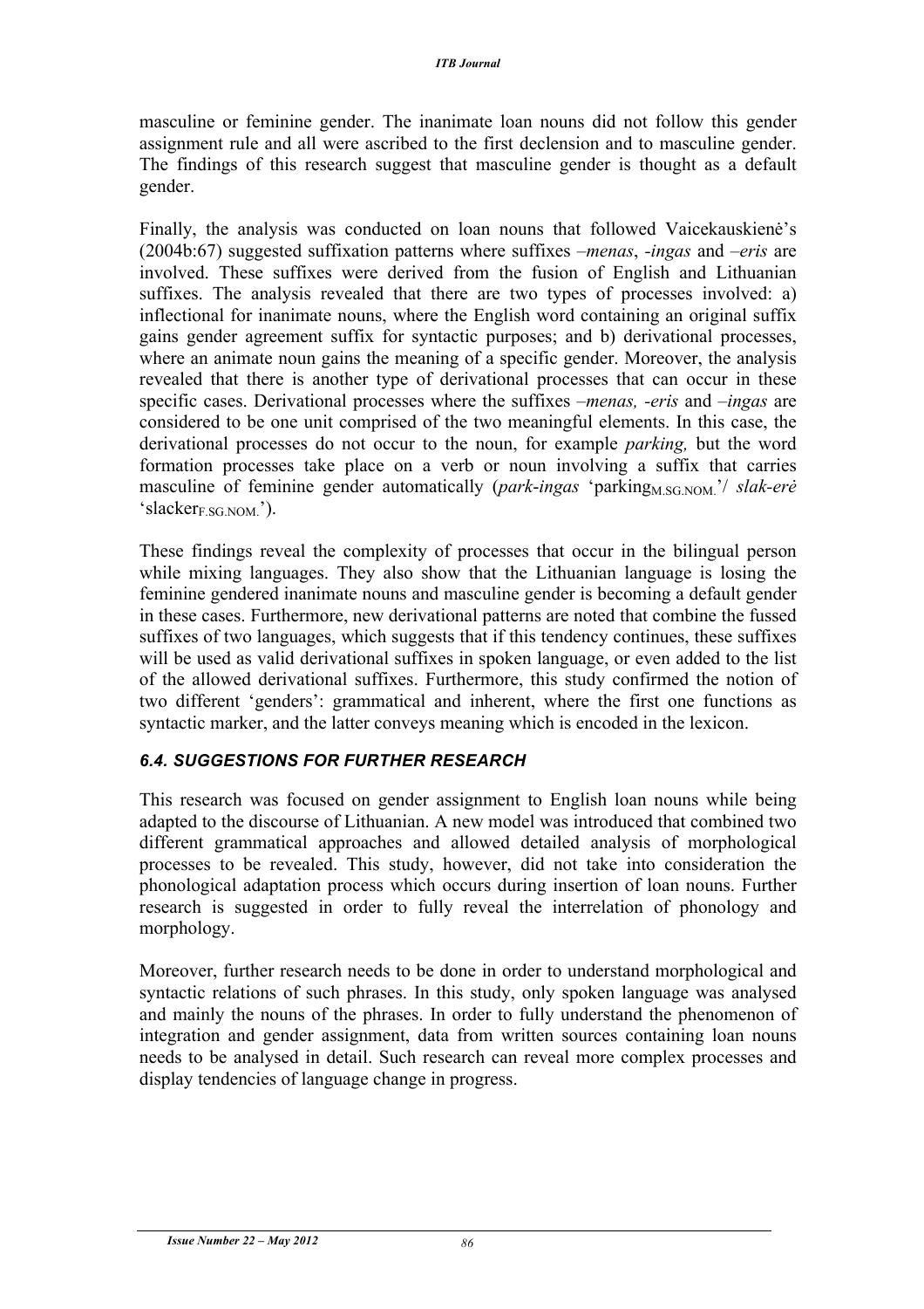masculine or feminine gender. The inanimate loan nouns did not follow this gender assignment rule and all were ascribed to the first declension and to masculine gender. The findings of this research suggest that masculine gender is thought as a default gender.

Finally, the analysis was conducted on loan nouns that followed Vaicekauskienė's (2004b:67) suggested suffixation patterns where suffixes *–menas*, *-ingas* and *–eris* are involved. These suffixes were derived from the fusion of English and Lithuanian suffixes. The analysis revealed that there are two types of processes involved: a) inflectional for inanimate nouns, where the English word containing an original suffix gains gender agreement suffix for syntactic purposes; and b) derivational processes, where an animate noun gains the meaning of a specific gender. Moreover, the analysis revealed that there is another type of derivational processes that can occur in these specific cases. Derivational processes where the suffixes *–menas, -eris* and *–ingas* are considered to be one unit comprised of the two meaningful elements. In this case, the derivational processes do not occur to the noun, for example *parking,* but the word formation processes take place on a verb or noun involving a suffix that carries masculine of feminine gender automatically (*park-ingas* 'parking$_{M.SG.NOM.}$'/ *slak-erė* 'slacker$_{F.SG.NOM.}$').

These findings reveal the complexity of processes that occur in the bilingual person while mixing languages. They also show that the Lithuanian language is losing the feminine gendered inanimate nouns and masculine gender is becoming a default gender in these cases. Furthermore, new derivational patterns are noted that combine the fussed suffixes of two languages, which suggests that if this tendency continues, these suffixes will be used as valid derivational suffixes in spoken language, or even added to the list of the allowed derivational suffixes. Furthermore, this study confirmed the notion of two different 'genders': grammatical and inherent, where the first one functions as syntactic marker, and the latter conveys meaning which is encoded in the lexicon.

### *6.4. SUGGESTIONS FOR FURTHER RESEARCH*

This research was focused on gender assignment to English loan nouns while being adapted to the discourse of Lithuanian. A new model was introduced that combined two different grammatical approaches and allowed detailed analysis of morphological processes to be revealed. This study, however, did not take into consideration the phonological adaptation process which occurs during insertion of loan nouns. Further research is suggested in order to fully reveal the interrelation of phonology and morphology.

Moreover, further research needs to be done in order to understand morphological and syntactic relations of such phrases. In this study, only spoken language was analysed and mainly the nouns of the phrases. In order to fully understand the phenomenon of integration and gender assignment, data from written sources containing loan nouns needs to be analysed in detail. Such research can reveal more complex processes and display tendencies of language change in progress.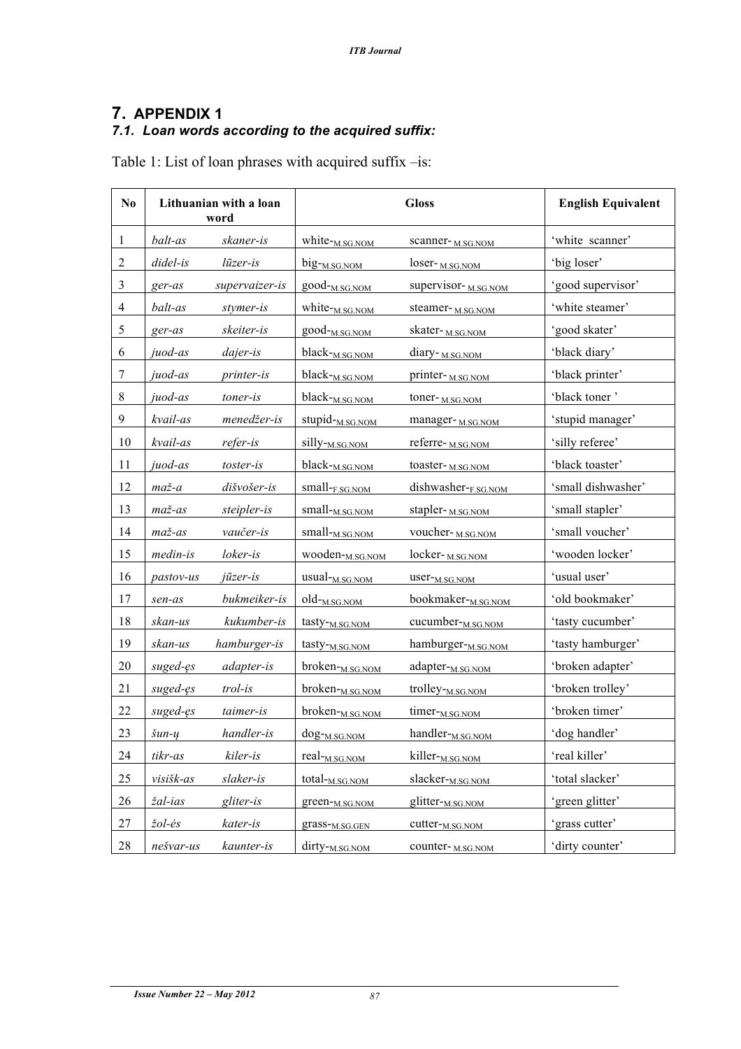## 7. APPENDIX 1

### *7.1. Loan words according to the acquired suffix:*

Table 1: List of loan phrases with acquired suffix –is:

| No | Lithuanian with a loan word | | Gloss | | English Equivalent |
|---|---|---|---|---|---|
| 1 | *balt-as* | *skaner-is* | white-$_{M.SG.NOM}$ | scanner-$_{M.SG.NOM}$ | 'white scanner' |
| 2 | *didel-is* | *lūzer-is* | big-$_{M.SG.NOM}$ | loser-$_{M.SG.NOM}$ | 'big loser' |
| 3 | *ger-as* | *supervaizer-is* | good-$_{M.SG.NOM}$ | supervisor-$_{M.SG.NOM}$ | 'good supervisor' |
| 4 | *balt-as* | *stymer-is* | white-$_{M.SG.NOM}$ | steamer-$_{M.SG.NOM}$ | 'white steamer' |
| 5 | *ger-as* | *skeiter-is* | good-$_{M.SG.NOM}$ | skater-$_{M.SG.NOM}$ | 'good skater' |
| 6 | *juod-as* | *dajer-is* | black-$_{M.SG.NOM}$ | diary-$_{M.SG.NOM}$ | 'black diary' |
| 7 | *juod-as* | *printer-is* | black-$_{M.SG.NOM}$ | printer-$_{M.SG.NOM}$ | 'black printer' |
| 8 | *juod-as* | *toner-is* | black-$_{M.SG.NOM}$ | toner-$_{M.SG.NOM}$ | 'black toner ' |
| 9 | *kvail-as* | *menedžer-is* | stupid-$_{M.SG.NOM}$ | manager-$_{M.SG.NOM}$ | 'stupid manager' |
| 10 | *kvail-as* | *refer-is* | silly-$_{M.SG.NOM}$ | referre-$_{M.SG.NOM}$ | 'silly referee' |
| 11 | *juod-as* | *toster-is* | black-$_{M.SG.NOM}$ | toaster-$_{M.SG.NOM}$ | 'black toaster' |
| 12 | *maž-a* | *dišvošer-is* | small-$_{F.SG.NOM}$ | dishwasher-$_{F.SG.NOM}$ | 'small dishwasher' |
| 13 | *maž-as* | *steipler-is* | small-$_{M.SG.NOM}$ | stapler-$_{M.SG.NOM}$ | 'small stapler' |
| 14 | *maž-as* | *vaučer-is* | small-$_{M.SG.NOM}$ | voucher-$_{M.SG.NOM}$ | 'small voucher' |
| 15 | *medin-is* | *loker-is* | wooden-$_{M.SG.NOM}$ | locker-$_{M.SG.NOM}$ | 'wooden locker' |
| 16 | *pastov-us* | *jūzer-is* | usual-$_{M.SG.NOM}$ | user-$_{M.SG.NOM}$ | 'usual user' |
| 17 | *sen-as* | *bukmeiker-is* | old-$_{M.SG.NOM}$ | bookmaker-$_{M.SG.NOM}$ | 'old bookmaker' |
| 18 | *skan-us* | *kukumber-is* | tasty-$_{M.SG.NOM}$ | cucumber-$_{M.SG.NOM}$ | 'tasty cucumber' |
| 19 | *skan-us* | *hamburger-is* | tasty-$_{M.SG.NOM}$ | hamburger-$_{M.SG.NOM}$ | 'tasty hamburger' |
| 20 | *suged-ęs* | *adapter-is* | broken-$_{M.SG.NOM}$ | adapter-$_{M.SG.NOM}$ | 'broken adapter' |
| 21 | *suged-ęs* | *trol-is* | broken-$_{M.SG.NOM}$ | trolley-$_{M.SG.NOM}$ | 'broken trolley' |
| 22 | *suged-ęs* | *taimer-is* | broken-$_{M.SG.NOM}$ | timer-$_{M.SG.NOM}$ | 'broken timer' |
| 23 | *šun-ų* | *handler-is* | dog-$_{M.SG.NOM}$ | handler-$_{M.SG.NOM}$ | 'dog handler' |
| 24 | *tikr-as* | *kiler-is* | real-$_{M.SG.NOM}$ | killer-$_{M.SG.NOM}$ | 'real killer' |
| 25 | *visišk-as* | *slaker-is* | total-$_{M.SG.NOM}$ | slacker-$_{M.SG.NOM}$ | 'total slacker' |
| 26 | *žal-ias* | *gliter-is* | green-$_{M.SG.NOM}$ | glitter-$_{M.SG.NOM}$ | 'green glitter' |
| 27 | *žol-ės* | *kater-is* | grass-$_{M.SG.GEN}$ | cutter-$_{M.SG.NOM}$ | 'grass cutter' |
| 28 | *nešvar-us* | *kaunter-is* | dirty-$_{M.SG.NOM}$ | counter-$_{M.SG.NOM}$ | 'dirty counter' |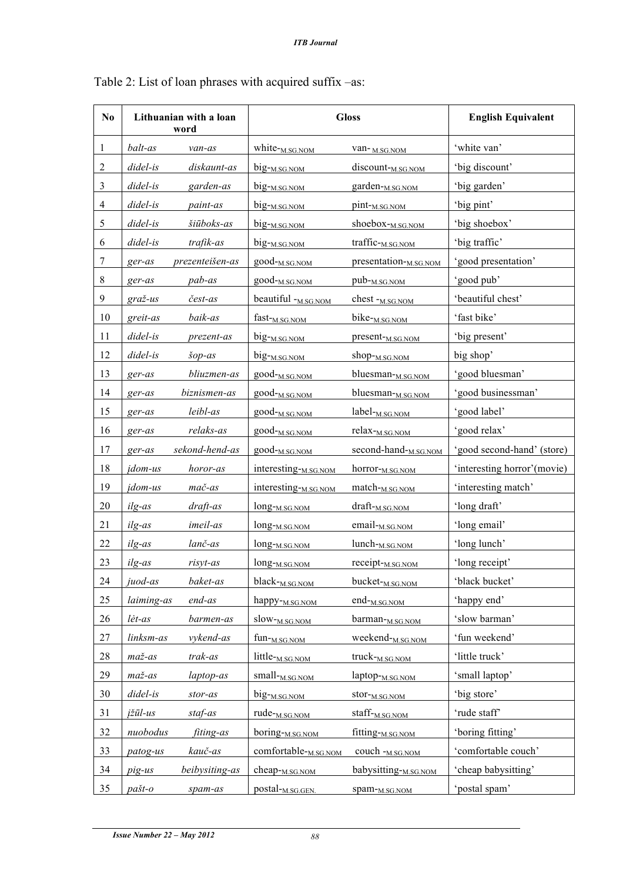Table 2: List of loan phrases with acquired suffix –as:

| No | Lithuanian with a loan word | | Gloss | | English Equivalent |
|---|---|---|---|---|---|
| 1 | *balt-as* | *van-as* | white-$_{\text{M.SG.NOM}}$ | van- $_{\text{M.SG.NOM}}$ | 'white van' |
| 2 | *didel-is* | *diskaunt-as* | big-$_{\text{M.SG.NOM}}$ | discount-$_{\text{M.SG.NOM}}$ | 'big discount' |
| 3 | *didel-is* | *garden-as* | big-$_{\text{M.SG.NOM}}$ | garden-$_{\text{M.SG.NOM}}$ | 'big garden' |
| 4 | *didel-is* | *paint-as* | big-$_{\text{M.SG.NOM}}$ | pint-$_{\text{M.SG.NOM}}$ | 'big pint' |
| 5 | *didel-is* | *šiūboks-as* | big-$_{\text{M.SG.NOM}}$ | shoebox-$_{\text{M.SG.NOM}}$ | 'big shoebox' |
| 6 | *didel-is* | *trafik-as* | big-$_{\text{M.SG.NOM}}$ | traffic-$_{\text{M.SG.NOM}}$ | 'big traffic' |
| 7 | *ger-as* | *prezenteišen-as* | good-$_{\text{M.SG.NOM}}$ | presentation-$_{\text{M.SG.NOM}}$ | 'good presentation' |
| 8 | *ger-as* | *pab-as* | good-$_{\text{M.SG.NOM}}$ | pub-$_{\text{M.SG.NOM}}$ | 'good pub' |
| 9 | *graž-us* | *čest-as* | beautiful -$_{\text{M.SG.NOM}}$ | chest -$_{\text{M.SG.NOM}}$ | 'beautiful chest' |
| 10 | *greit-as* | *baik-as* | fast-$_{\text{M.SG.NOM}}$ | bike-$_{\text{M.SG.NOM}}$ | 'fast bike' |
| 11 | *didel-is* | *prezent-as* | big-$_{\text{M.SG.NOM}}$ | present-$_{\text{M.SG.NOM}}$ | 'big present' |
| 12 | *didel-is* | *šop-as* | big-$_{\text{M.SG.NOM}}$ | shop-$_{\text{M.SG.NOM}}$ | big shop' |
| 13 | *ger-as* | *bliuzmen-as* | good-$_{\text{M.SG.NOM}}$ | bluesman-$_{\text{M.SG.NOM}}$ | 'good bluesman' |
| 14 | *ger-as* | *biznismen-as* | good-$_{\text{M.SG.NOM}}$ | bluesman-$_{\text{M.SG.NOM}}$ | 'good businessman' |
| 15 | *ger-as* | *leibl-as* | good-$_{\text{M.SG.NOM}}$ | label-$_{\text{M.SG.NOM}}$ | 'good label' |
| 16 | *ger-as* | *relaks-as* | good-$_{\text{M.SG.NOM}}$ | relax-$_{\text{M.SG.NOM}}$ | 'good relax' |
| 17 | *ger-as* | *sekond-hend-as* | good-$_{\text{M.SG.NOM}}$ | second-hand-$_{\text{M.SG.NOM}}$ | 'good second-hand' (store) |
| 18 | *įdom-us* | *horor-as* | interesting-$_{\text{M.SG.NOM}}$ | horror-$_{\text{M.SG.NOM}}$ | 'interesting horror'(movie) |
| 19 | *įdom-us* | *mač-as* | interesting-$_{\text{M.SG.NOM}}$ | match-$_{\text{M.SG.NOM}}$ | 'interesting match' |
| 20 | *ilg-as* | *draft-as* | long-$_{\text{M.SG.NOM}}$ | draft-$_{\text{M.SG.NOM}}$ | 'long draft' |
| 21 | *ilg-as* | *imeil-as* | long-$_{\text{M.SG.NOM}}$ | email-$_{\text{M.SG.NOM}}$ | 'long email' |
| 22 | *ilg-as* | *lanč-as* | long-$_{\text{M.SG.NOM}}$ | lunch-$_{\text{M.SG.NOM}}$ | 'long lunch' |
| 23 | *ilg-as* | *risyt-as* | long-$_{\text{M.SG.NOM}}$ | receipt-$_{\text{M.SG.NOM}}$ | 'long receipt' |
| 24 | *juod-as* | *baket-as* | black-$_{\text{M.SG.NOM}}$ | bucket-$_{\text{M.SG.NOM}}$ | 'black bucket' |
| 25 | *laiming-as* | *end-as* | happy-$_{\text{M.SG.NOM}}$ | end-$_{\text{M.SG.NOM}}$ | 'happy end' |
| 26 | *lėt-as* | *barmen-as* | slow-$_{\text{M.SG.NOM}}$ | barman-$_{\text{M.SG.NOM}}$ | 'slow barman' |
| 27 | *linksm-as* | *vykend-as* | fun-$_{\text{M.SG.NOM}}$ | weekend-$_{\text{M.SG.NOM}}$ | 'fun weekend' |
| 28 | *maž-as* | *trak-as* | little-$_{\text{M.SG.NOM}}$ | truck-$_{\text{M.SG.NOM}}$ | 'little truck' |
| 29 | *maž-as* | *laptop-as* | small-$_{\text{M.SG.NOM}}$ | laptop-$_{\text{M.SG.NOM}}$ | 'small laptop' |
| 30 | *didel-is* | *stor-as* | big-$_{\text{M.SG.NOM}}$ | stor-$_{\text{M.SG.NOM}}$ | 'big store' |
| 31 | *įžūl-us* | *staf-as* | rude-$_{\text{M.SG.NOM}}$ | staff-$_{\text{M.SG.NOM}}$ | 'rude staff' |
| 32 | *nuobodus* | *fiting-as* | boring-$_{\text{M.SG.NOM}}$ | fitting-$_{\text{M.SG.NOM}}$ | 'boring fitting' |
| 33 | *patog-us* | *kauč-as* | comfortable-$_{\text{M.SG.NOM}}$ | couch -$_{\text{M.SG.NOM}}$ | 'comfortable couch' |
| 34 | *pig-us* | *beibysiting-as* | cheap-$_{\text{M.SG.NOM}}$ | babysitting-$_{\text{M.SG.NOM}}$ | 'cheap babysitting' |
| 35 | *pašt-o* | *spam-as* | postal-$_{\text{M.SG.GEN.}}$ | spam-$_{\text{M.SG.NOM}}$ | 'postal spam' |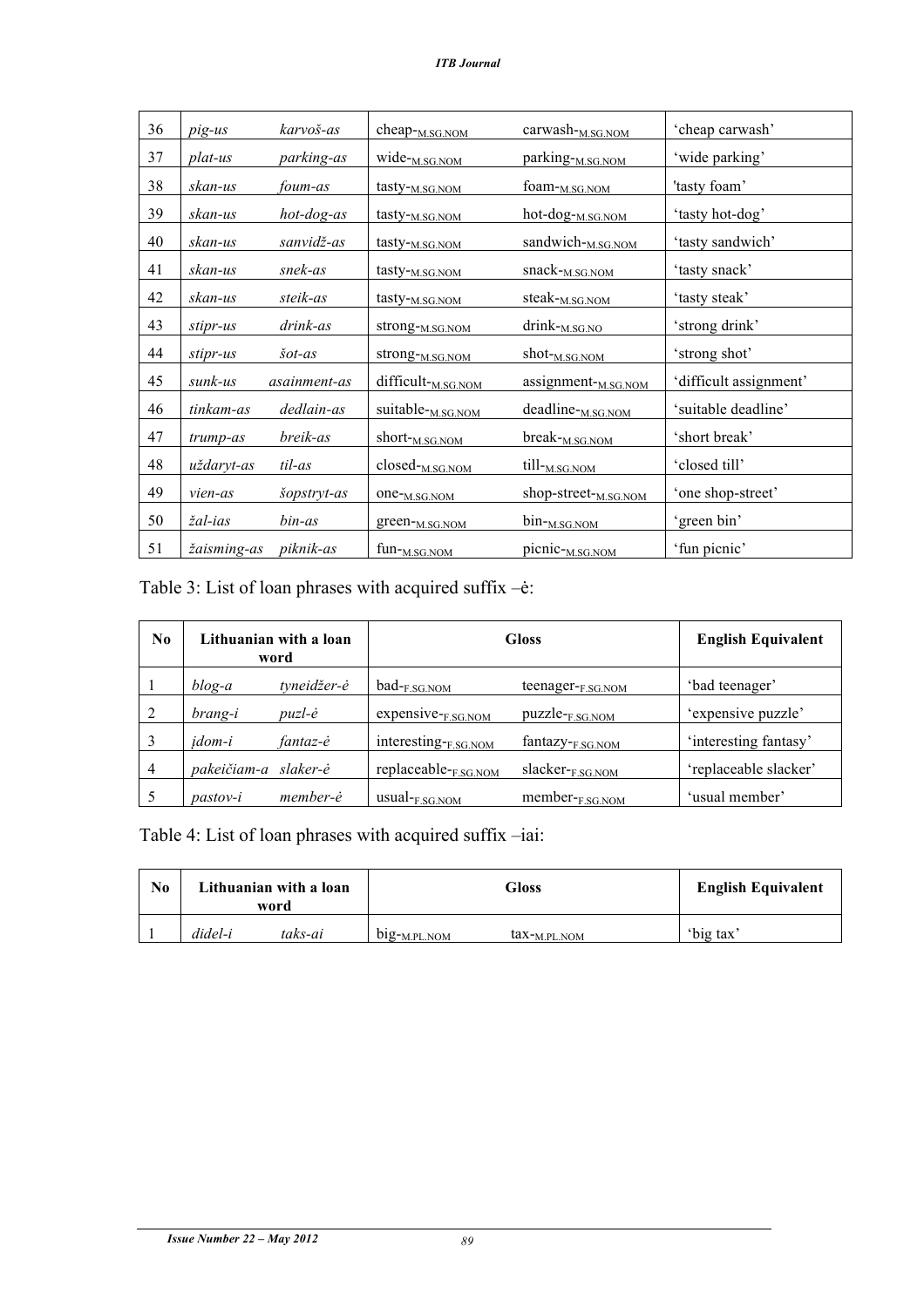| 36 | *pig-us* | *karvoš-as* | cheap-$_{\text{M.SG.NOM}}$ | carwash-$_{\text{M.SG.NOM}}$ | 'cheap carwash' |
|---|---|---|---|---|---|
| 37 | *plat-us* | *parking-as* | wide-$_{\text{M.SG.NOM}}$ | parking-$_{\text{M.SG.NOM}}$ | 'wide parking' |
| 38 | *skan-us* | *foum-as* | tasty-$_{\text{M.SG.NOM}}$ | foam-$_{\text{M.SG.NOM}}$ | 'tasty foam' |
| 39 | *skan-us* | *hot-dog-as* | tasty-$_{\text{M.SG.NOM}}$ | hot-dog-$_{\text{M.SG.NOM}}$ | 'tasty hot-dog' |
| 40 | *skan-us* | *sanvidž-as* | tasty-$_{\text{M.SG.NOM}}$ | sandwich-$_{\text{M.SG.NOM}}$ | 'tasty sandwich' |
| 41 | *skan-us* | *snek-as* | tasty-$_{\text{M.SG.NOM}}$ | snack-$_{\text{M.SG.NOM}}$ | 'tasty snack' |
| 42 | *skan-us* | *steik-as* | tasty-$_{\text{M.SG.NOM}}$ | steak-$_{\text{M.SG.NOM}}$ | 'tasty steak' |
| 43 | *stipr-us* | *drink-as* | strong-$_{\text{M.SG.NOM}}$ | drink-$_{\text{M.SG.NO}}$ | 'strong drink' |
| 44 | *stipr-us* | *šot-as* | strong-$_{\text{M.SG.NOM}}$ | shot-$_{\text{M.SG.NOM}}$ | 'strong shot' |
| 45 | *sunk-us* | *asainment-as* | difficult-$_{\text{M.SG.NOM}}$ | assignment-$_{\text{M.SG.NOM}}$ | 'difficult assignment' |
| 46 | *tinkam-as* | *dedlain-as* | suitable-$_{\text{M.SG.NOM}}$ | deadline-$_{\text{M.SG.NOM}}$ | 'suitable deadline' |
| 47 | *trump-as* | *breik-as* | short-$_{\text{M.SG.NOM}}$ | break-$_{\text{M.SG.NOM}}$ | 'short break' |
| 48 | *uždaryt-as* | *til-as* | closed-$_{\text{M.SG.NOM}}$ | till-$_{\text{M.SG.NOM}}$ | 'closed till' |
| 49 | *vien-as* | *šopstryt-as* | one-$_{\text{M.SG.NOM}}$ | shop-street-$_{\text{M.SG.NOM}}$ | 'one shop-street' |
| 50 | *žal-ias* | *bin-as* | green-$_{\text{M.SG.NOM}}$ | bin-$_{\text{M.SG.NOM}}$ | 'green bin' |
| 51 | *žaisming-as* | *piknik-as* | fun-$_{\text{M.SG.NOM}}$ | picnic-$_{\text{M.SG.NOM}}$ | 'fun picnic' |

Table 3: List of loan phrases with acquired suffix –ė:

| No | Lithuanian with a loan word | | Gloss | | English Equivalent |
|---|---|---|---|---|---|
| 1 | *blog-a* | *tyneidžer-ė* | bad-$_{\text{F.SG.NOM}}$ | teenager-$_{\text{F.SG.NOM}}$ | 'bad teenager' |
| 2 | *brang-i* | *puzl-ė* | expensive-$_{\text{F.SG.NOM}}$ | puzzle-$_{\text{F.SG.NOM}}$ | 'expensive puzzle' |
| 3 | *įdom-i* | *fantaz-ė* | interesting-$_{\text{F.SG.NOM}}$ | fantazy-$_{\text{F.SG.NOM}}$ | 'interesting fantasy' |
| 4 | *pakeičiam-a* | *slaker-ė* | replaceable-$_{\text{F.SG.NOM}}$ | slacker-$_{\text{F.SG.NOM}}$ | 'replaceable slacker' |
| 5 | *pastov-i* | *member-ė* | usual-$_{\text{F.SG.NOM}}$ | member-$_{\text{F.SG.NOM}}$ | 'usual member' |

Table 4: List of loan phrases with acquired suffix –iai:

| No | Lithuanian with a loan word | | Gloss | | English Equivalent |
|---|---|---|---|---|---|
| 1 | *didel-i* | *taks-ai* | big-$_{\text{M.PL.NOM}}$ | tax-$_{\text{M.PL.NOM}}$ | 'big tax' |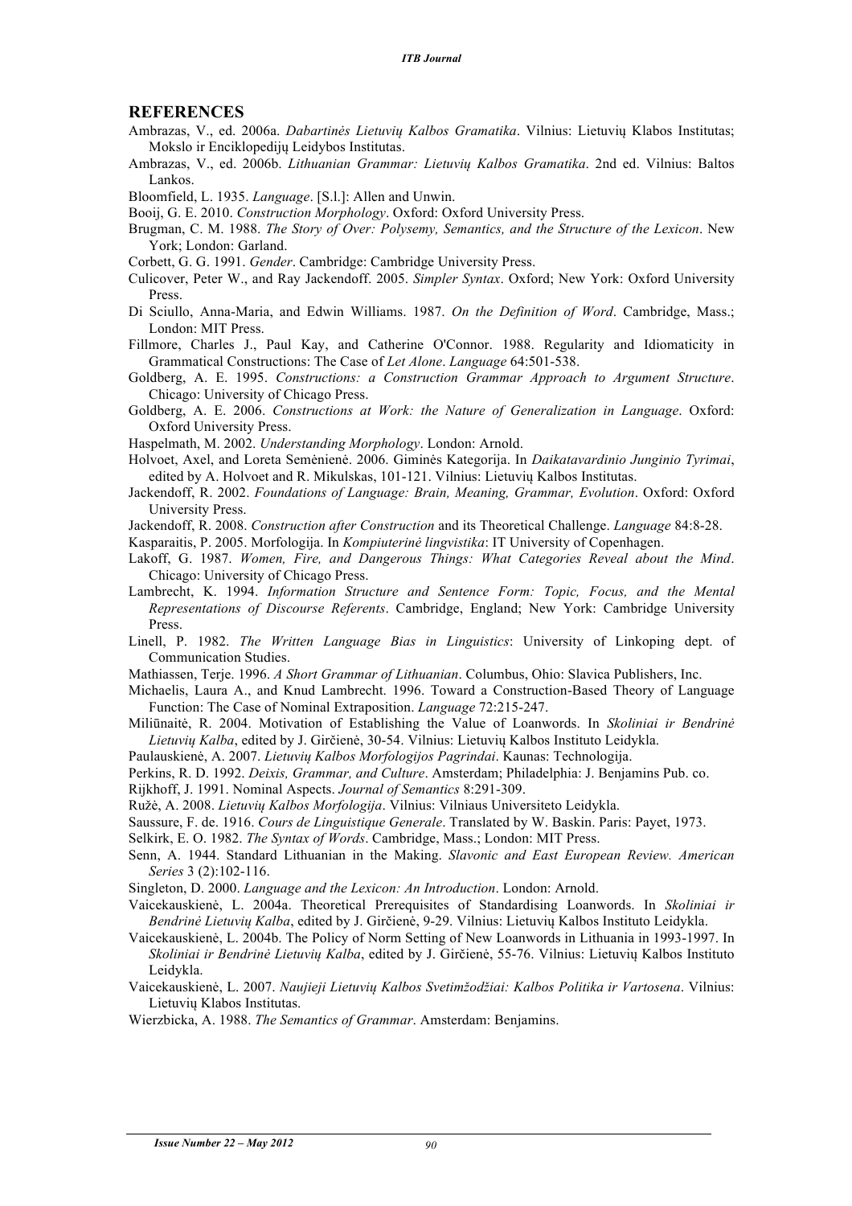## REFERENCES

Ambrazas, V., ed. 2006a. *Dabartinės Lietuvių Kalbos Gramatika*. Vilnius: Lietuvių Klabos Institutas; Mokslo ir Enciklopedijų Leidybos Institutas.

Ambrazas, V., ed. 2006b. *Lithuanian Grammar: Lietuvių Kalbos Gramatika*. 2nd ed. Vilnius: Baltos Lankos.

Bloomfield, L. 1935. *Language*. [S.l.]: Allen and Unwin.

Booij, G. E. 2010. *Construction Morphology*. Oxford: Oxford University Press.

Brugman, C. M. 1988. *The Story of Over: Polysemy, Semantics, and the Structure of the Lexicon*. New York; London: Garland.

Corbett, G. G. 1991. *Gender*. Cambridge: Cambridge University Press.

Culicover, Peter W., and Ray Jackendoff. 2005. *Simpler Syntax*. Oxford; New York: Oxford University Press.

Di Sciullo, Anna-Maria, and Edwin Williams. 1987. *On the Definition of Word*. Cambridge, Mass.; London: MIT Press.

Fillmore, Charles J., Paul Kay, and Catherine O'Connor. 1988. Regularity and Idiomaticity in Grammatical Constructions: The Case of *Let Alone*. *Language* 64:501-538.

Goldberg, A. E. 1995. *Constructions: a Construction Grammar Approach to Argument Structure*. Chicago: University of Chicago Press.

Goldberg, A. E. 2006. *Constructions at Work: the Nature of Generalization in Language*. Oxford: Oxford University Press.

Haspelmath, M. 2002. *Understanding Morphology*. London: Arnold.

Holvoet, Axel, and Loreta Semėnienė. 2006. Giminės Kategorija. In *Daikatavardinio Junginio Tyrimai*, edited by A. Holvoet and R. Mikulskas, 101-121. Vilnius: Lietuvių Kalbos Institutas.

Jackendoff, R. 2002. *Foundations of Language: Brain, Meaning, Grammar, Evolution*. Oxford: Oxford University Press.

Jackendoff, R. 2008. *Construction after Construction* and its Theoretical Challenge. *Language* 84:8-28.

Kasparaitis, P. 2005. Morfologija. In *Kompiuterinė lingvistika*: IT University of Copenhagen.

Lakoff, G. 1987. *Women, Fire, and Dangerous Things: What Categories Reveal about the Mind*. Chicago: University of Chicago Press.

Lambrecht, K. 1994. *Information Structure and Sentence Form: Topic, Focus, and the Mental Representations of Discourse Referents*. Cambridge, England; New York: Cambridge University Press.

Linell, P. 1982. *The Written Language Bias in Linguistics*: University of Linkoping dept. of Communication Studies.

Mathiassen, Terje. 1996. *A Short Grammar of Lithuanian*. Columbus, Ohio: Slavica Publishers, Inc.

Michaelis, Laura A., and Knud Lambrecht. 1996. Toward a Construction-Based Theory of Language Function: The Case of Nominal Extraposition. *Language* 72:215-247.

Miliūnaitė, R. 2004. Motivation of Establishing the Value of Loanwords. In *Skoliniai ir Bendrinė Lietuvių Kalba*, edited by J. Girčienė, 30-54. Vilnius: Lietuvių Kalbos Instituto Leidykla.

Paulauskienė, A. 2007. *Lietuvių Kalbos Morfologijos Pagrindai*. Kaunas: Technologija.

Perkins, R. D. 1992. *Deixis, Grammar, and Culture*. Amsterdam; Philadelphia: J. Benjamins Pub. co.

Rijkhoff, J. 1991. Nominal Aspects. *Journal of Semantics* 8:291-309.

Ružė, A. 2008. *Lietuvių Kalbos Morfologija*. Vilnius: Vilniaus Universiteto Leidykla.

Saussure, F. de. 1916. *Cours de Linguistique Generale*. Translated by W. Baskin. Paris: Payet, 1973.

Selkirk, E. O. 1982. *The Syntax of Words*. Cambridge, Mass.; London: MIT Press.

Senn, A. 1944. Standard Lithuanian in the Making. *Slavonic and East European Review. American Series* 3 (2):102-116.

Singleton, D. 2000. *Language and the Lexicon: An Introduction*. London: Arnold.

Vaicekauskienė, L. 2004a. Theoretical Prerequisites of Standardising Loanwords. In *Skoliniai ir Bendrinė Lietuvių Kalba*, edited by J. Girčienė, 9-29. Vilnius: Lietuvių Kalbos Instituto Leidykla.

Vaicekauskienė, L. 2004b. The Policy of Norm Setting of New Loanwords in Lithuania in 1993-1997. In *Skoliniai ir Bendrinė Lietuvių Kalba*, edited by J. Girčienė, 55-76. Vilnius: Lietuvių Kalbos Instituto Leidykla.

Vaicekauskienė, L. 2007. *Naujieji Lietuvių Kalbos Svetimžodžiai: Kalbos Politika ir Vartosena*. Vilnius: Lietuvių Klabos Institutas.

Wierzbicka, A. 1988. *The Semantics of Grammar*. Amsterdam: Benjamins.